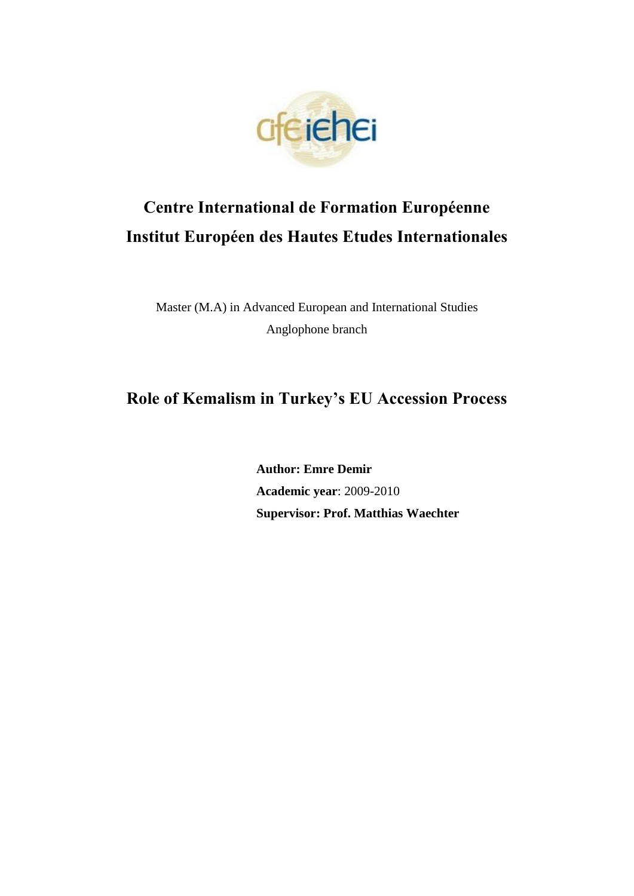**Centre International de Formation Européenne**

**Institut Européen des Hautes Etudes Internationales**

Master (M.A) in Advanced European and International Studies

Anglophone branch

# Role of Kemalism in Turkey's EU Accession Process

**Author: Emre Demir**

**Academic year**: 2009-2010

**Supervisor: Prof. Matthias Waechter**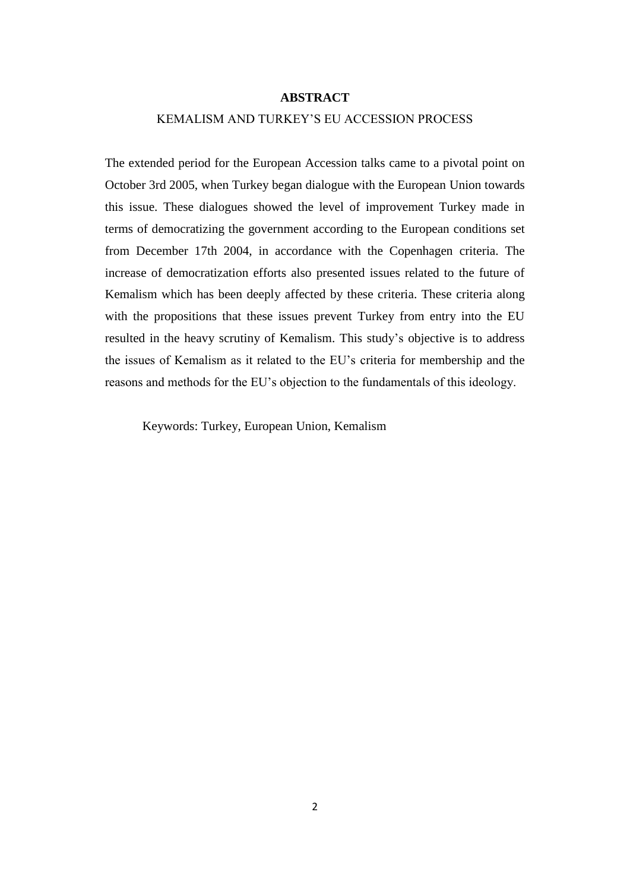## ABSTRACT

KEMALISM AND TURKEY'S EU ACCESSION PROCESS

The extended period for the European Accession talks came to a pivotal point on October 3rd 2005, when Turkey began dialogue with the European Union towards this issue. These dialogues showed the level of improvement Turkey made in terms of democratizing the government according to the European conditions set from December 17th 2004, in accordance with the Copenhagen criteria. The increase of democratization efforts also presented issues related to the future of Kemalism which has been deeply affected by these criteria. These criteria along with the propositions that these issues prevent Turkey from entry into the EU resulted in the heavy scrutiny of Kemalism. This study's objective is to address the issues of Kemalism as it related to the EU's criteria for membership and the reasons and methods for the EU's objection to the fundamentals of this ideology.

Keywords: Turkey, European Union, Kemalism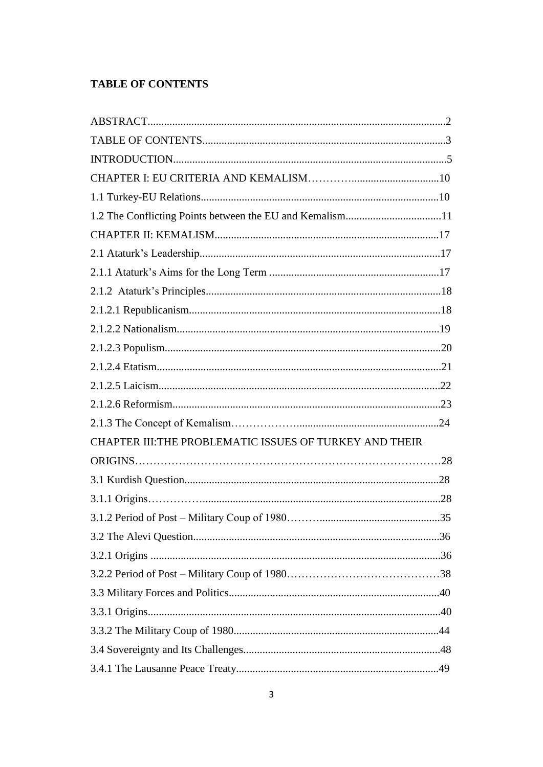**TABLE OF CONTENTS**

ABSTRACT............................................................................................................2

TABLE OF CONTENTS........................................................................................3

INTRODUCTION..................................................................................................5

CHAPTER I: EU CRITERIA AND KEMALISM…………................................10

1.1 Turkey-EU Relations.......................................................................................10

1.2 The Conflicting Points between the EU and Kemalism...................................11

CHAPTER II: KEMALISM.................................................................................17

2.1 Ataturk’s Leadership........................................................................................17

2.1.1 Ataturk’s Aims for the Long Term ..............................................................17

2.1.2 Ataturk’s Principles......................................................................................18

2.1.2.1 Republicanism...........................................................................................18

2.1.2.2 Nationalism................................................................................................19

2.1.2.3 Populism....................................................................................................20

2.1.2.4 Etatism.......................................................................................................21

2.1.2.5 Laicism......................................................................................................22

2.1.2.6 Reformism.................................................................................................23

2.1.3 The Concept of Kemalism………………...................................................24

CHAPTER III:THE PROBLEMATIC ISSUES OF TURKEY AND THEIR ORIGINS…………………………………………………………………………28

3.1 Kurdish Question............................................................................................28

3.1.1 Origins…………….......................................................................................28

3.1.2 Period of Post – Military Coup of 1980……….............................................35

3.2 The Alevi Question..........................................................................................36

3.2.1 Origins .........................................................................................................36

3.2.2 Period of Post – Military Coup of 1980……………………………………38

3.3 Military Forces and Politics............................................................................40

3.3.1 Origins..........................................................................................................40

3.3.2 The Military Coup of 1980...........................................................................44

3.4 Sovereignty and Its Challenges........................................................................48

3.4.1 The Lausanne Peace Treaty..........................................................................49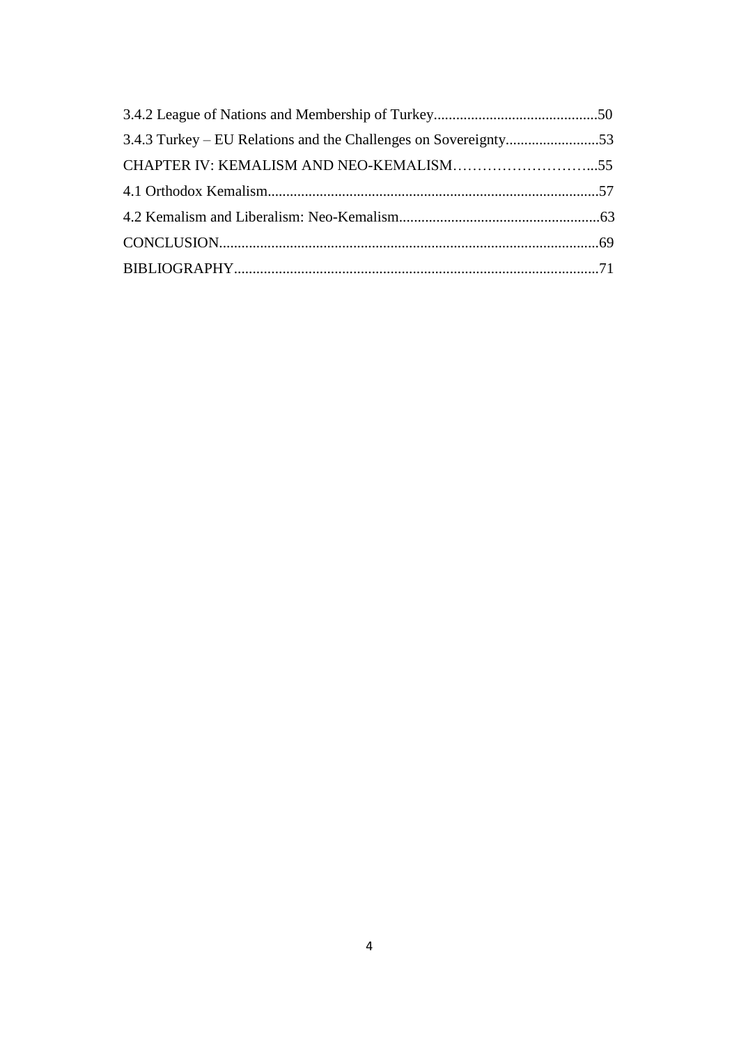3.4.2 League of Nations and Membership of Turkey............................................50

3.4.3 Turkey – EU Relations and the Challenges on Sovereignty.........................53

CHAPTER IV: KEMALISM AND NEO-KEMALISM………………………...55

4.1 Orthodox Kemalism.........................................................................................57

4.2 Kemalism and Liberalism: Neo-Kemalism......................................................63

CONCLUSION......................................................................................................69

BIBLIOGRAPHY..................................................................................................71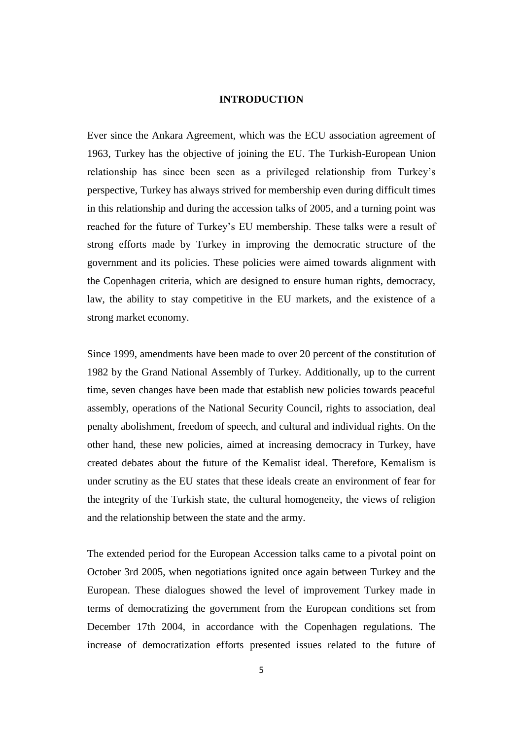# INTRODUCTION

Ever since the Ankara Agreement, which was the ECU association agreement of 1963, Turkey has the objective of joining the EU. The Turkish-European Union relationship has since been seen as a privileged relationship from Turkey's perspective, Turkey has always strived for membership even during difficult times in this relationship and during the accession talks of 2005, and a turning point was reached for the future of Turkey's EU membership. These talks were a result of strong efforts made by Turkey in improving the democratic structure of the government and its policies. These policies were aimed towards alignment with the Copenhagen criteria, which are designed to ensure human rights, democracy, law, the ability to stay competitive in the EU markets, and the existence of a strong market economy.

Since 1999, amendments have been made to over 20 percent of the constitution of 1982 by the Grand National Assembly of Turkey. Additionally, up to the current time, seven changes have been made that establish new policies towards peaceful assembly, operations of the National Security Council, rights to association, deal penalty abolishment, freedom of speech, and cultural and individual rights. On the other hand, these new policies, aimed at increasing democracy in Turkey, have created debates about the future of the Kemalist ideal. Therefore, Kemalism is under scrutiny as the EU states that these ideals create an environment of fear for the integrity of the Turkish state, the cultural homogeneity, the views of religion and the relationship between the state and the army.

The extended period for the European Accession talks came to a pivotal point on October 3rd 2005, when negotiations ignited once again between Turkey and the European. These dialogues showed the level of improvement Turkey made in terms of democratizing the government from the European conditions set from December 17th 2004, in accordance with the Copenhagen regulations. The increase of democratization efforts presented issues related to the future of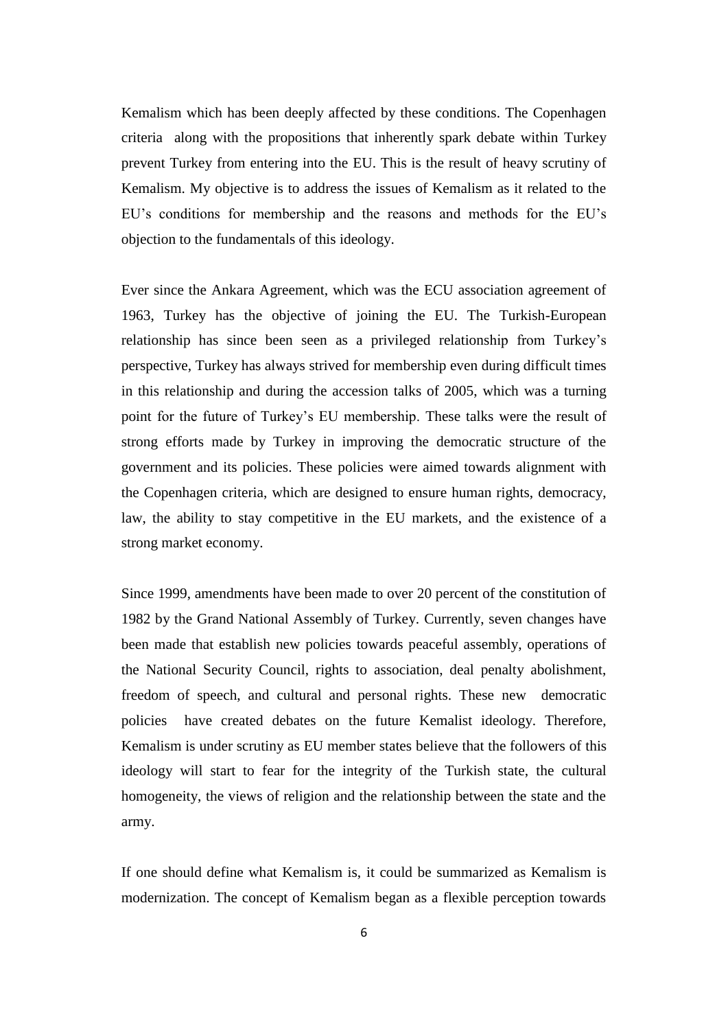Kemalism which has been deeply affected by these conditions. The Copenhagen criteria along with the propositions that inherently spark debate within Turkey prevent Turkey from entering into the EU. This is the result of heavy scrutiny of Kemalism. My objective is to address the issues of Kemalism as it related to the EU's conditions for membership and the reasons and methods for the EU's objection to the fundamentals of this ideology.

Ever since the Ankara Agreement, which was the ECU association agreement of 1963, Turkey has the objective of joining the EU. The Turkish-European relationship has since been seen as a privileged relationship from Turkey's perspective, Turkey has always strived for membership even during difficult times in this relationship and during the accession talks of 2005, which was a turning point for the future of Turkey's EU membership. These talks were the result of strong efforts made by Turkey in improving the democratic structure of the government and its policies. These policies were aimed towards alignment with the Copenhagen criteria, which are designed to ensure human rights, democracy, law, the ability to stay competitive in the EU markets, and the existence of a strong market economy.

Since 1999, amendments have been made to over 20 percent of the constitution of 1982 by the Grand National Assembly of Turkey. Currently, seven changes have been made that establish new policies towards peaceful assembly, operations of the National Security Council, rights to association, deal penalty abolishment, freedom of speech, and cultural and personal rights. These new democratic policies have created debates on the future Kemalist ideology. Therefore, Kemalism is under scrutiny as EU member states believe that the followers of this ideology will start to fear for the integrity of the Turkish state, the cultural homogeneity, the views of religion and the relationship between the state and the army.

If one should define what Kemalism is, it could be summarized as Kemalism is modernization. The concept of Kemalism began as a flexible perception towards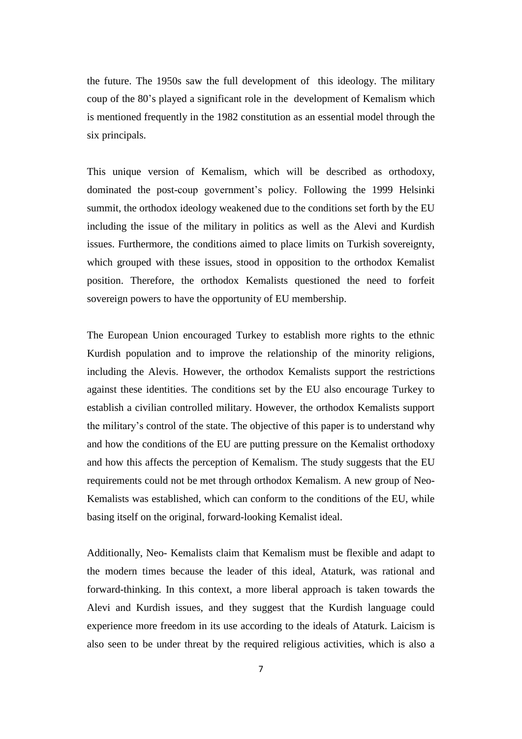the future. The 1950s saw the full development of this ideology. The military coup of the 80's played a significant role in the development of Kemalism which is mentioned frequently in the 1982 constitution as an essential model through the six principals.

This unique version of Kemalism, which will be described as orthodoxy, dominated the post-coup government's policy. Following the 1999 Helsinki summit, the orthodox ideology weakened due to the conditions set forth by the EU including the issue of the military in politics as well as the Alevi and Kurdish issues. Furthermore, the conditions aimed to place limits on Turkish sovereignty, which grouped with these issues, stood in opposition to the orthodox Kemalist position. Therefore, the orthodox Kemalists questioned the need to forfeit sovereign powers to have the opportunity of EU membership.

The European Union encouraged Turkey to establish more rights to the ethnic Kurdish population and to improve the relationship of the minority religions, including the Alevis. However, the orthodox Kemalists support the restrictions against these identities. The conditions set by the EU also encourage Turkey to establish a civilian controlled military. However, the orthodox Kemalists support the military's control of the state. The objective of this paper is to understand why and how the conditions of the EU are putting pressure on the Kemalist orthodoxy and how this affects the perception of Kemalism. The study suggests that the EU requirements could not be met through orthodox Kemalism. A new group of Neo-Kemalists was established, which can conform to the conditions of the EU, while basing itself on the original, forward-looking Kemalist ideal.

Additionally, Neo- Kemalists claim that Kemalism must be flexible and adapt to the modern times because the leader of this ideal, Ataturk, was rational and forward-thinking. In this context, a more liberal approach is taken towards the Alevi and Kurdish issues, and they suggest that the Kurdish language could experience more freedom in its use according to the ideals of Ataturk. Laicism is also seen to be under threat by the required religious activities, which is also a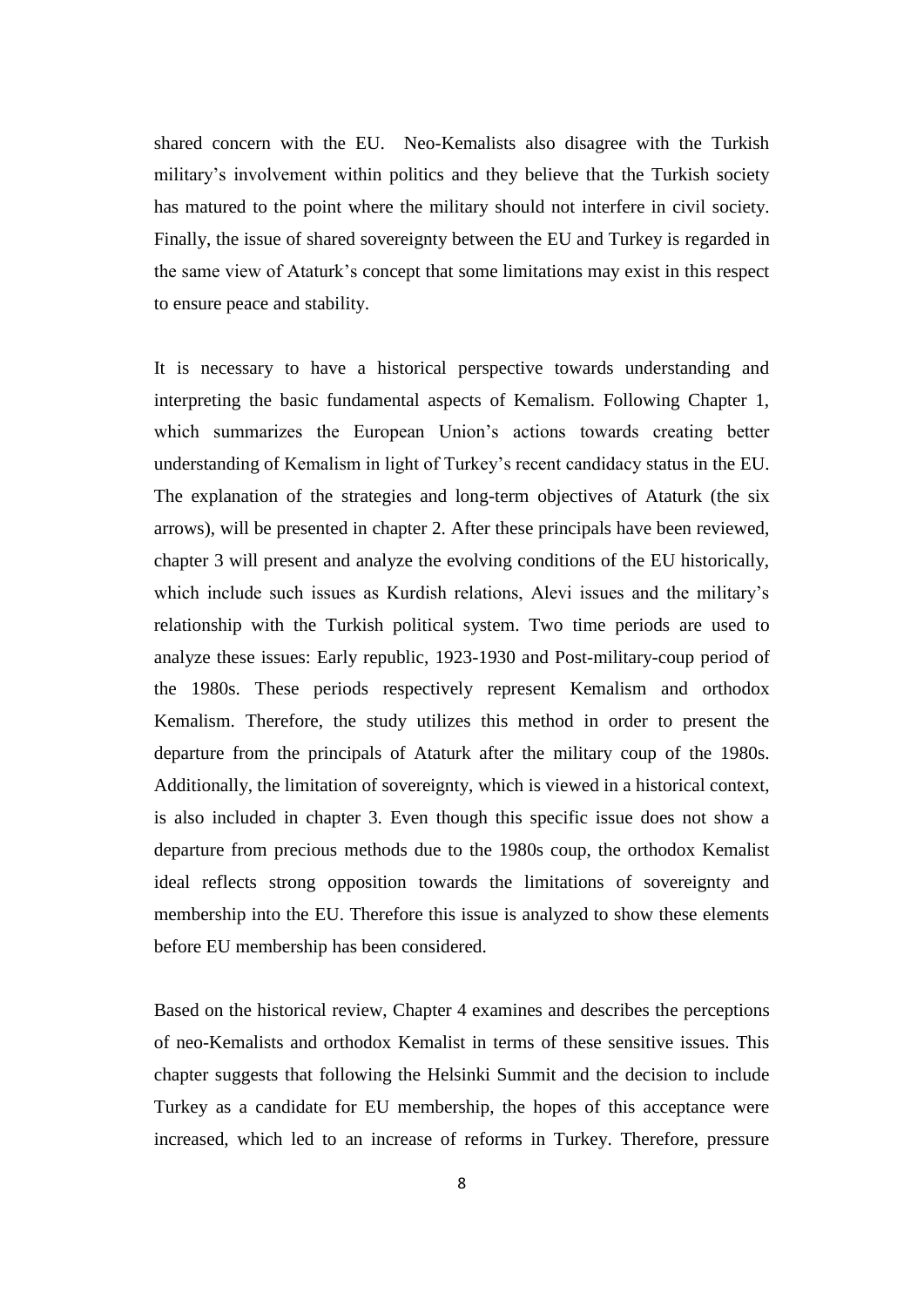shared concern with the EU. Neo-Kemalists also disagree with the Turkish military's involvement within politics and they believe that the Turkish society has matured to the point where the military should not interfere in civil society. Finally, the issue of shared sovereignty between the EU and Turkey is regarded in the same view of Ataturk's concept that some limitations may exist in this respect to ensure peace and stability.

It is necessary to have a historical perspective towards understanding and interpreting the basic fundamental aspects of Kemalism. Following Chapter 1, which summarizes the European Union's actions towards creating better understanding of Kemalism in light of Turkey's recent candidacy status in the EU. The explanation of the strategies and long-term objectives of Ataturk (the six arrows), will be presented in chapter 2. After these principals have been reviewed, chapter 3 will present and analyze the evolving conditions of the EU historically, which include such issues as Kurdish relations, Alevi issues and the military's relationship with the Turkish political system. Two time periods are used to analyze these issues: Early republic, 1923-1930 and Post-military-coup period of the 1980s. These periods respectively represent Kemalism and orthodox Kemalism. Therefore, the study utilizes this method in order to present the departure from the principals of Ataturk after the military coup of the 1980s. Additionally, the limitation of sovereignty, which is viewed in a historical context, is also included in chapter 3. Even though this specific issue does not show a departure from precious methods due to the 1980s coup, the orthodox Kemalist ideal reflects strong opposition towards the limitations of sovereignty and membership into the EU. Therefore this issue is analyzed to show these elements before EU membership has been considered.

Based on the historical review, Chapter 4 examines and describes the perceptions of neo-Kemalists and orthodox Kemalist in terms of these sensitive issues. This chapter suggests that following the Helsinki Summit and the decision to include Turkey as a candidate for EU membership, the hopes of this acceptance were increased, which led to an increase of reforms in Turkey. Therefore, pressure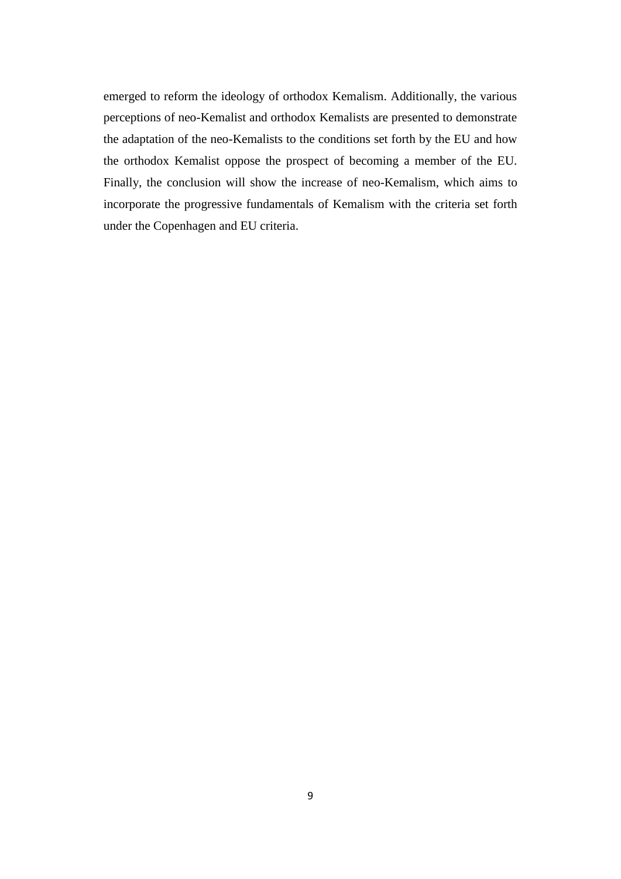emerged to reform the ideology of orthodox Kemalism. Additionally, the various perceptions of neo-Kemalist and orthodox Kemalists are presented to demonstrate the adaptation of the neo-Kemalists to the conditions set forth by the EU and how the orthodox Kemalist oppose the prospect of becoming a member of the EU. Finally, the conclusion will show the increase of neo-Kemalism, which aims to incorporate the progressive fundamentals of Kemalism with the criteria set forth under the Copenhagen and EU criteria.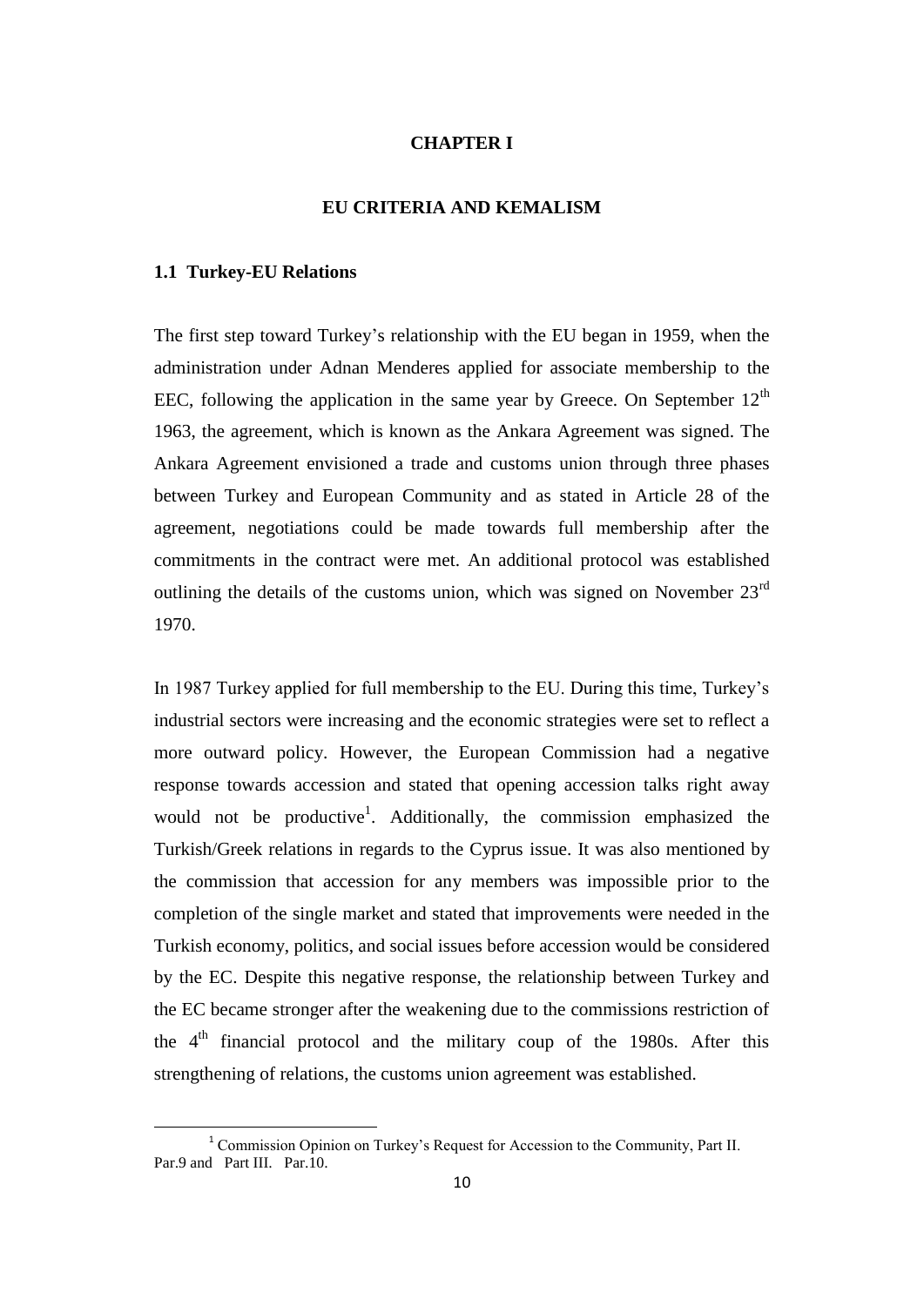# CHAPTER I

## EU CRITERIA AND KEMALISM

### 1.1 Turkey-EU Relations

The first step toward Turkey's relationship with the EU began in 1959, when the administration under Adnan Menderes applied for associate membership to the EEC, following the application in the same year by Greece. On September 12th 1963, the agreement, which is known as the Ankara Agreement was signed. The Ankara Agreement envisioned a trade and customs union through three phases between Turkey and European Community and as stated in Article 28 of the agreement, negotiations could be made towards full membership after the commitments in the contract were met. An additional protocol was established outlining the details of the customs union, which was signed on November 23rd 1970.

In 1987 Turkey applied for full membership to the EU. During this time, Turkey's industrial sectors were increasing and the economic strategies were set to reflect a more outward policy. However, the European Commission had a negative response towards accession and stated that opening accession talks right away would not be productive[1]. Additionally, the commission emphasized the Turkish/Greek relations in regards to the Cyprus issue. It was also mentioned by the commission that accession for any members was impossible prior to the completion of the single market and stated that improvements were needed in the Turkish economy, politics, and social issues before accession would be considered by the EC. Despite this negative response, the relationship between Turkey and the EC became stronger after the weakening due to the commissions restriction of the 4th financial protocol and the military coup of the 1980s. After this strengthening of relations, the customs union agreement was established.

---

[1] Commission Opinion on Turkey's Request for Accession to the Community, Part II. Par.9 and Part III. Par.10.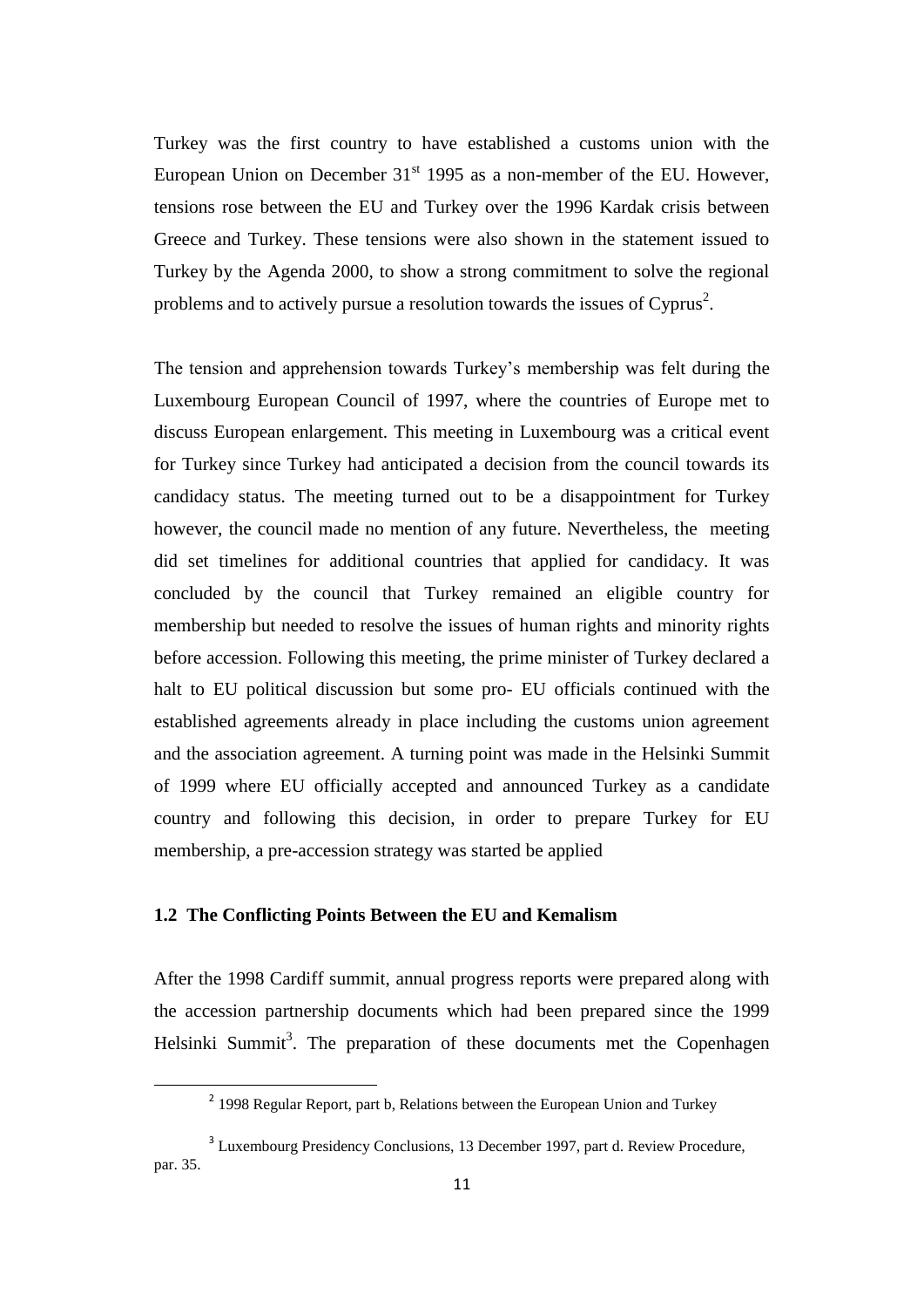Turkey was the first country to have established a customs union with the European Union on December 31st 1995 as a non-member of the EU. However, tensions rose between the EU and Turkey over the 1996 Kardak crisis between Greece and Turkey. These tensions were also shown in the statement issued to Turkey by the Agenda 2000, to show a strong commitment to solve the regional problems and to actively pursue a resolution towards the issues of Cyprus[2].

The tension and apprehension towards Turkey's membership was felt during the Luxembourg European Council of 1997, where the countries of Europe met to discuss European enlargement. This meeting in Luxembourg was a critical event for Turkey since Turkey had anticipated a decision from the council towards its candidacy status. The meeting turned out to be a disappointment for Turkey however, the council made no mention of any future. Nevertheless, the meeting did set timelines for additional countries that applied for candidacy. It was concluded by the council that Turkey remained an eligible country for membership but needed to resolve the issues of human rights and minority rights before accession. Following this meeting, the prime minister of Turkey declared a halt to EU political discussion but some pro- EU officials continued with the established agreements already in place including the customs union agreement and the association agreement. A turning point was made in the Helsinki Summit of 1999 where EU officially accepted and announced Turkey as a candidate country and following this decision, in order to prepare Turkey for EU membership, a pre-accession strategy was started be applied

### 1.2 The Conflicting Points Between the EU and Kemalism

After the 1998 Cardiff summit, annual progress reports were prepared along with the accession partnership documents which had been prepared since the 1999 Helsinki Summit[3]. The preparation of these documents met the Copenhagen

---

[2] 1998 Regular Report, part b, Relations between the European Union and Turkey

[3] Luxembourg Presidency Conclusions, 13 December 1997, part d. Review Procedure, par. 35.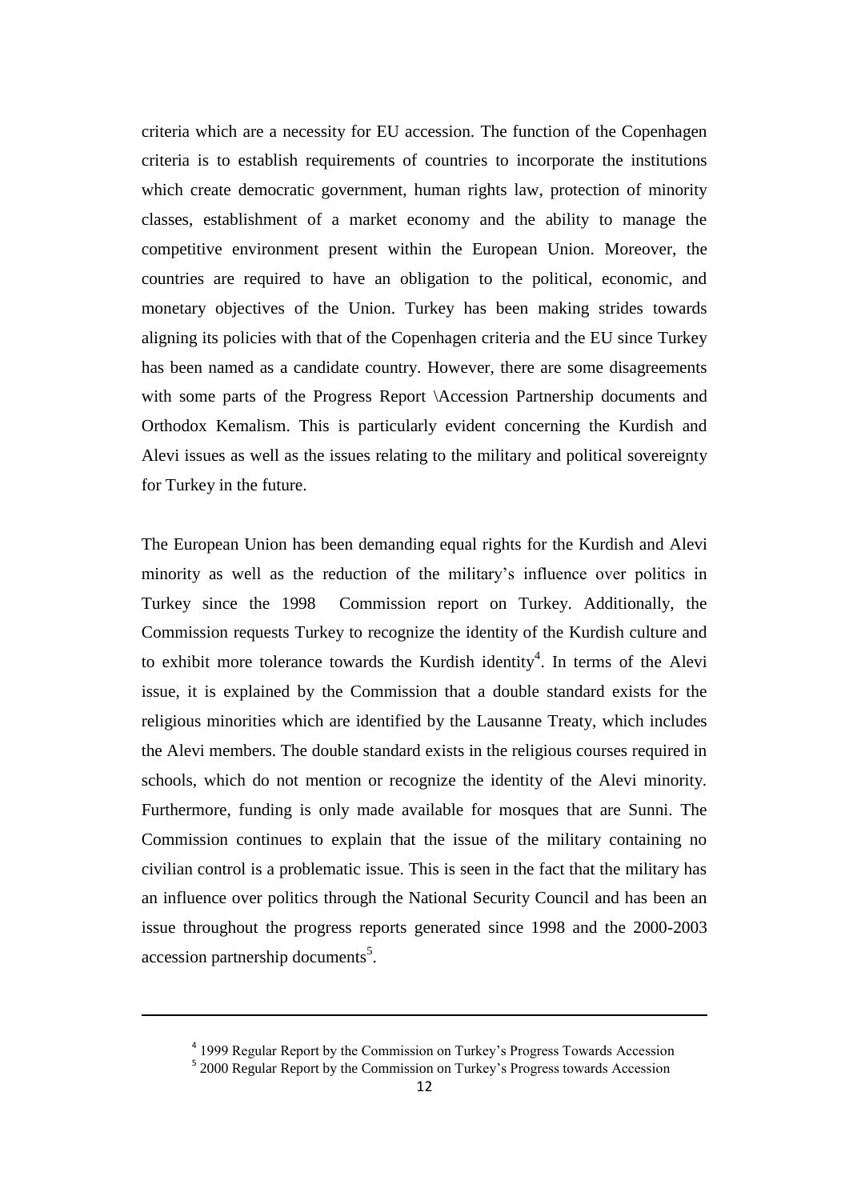criteria which are a necessity for EU accession. The function of the Copenhagen criteria is to establish requirements of countries to incorporate the institutions which create democratic government, human rights law, protection of minority classes, establishment of a market economy and the ability to manage the competitive environment present within the European Union. Moreover, the countries are required to have an obligation to the political, economic, and monetary objectives of the Union. Turkey has been making strides towards aligning its policies with that of the Copenhagen criteria and the EU since Turkey has been named as a candidate country. However, there are some disagreements with some parts of the Progress Report \Accession Partnership documents and Orthodox Kemalism. This is particularly evident concerning the Kurdish and Alevi issues as well as the issues relating to the military and political sovereignty for Turkey in the future.

The European Union has been demanding equal rights for the Kurdish and Alevi minority as well as the reduction of the military's influence over politics in Turkey since the 1998 Commission report on Turkey. Additionally, the Commission requests Turkey to recognize the identity of the Kurdish culture and to exhibit more tolerance towards the Kurdish identity[4]. In terms of the Alevi issue, it is explained by the Commission that a double standard exists for the religious minorities which are identified by the Lausanne Treaty, which includes the Alevi members. The double standard exists in the religious courses required in schools, which do not mention or recognize the identity of the Alevi minority. Furthermore, funding is only made available for mosques that are Sunni. The Commission continues to explain that the issue of the military containing no civilian control is a problematic issue. This is seen in the fact that the military has an influence over politics through the National Security Council and has been an issue throughout the progress reports generated since 1998 and the 2000-2003 accession partnership documents[5].

---

[4] 1999 Regular Report by the Commission on Turkey's Progress Towards Accession

[5] 2000 Regular Report by the Commission on Turkey's Progress towards Accession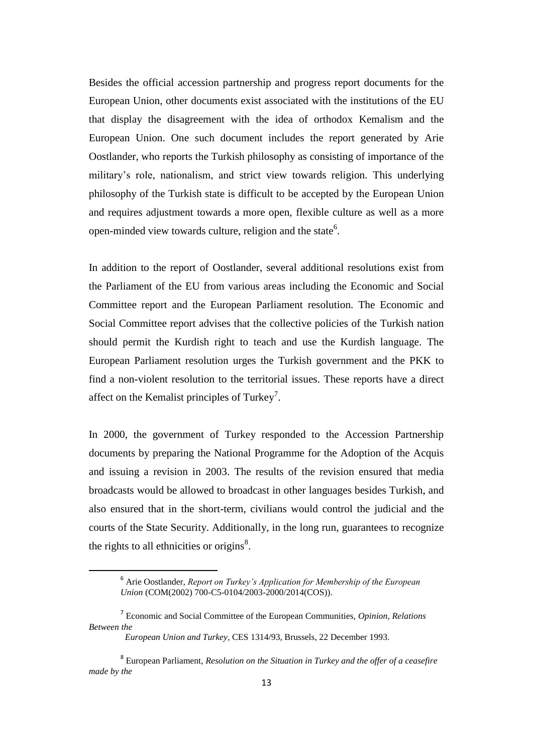Besides the official accession partnership and progress report documents for the European Union, other documents exist associated with the institutions of the EU that display the disagreement with the idea of orthodox Kemalism and the European Union. One such document includes the report generated by Arie Oostlander, who reports the Turkish philosophy as consisting of importance of the military's role, nationalism, and strict view towards religion. This underlying philosophy of the Turkish state is difficult to be accepted by the European Union and requires adjustment towards a more open, flexible culture as well as a more open-minded view towards culture, religion and the state[6].

In addition to the report of Oostlander, several additional resolutions exist from the Parliament of the EU from various areas including the Economic and Social Committee report and the European Parliament resolution. The Economic and Social Committee report advises that the collective policies of the Turkish nation should permit the Kurdish right to teach and use the Kurdish language. The European Parliament resolution urges the Turkish government and the PKK to find a non-violent resolution to the territorial issues. These reports have a direct affect on the Kemalist principles of Turkey[7].

In 2000, the government of Turkey responded to the Accession Partnership documents by preparing the National Programme for the Adoption of the Acquis and issuing a revision in 2003. The results of the revision ensured that media broadcasts would be allowed to broadcast in other languages besides Turkish, and also ensured that in the short-term, civilians would control the judicial and the courts of the State Security. Additionally, in the long run, guarantees to recognize the rights to all ethnicities or origins[8].

---

[6] Arie Oostlander, *Report on Turkey's Application for Membership of the European Union* (COM(2002) 700-C5-0104/2003-2000/2014(COS)).

[7] Economic and Social Committee of the European Communities, *Opinion, Relations Between the European Union and Turkey*, CES 1314/93, Brussels, 22 December 1993.

[8] European Parliament, *Resolution on the Situation in Turkey and the offer of a ceasefire made by the*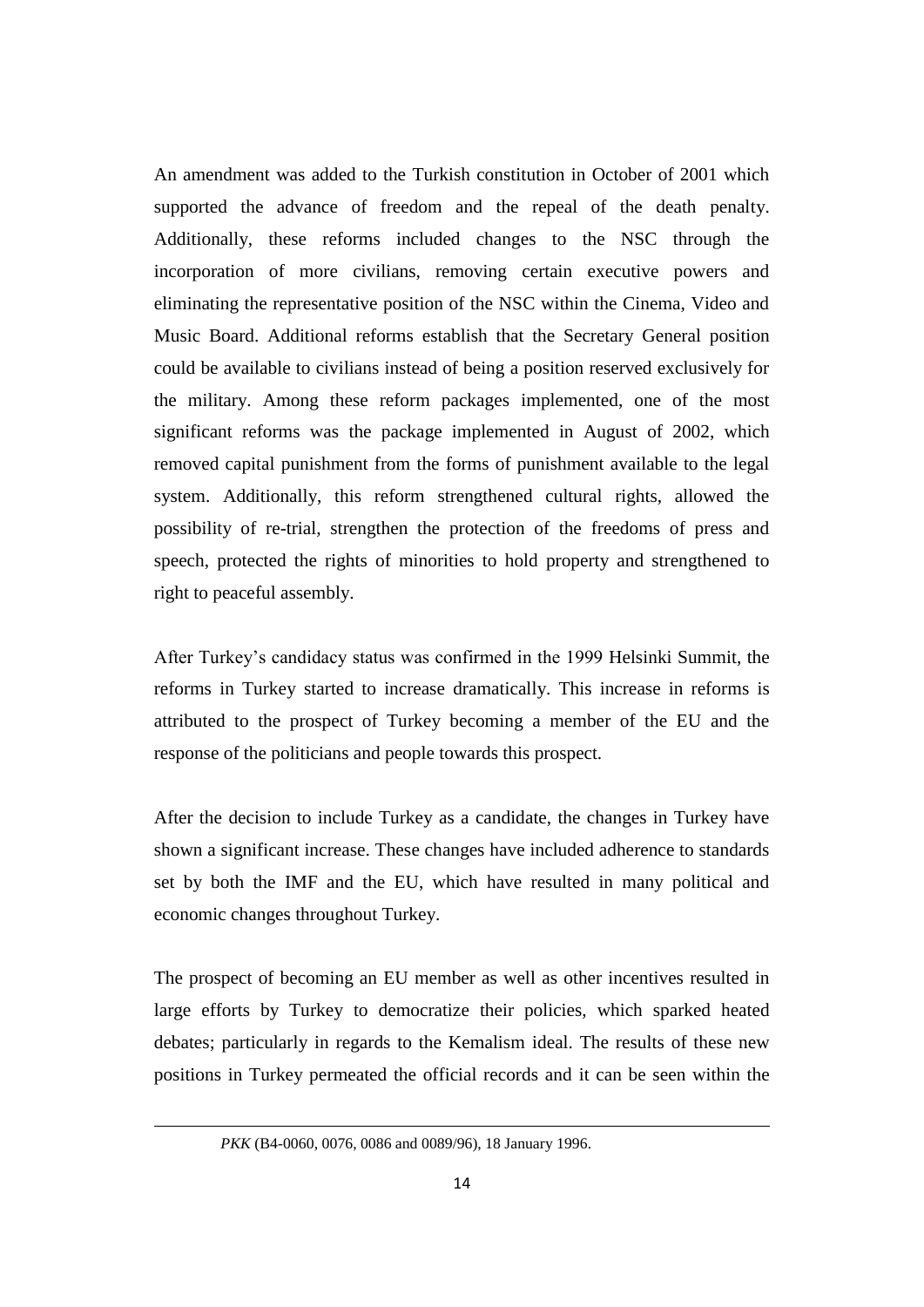An amendment was added to the Turkish constitution in October of 2001 which supported the advance of freedom and the repeal of the death penalty. Additionally, these reforms included changes to the NSC through the incorporation of more civilians, removing certain executive powers and eliminating the representative position of the NSC within the Cinema, Video and Music Board. Additional reforms establish that the Secretary General position could be available to civilians instead of being a position reserved exclusively for the military. Among these reform packages implemented, one of the most significant reforms was the package implemented in August of 2002, which removed capital punishment from the forms of punishment available to the legal system. Additionally, this reform strengthened cultural rights, allowed the possibility of re-trial, strengthen the protection of the freedoms of press and speech, protected the rights of minorities to hold property and strengthened to right to peaceful assembly.

After Turkey's candidacy status was confirmed in the 1999 Helsinki Summit, the reforms in Turkey started to increase dramatically. This increase in reforms is attributed to the prospect of Turkey becoming a member of the EU and the response of the politicians and people towards this prospect.

After the decision to include Turkey as a candidate, the changes in Turkey have shown a significant increase. These changes have included adherence to standards set by both the IMF and the EU, which have resulted in many political and economic changes throughout Turkey.

The prospect of becoming an EU member as well as other incentives resulted in large efforts by Turkey to democratize their policies, which sparked heated debates; particularly in regards to the Kemalism ideal. The results of these new positions in Turkey permeated the official records and it can be seen within the

---

*PKK* (B4-0060, 0076, 0086 and 0089/96), 18 January 1996.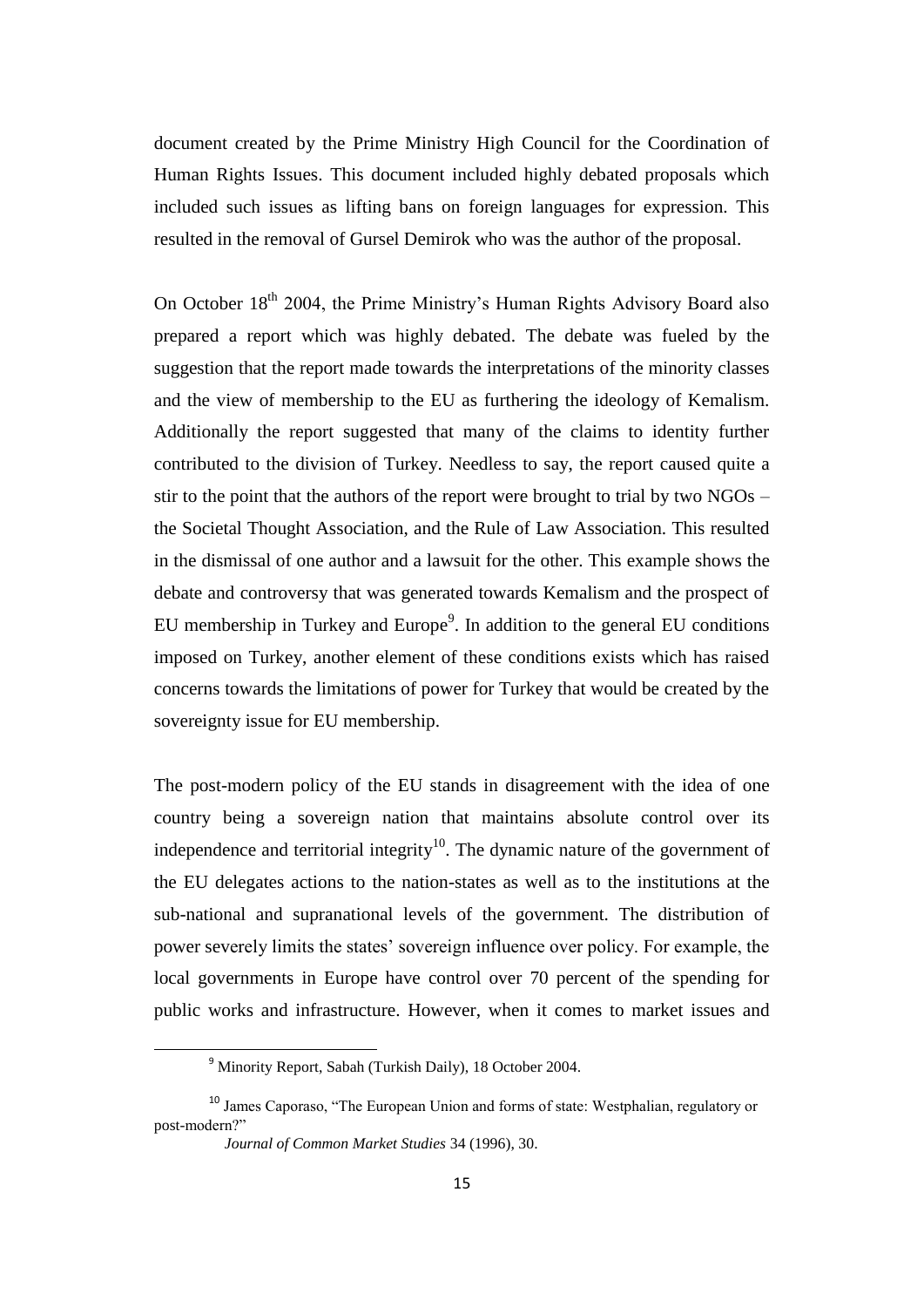document created by the Prime Ministry High Council for the Coordination of Human Rights Issues. This document included highly debated proposals which included such issues as lifting bans on foreign languages for expression. This resulted in the removal of Gursel Demirok who was the author of the proposal.

On October 18th 2004, the Prime Ministry's Human Rights Advisory Board also prepared a report which was highly debated. The debate was fueled by the suggestion that the report made towards the interpretations of the minority classes and the view of membership to the EU as furthering the ideology of Kemalism. Additionally the report suggested that many of the claims to identity further contributed to the division of Turkey. Needless to say, the report caused quite a stir to the point that the authors of the report were brought to trial by two NGOs – the Societal Thought Association, and the Rule of Law Association. This resulted in the dismissal of one author and a lawsuit for the other. This example shows the debate and controversy that was generated towards Kemalism and the prospect of EU membership in Turkey and Europe[9]. In addition to the general EU conditions imposed on Turkey, another element of these conditions exists which has raised concerns towards the limitations of power for Turkey that would be created by the sovereignty issue for EU membership.

The post-modern policy of the EU stands in disagreement with the idea of one country being a sovereign nation that maintains absolute control over its independence and territorial integrity[10]. The dynamic nature of the government of the EU delegates actions to the nation-states as well as to the institutions at the sub-national and supranational levels of the government. The distribution of power severely limits the states' sovereign influence over policy. For example, the local governments in Europe have control over 70 percent of the spending for public works and infrastructure. However, when it comes to market issues and

---

[9] Minority Report, Sabah (Turkish Daily), 18 October 2004.

[10] James Caporaso, "The European Union and forms of state: Westphalian, regulatory or post-modern?" *Journal of Common Market Studies* 34 (1996), 30.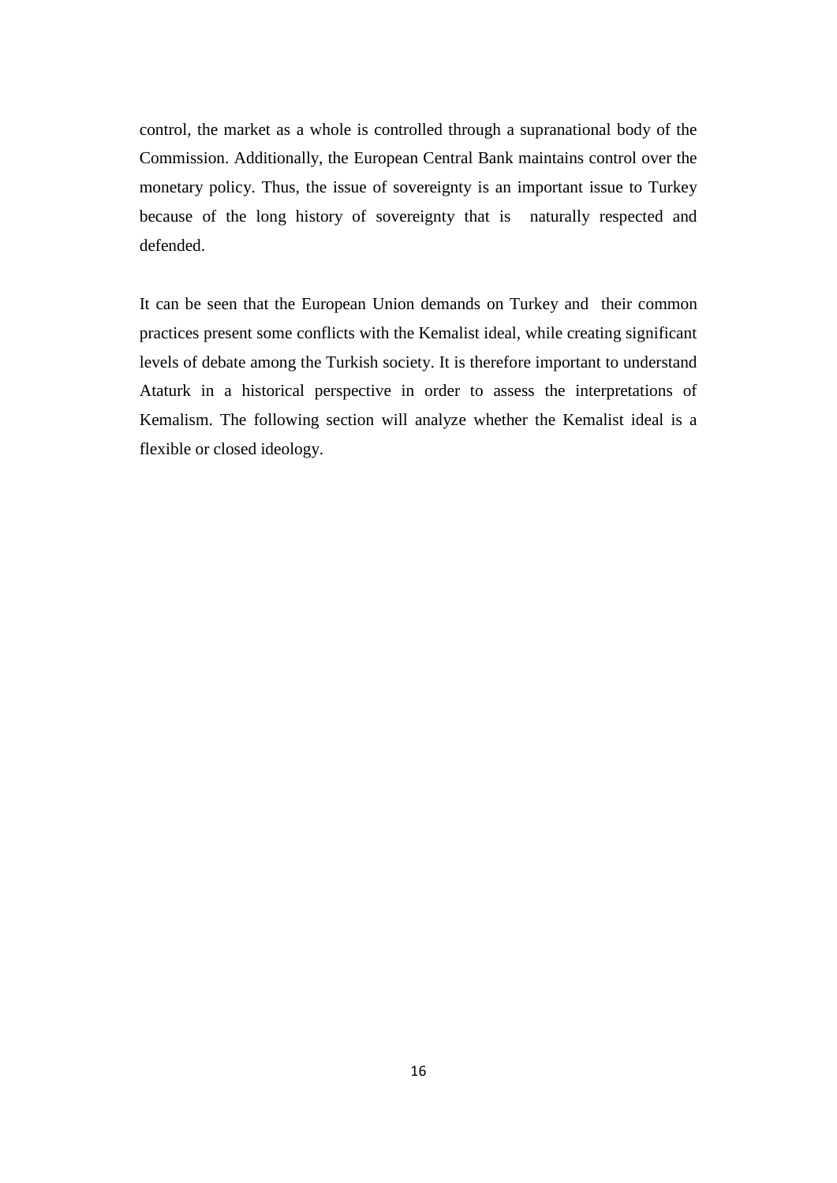control, the market as a whole is controlled through a supranational body of the Commission. Additionally, the European Central Bank maintains control over the monetary policy. Thus, the issue of sovereignty is an important issue to Turkey because of the long history of sovereignty that is naturally respected and defended.

It can be seen that the European Union demands on Turkey and their common practices present some conflicts with the Kemalist ideal, while creating significant levels of debate among the Turkish society. It is therefore important to understand Ataturk in a historical perspective in order to assess the interpretations of Kemalism. The following section will analyze whether the Kemalist ideal is a flexible or closed ideology.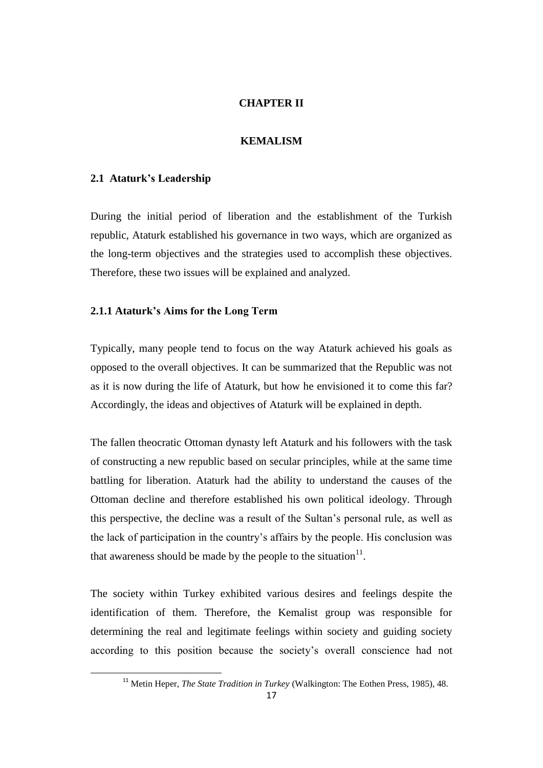# CHAPTER II

# KEMALISM

## 2.1 Ataturk's Leadership

During the initial period of liberation and the establishment of the Turkish republic, Ataturk established his governance in two ways, which are organized as the long-term objectives and the strategies used to accomplish these objectives. Therefore, these two issues will be explained and analyzed.

### 2.1.1 Ataturk's Aims for the Long Term

Typically, many people tend to focus on the way Ataturk achieved his goals as opposed to the overall objectives. It can be summarized that the Republic was not as it is now during the life of Ataturk, but how he envisioned it to come this far? Accordingly, the ideas and objectives of Ataturk will be explained in depth.

The fallen theocratic Ottoman dynasty left Ataturk and his followers with the task of constructing a new republic based on secular principles, while at the same time battling for liberation. Ataturk had the ability to understand the causes of the Ottoman decline and therefore established his own political ideology. Through this perspective, the decline was a result of the Sultan's personal rule, as well as the lack of participation in the country's affairs by the people. His conclusion was that awareness should be made by the people to the situation[11].

The society within Turkey exhibited various desires and feelings despite the identification of them. Therefore, the Kemalist group was responsible for determining the real and legitimate feelings within society and guiding society according to this position because the society's overall conscience had not

[11] Metin Heper, *The State Tradition in Turkey* (Walkington: The Eothen Press, 1985), 48.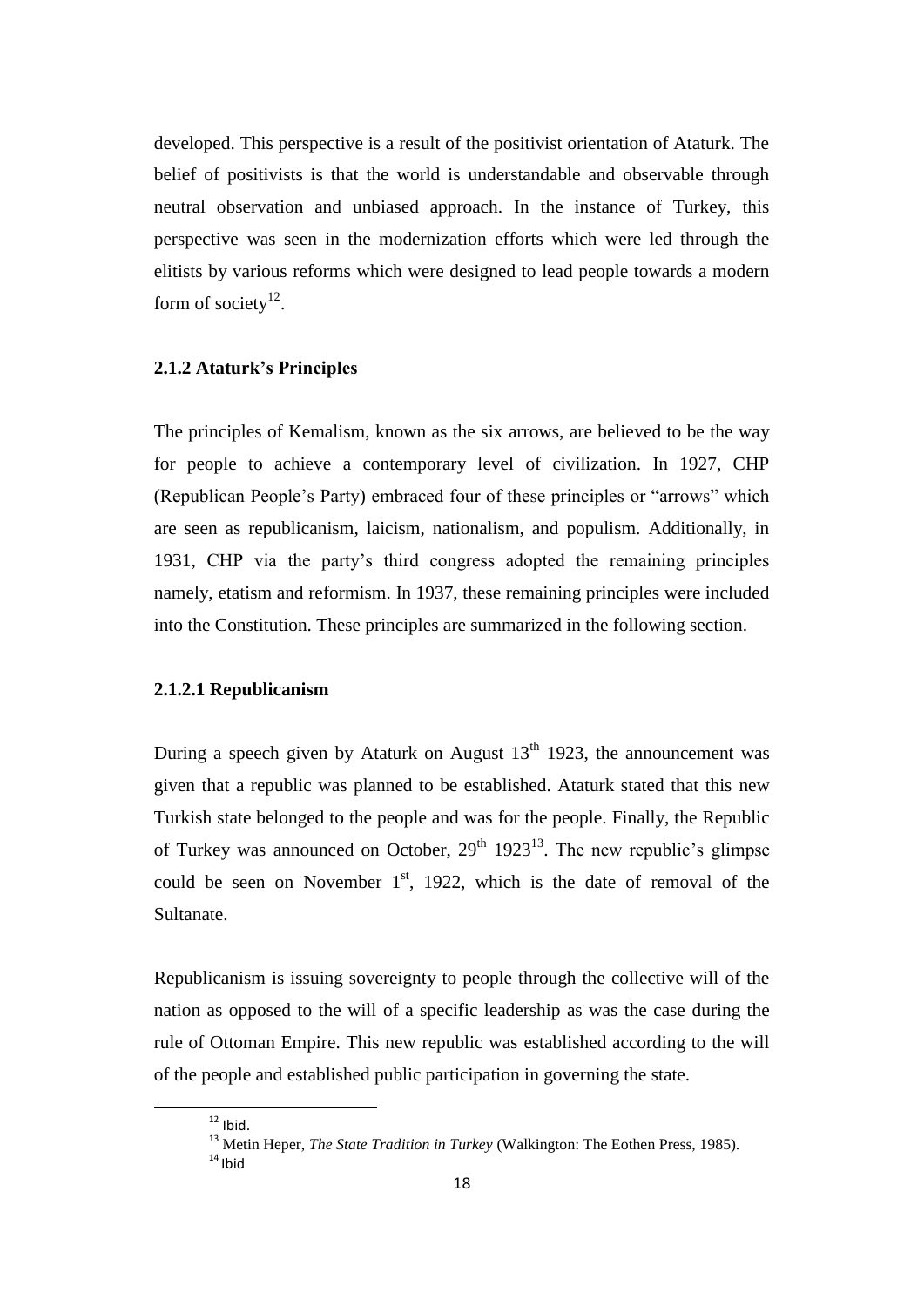developed. This perspective is a result of the positivist orientation of Ataturk. The belief of positivists is that the world is understandable and observable through neutral observation and unbiased approach. In the instance of Turkey, this perspective was seen in the modernization efforts which were led through the elitists by various reforms which were designed to lead people towards a modern form of society[12].

### 2.1.2 Ataturk's Principles

The principles of Kemalism, known as the six arrows, are believed to be the way for people to achieve a contemporary level of civilization. In 1927, CHP (Republican People's Party) embraced four of these principles or "arrows" which are seen as republicanism, laicism, nationalism, and populism. Additionally, in 1931, CHP via the party's third congress adopted the remaining principles namely, etatism and reformism. In 1937, these remaining principles were included into the Constitution. These principles are summarized in the following section.

#### 2.1.2.1 Republicanism

During a speech given by Ataturk on August 13th 1923, the announcement was given that a republic was planned to be established. Ataturk stated that this new Turkish state belonged to the people and was for the people. Finally, the Republic of Turkey was announced on October, 29th 1923[13]. The new republic's glimpse could be seen on November 1st, 1922, which is the date of removal of the Sultanate.

Republicanism is issuing sovereignty to people through the collective will of the nation as opposed to the will of a specific leadership as was the case during the rule of Ottoman Empire. This new republic was established according to the will of the people and established public participation in governing the state.

[12] Ibid.

[13] Metin Heper, *The State Tradition in Turkey* (Walkington: The Eothen Press, 1985).

[14] Ibid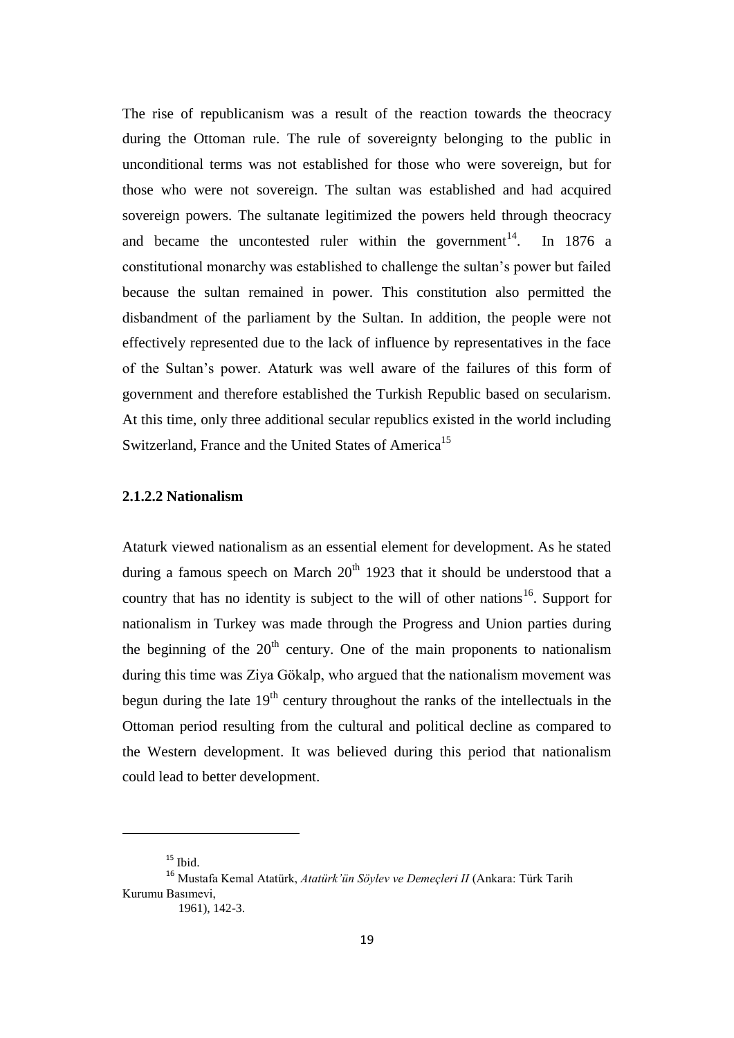The rise of republicanism was a result of the reaction towards the theocracy during the Ottoman rule. The rule of sovereignty belonging to the public in unconditional terms was not established for those who were sovereign, but for those who were not sovereign. The sultan was established and had acquired sovereign powers. The sultanate legitimized the powers held through theocracy and became the uncontested ruler within the government[14]. In 1876 a constitutional monarchy was established to challenge the sultan's power but failed because the sultan remained in power. This constitution also permitted the disbandment of the parliament by the Sultan. In addition, the people were not effectively represented due to the lack of influence by representatives in the face of the Sultan's power. Ataturk was well aware of the failures of this form of government and therefore established the Turkish Republic based on secularism. At this time, only three additional secular republics existed in the world including Switzerland, France and the United States of America[15]

#### 2.1.2.2 Nationalism

Ataturk viewed nationalism as an essential element for development. As he stated during a famous speech on March 20th 1923 that it should be understood that a country that has no identity is subject to the will of other nations[16]. Support for nationalism in Turkey was made through the Progress and Union parties during the beginning of the 20th century. One of the main proponents to nationalism during this time was Ziya Gökalp, who argued that the nationalism movement was begun during the late 19th century throughout the ranks of the intellectuals in the Ottoman period resulting from the cultural and political decline as compared to the Western development. It was believed during this period that nationalism could lead to better development.

---

[15] Ibid.

[16] Mustafa Kemal Atatürk, *Atatürk'ün Söylev ve Demeçleri II* (Ankara: Türk Tarih Kurumu Basımevi, 1961), 142-3.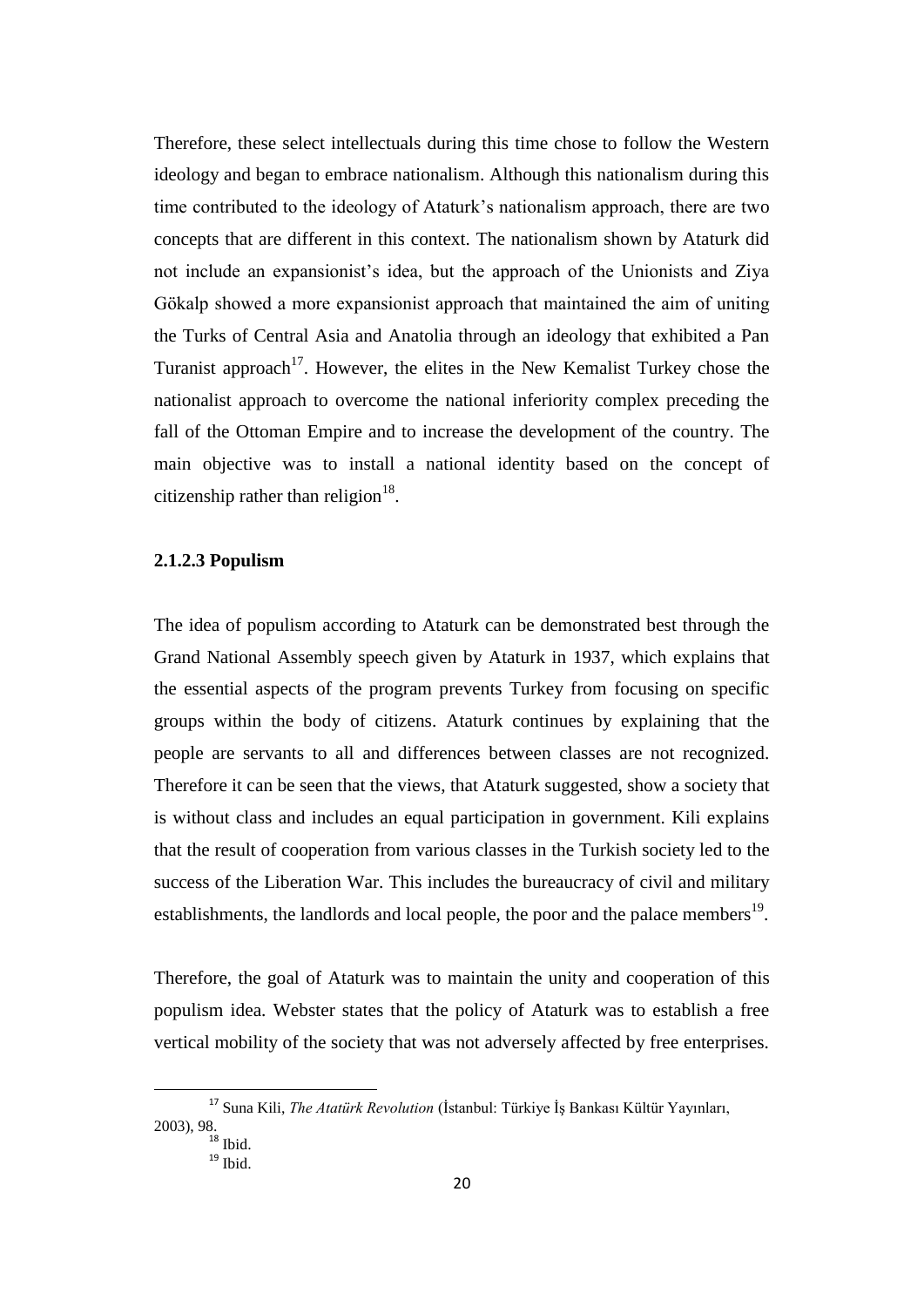Therefore, these select intellectuals during this time chose to follow the Western ideology and began to embrace nationalism. Although this nationalism during this time contributed to the ideology of Ataturk's nationalism approach, there are two concepts that are different in this context. The nationalism shown by Ataturk did not include an expansionist's idea, but the approach of the Unionists and Ziya Gökalp showed a more expansionist approach that maintained the aim of uniting the Turks of Central Asia and Anatolia through an ideology that exhibited a Pan Turanist approach[17]. However, the elites in the New Kemalist Turkey chose the nationalist approach to overcome the national inferiority complex preceding the fall of the Ottoman Empire and to increase the development of the country. The main objective was to install a national identity based on the concept of citizenship rather than religion[18].

### 2.1.2.3 Populism

The idea of populism according to Ataturk can be demonstrated best through the Grand National Assembly speech given by Ataturk in 1937, which explains that the essential aspects of the program prevents Turkey from focusing on specific groups within the body of citizens. Ataturk continues by explaining that the people are servants to all and differences between classes are not recognized. Therefore it can be seen that the views, that Ataturk suggested, show a society that is without class and includes an equal participation in government. Kili explains that the result of cooperation from various classes in the Turkish society led to the success of the Liberation War. This includes the bureaucracy of civil and military establishments, the landlords and local people, the poor and the palace members[19].

Therefore, the goal of Ataturk was to maintain the unity and cooperation of this populism idea. Webster states that the policy of Ataturk was to establish a free vertical mobility of the society that was not adversely affected by free enterprises.

---

[17] Suna Kili, *The Atatürk Revolution* (İstanbul: Türkiye İş Bankası Kültür Yayınları, 2003), 98.

[18] Ibid.

[19] Ibid.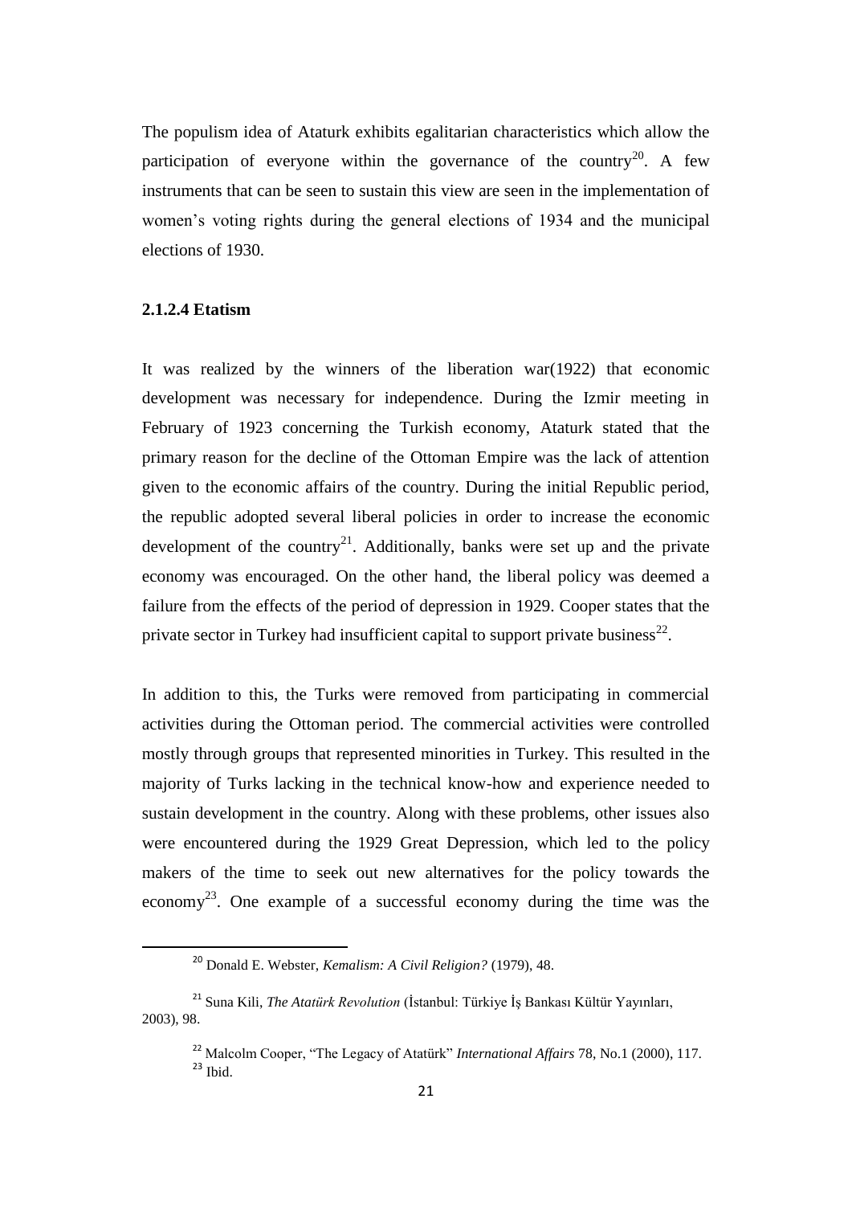The populism idea of Ataturk exhibits egalitarian characteristics which allow the participation of everyone within the governance of the country[20]. A few instruments that can be seen to sustain this view are seen in the implementation of women's voting rights during the general elections of 1934 and the municipal elections of 1930.

#### 2.1.2.4 Etatism

It was realized by the winners of the liberation war(1922) that economic development was necessary for independence. During the Izmir meeting in February of 1923 concerning the Turkish economy, Ataturk stated that the primary reason for the decline of the Ottoman Empire was the lack of attention given to the economic affairs of the country. During the initial Republic period, the republic adopted several liberal policies in order to increase the economic development of the country[21]. Additionally, banks were set up and the private economy was encouraged. On the other hand, the liberal policy was deemed a failure from the effects of the period of depression in 1929. Cooper states that the private sector in Turkey had insufficient capital to support private business[22].

In addition to this, the Turks were removed from participating in commercial activities during the Ottoman period. The commercial activities were controlled mostly through groups that represented minorities in Turkey. This resulted in the majority of Turks lacking in the technical know-how and experience needed to sustain development in the country. Along with these problems, other issues also were encountered during the 1929 Great Depression, which led to the policy makers of the time to seek out new alternatives for the policy towards the economy[23]. One example of a successful economy during the time was the

---

[20] Donald E. Webster, *Kemalism: A Civil Religion?* (1979), 48.

[21] Suna Kili, *The Atatürk Revolution* (İstanbul: Türkiye İş Bankası Kültür Yayınları, 2003), 98.

[22] Malcolm Cooper, "The Legacy of Atatürk" *International Affairs* 78, No.1 (2000), 117.

[23] Ibid.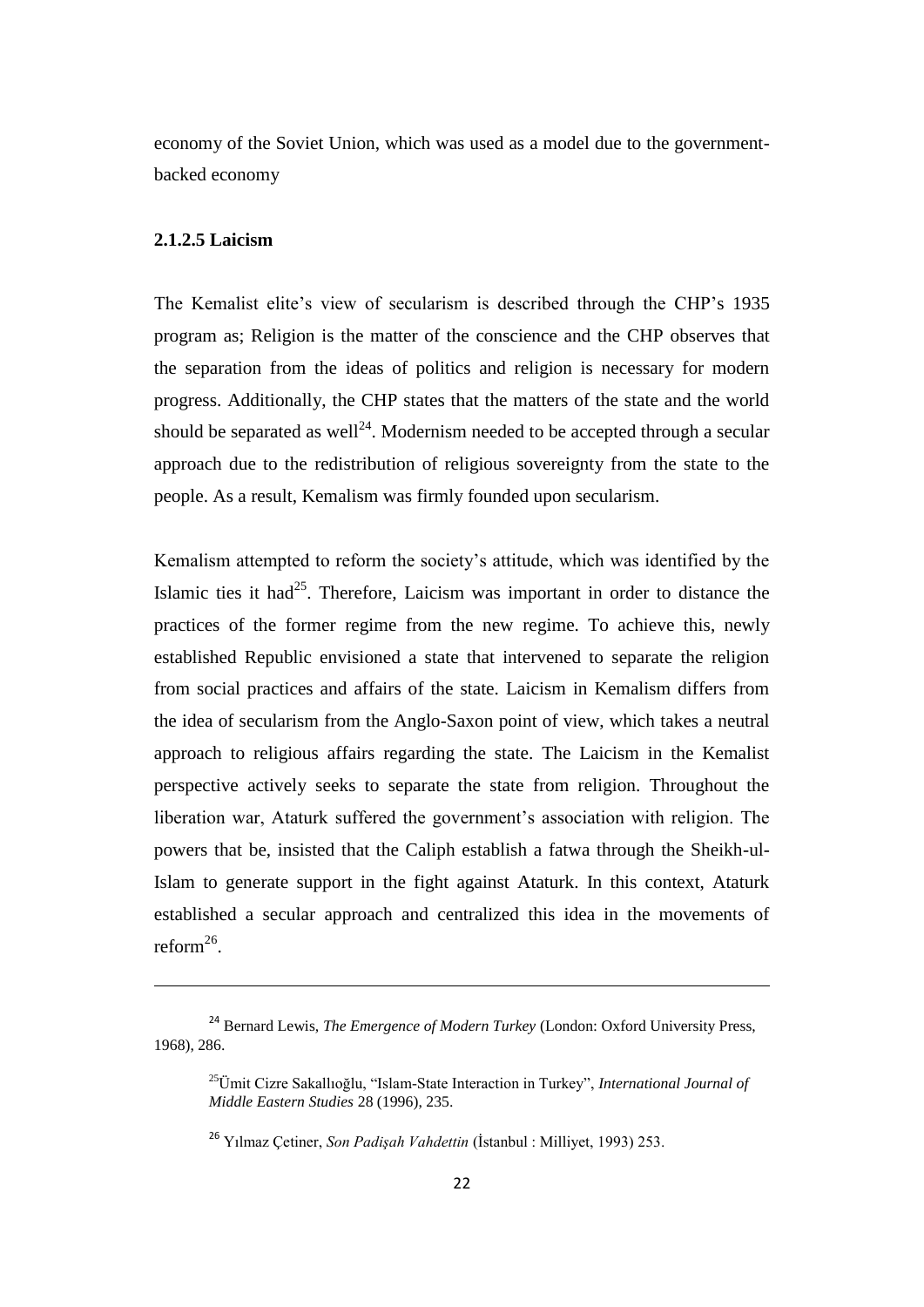economy of the Soviet Union, which was used as a model due to the government-backed economy

#### 2.1.2.5 Laicism

The Kemalist elite's view of secularism is described through the CHP's 1935 program as; Religion is the matter of the conscience and the CHP observes that the separation from the ideas of politics and religion is necessary for modern progress. Additionally, the CHP states that the matters of the state and the world should be separated as well[24]. Modernism needed to be accepted through a secular approach due to the redistribution of religious sovereignty from the state to the people. As a result, Kemalism was firmly founded upon secularism.

Kemalism attempted to reform the society's attitude, which was identified by the Islamic ties it had[25]. Therefore, Laicism was important in order to distance the practices of the former regime from the new regime. To achieve this, newly established Republic envisioned a state that intervened to separate the religion from social practices and affairs of the state. Laicism in Kemalism differs from the idea of secularism from the Anglo-Saxon point of view, which takes a neutral approach to religious affairs regarding the state. The Laicism in the Kemalist perspective actively seeks to separate the state from religion. Throughout the liberation war, Ataturk suffered the government's association with religion. The powers that be, insisted that the Caliph establish a fatwa through the Sheikh-ul-Islam to generate support in the fight against Ataturk. In this context, Ataturk established a secular approach and centralized this idea in the movements of reform[26].

---

[24] Bernard Lewis, *The Emergence of Modern Turkey* (London: Oxford University Press, 1968), 286.

[25] Ümit Cizre Sakallıoğlu, "Islam-State Interaction in Turkey", *International Journal of Middle Eastern Studies* 28 (1996), 235.

[26] Yılmaz Çetiner, *Son Padişah Vahdettin* (İstanbul : Milliyet, 1993) 253.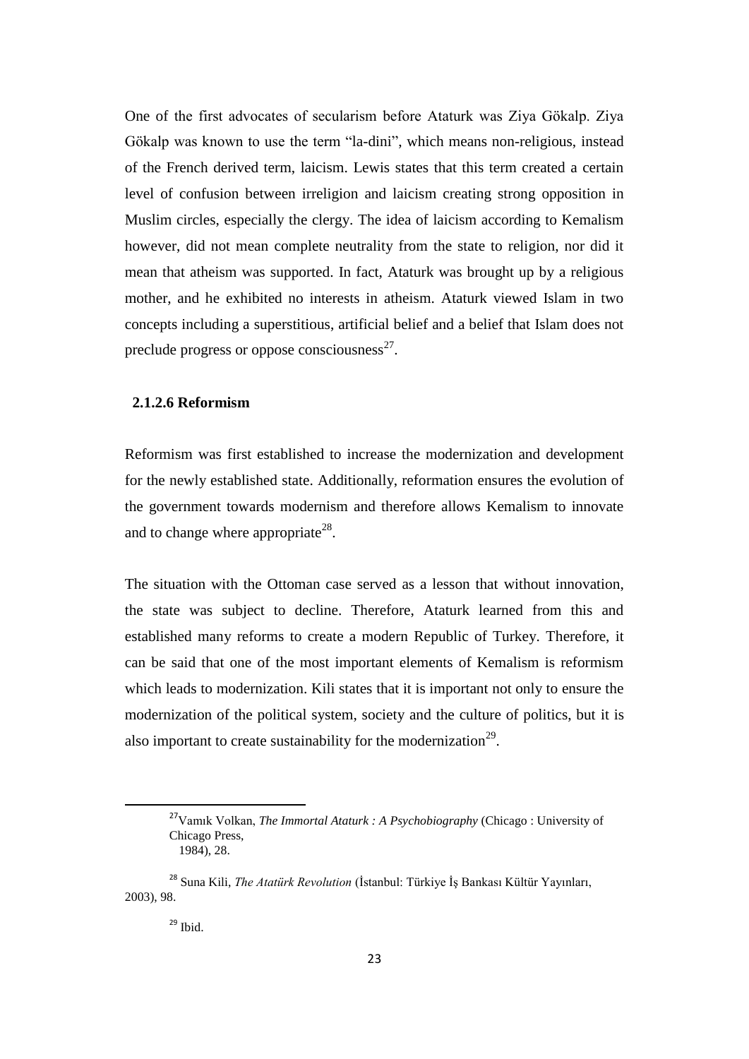One of the first advocates of secularism before Ataturk was Ziya Gökalp. Ziya Gökalp was known to use the term "la-dini", which means non-religious, instead of the French derived term, laicism. Lewis states that this term created a certain level of confusion between irreligion and laicism creating strong opposition in Muslim circles, especially the clergy. The idea of laicism according to Kemalism however, did not mean complete neutrality from the state to religion, nor did it mean that atheism was supported. In fact, Ataturk was brought up by a religious mother, and he exhibited no interests in atheism. Ataturk viewed Islam in two concepts including a superstitious, artificial belief and a belief that Islam does not preclude progress or oppose consciousness[27].

### 2.1.2.6 Reformism

Reformism was first established to increase the modernization and development for the newly established state. Additionally, reformation ensures the evolution of the government towards modernism and therefore allows Kemalism to innovate and to change where appropriate[28].

The situation with the Ottoman case served as a lesson that without innovation, the state was subject to decline. Therefore, Ataturk learned from this and established many reforms to create a modern Republic of Turkey. Therefore, it can be said that one of the most important elements of Kemalism is reformism which leads to modernization. Kili states that it is important not only to ensure the modernization of the political system, society and the culture of politics, but it is also important to create sustainability for the modernization[29].

---

[27] Vamık Volkan, *The Immortal Ataturk : A Psychobiography* (Chicago : University of Chicago Press, 1984), 28.

[28] Suna Kili, *The Atatürk Revolution* (İstanbul: Türkiye İş Bankası Kültür Yayınları, 2003), 98.

[29] Ibid.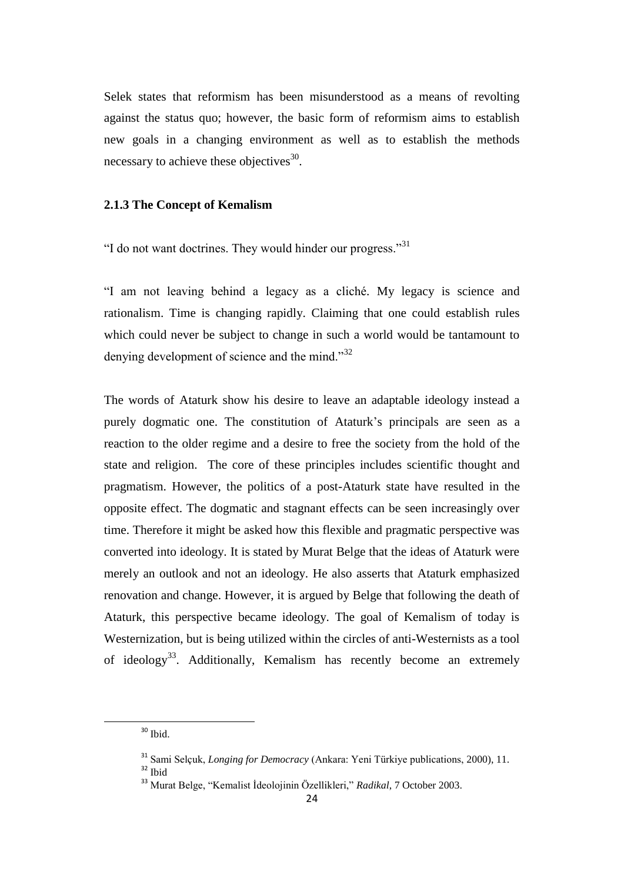Selek states that reformism has been misunderstood as a means of revolting against the status quo; however, the basic form of reformism aims to establish new goals in a changing environment as well as to establish the methods necessary to achieve these objectives[30].

### 2.1.3 The Concept of Kemalism

"I do not want doctrines. They would hinder our progress."[31]

"I am not leaving behind a legacy as a cliché. My legacy is science and rationalism. Time is changing rapidly. Claiming that one could establish rules which could never be subject to change in such a world would be tantamount to denying development of science and the mind."[32]

The words of Ataturk show his desire to leave an adaptable ideology instead a purely dogmatic one. The constitution of Ataturk's principals are seen as a reaction to the older regime and a desire to free the society from the hold of the state and religion. The core of these principles includes scientific thought and pragmatism. However, the politics of a post-Ataturk state have resulted in the opposite effect. The dogmatic and stagnant effects can be seen increasingly over time. Therefore it might be asked how this flexible and pragmatic perspective was converted into ideology. It is stated by Murat Belge that the ideas of Ataturk were merely an outlook and not an ideology. He also asserts that Ataturk emphasized renovation and change. However, it is argued by Belge that following the death of Ataturk, this perspective became ideology. The goal of Kemalism of today is Westernization, but is being utilized within the circles of anti-Westernists as a tool of ideology[33]. Additionally, Kemalism has recently become an extremely

---

[30] Ibid.

[31] Sami Selçuk, *Longing for Democracy* (Ankara: Yeni Türkiye publications, 2000), 11.

[32] Ibid

[33] Murat Belge, "Kemalist İdeolojinin Özellikleri," *Radikal*, 7 October 2003.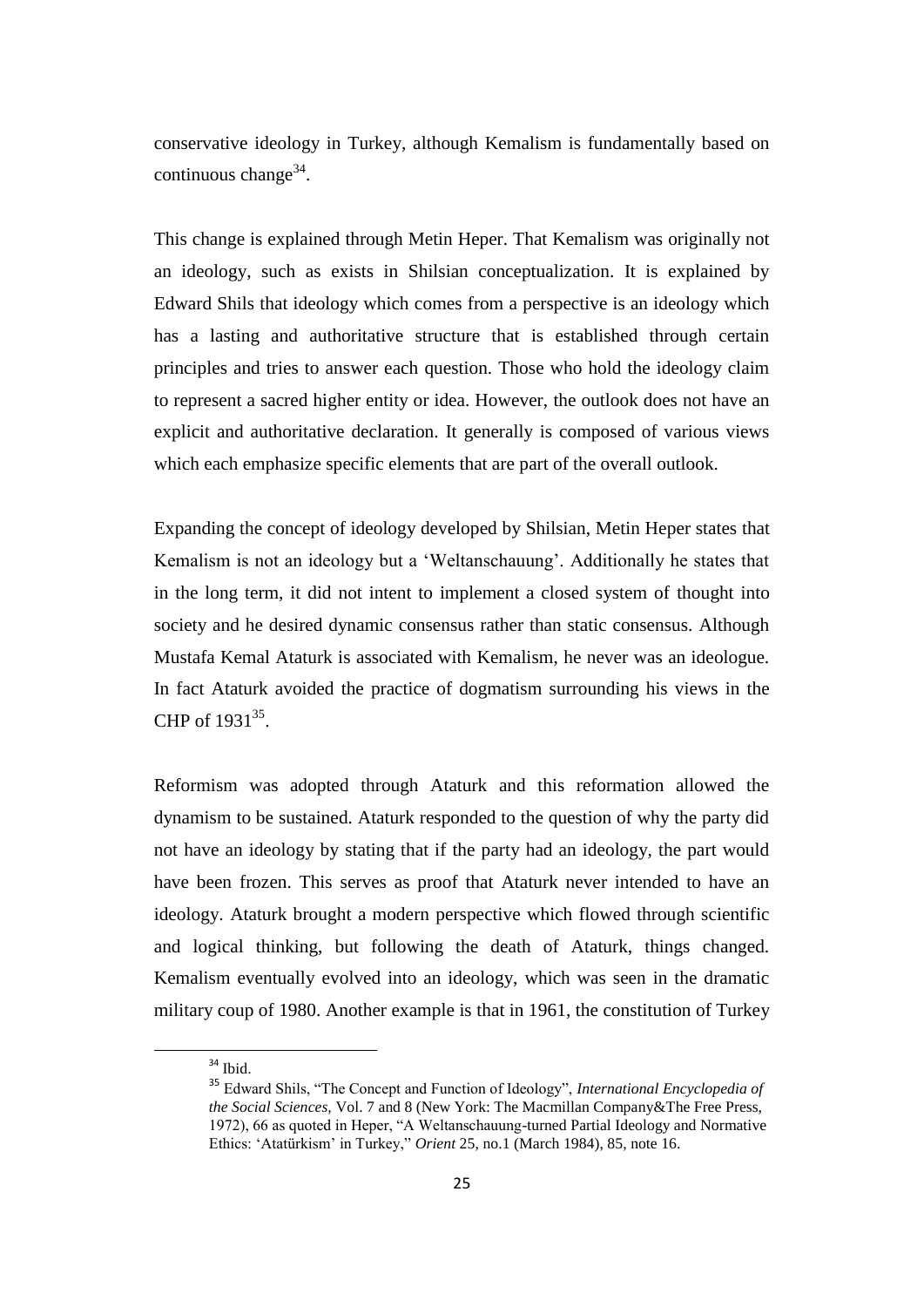conservative ideology in Turkey, although Kemalism is fundamentally based on continuous change[34].

This change is explained through Metin Heper. That Kemalism was originally not an ideology, such as exists in Shilsian conceptualization. It is explained by Edward Shils that ideology which comes from a perspective is an ideology which has a lasting and authoritative structure that is established through certain principles and tries to answer each question. Those who hold the ideology claim to represent a sacred higher entity or idea. However, the outlook does not have an explicit and authoritative declaration. It generally is composed of various views which each emphasize specific elements that are part of the overall outlook.

Expanding the concept of ideology developed by Shilsian, Metin Heper states that Kemalism is not an ideology but a 'Weltanschauung'. Additionally he states that in the long term, it did not intent to implement a closed system of thought into society and he desired dynamic consensus rather than static consensus. Although Mustafa Kemal Ataturk is associated with Kemalism, he never was an ideologue. In fact Ataturk avoided the practice of dogmatism surrounding his views in the CHP of 1931[35].

Reformism was adopted through Ataturk and this reformation allowed the dynamism to be sustained. Ataturk responded to the question of why the party did not have an ideology by stating that if the party had an ideology, the part would have been frozen. This serves as proof that Ataturk never intended to have an ideology. Ataturk brought a modern perspective which flowed through scientific and logical thinking, but following the death of Ataturk, things changed. Kemalism eventually evolved into an ideology, which was seen in the dramatic military coup of 1980. Another example is that in 1961, the constitution of Turkey

---

[34] Ibid.

[35] Edward Shils, "The Concept and Function of Ideology", *International Encyclopedia of the Social Sciences*, Vol. 7 and 8 (New York: The Macmillan Company&The Free Press, 1972), 66 as quoted in Heper, "A Weltanschauung-turned Partial Ideology and Normative Ethics: 'Atatürkism' in Turkey," *Orient* 25, no.1 (March 1984), 85, note 16.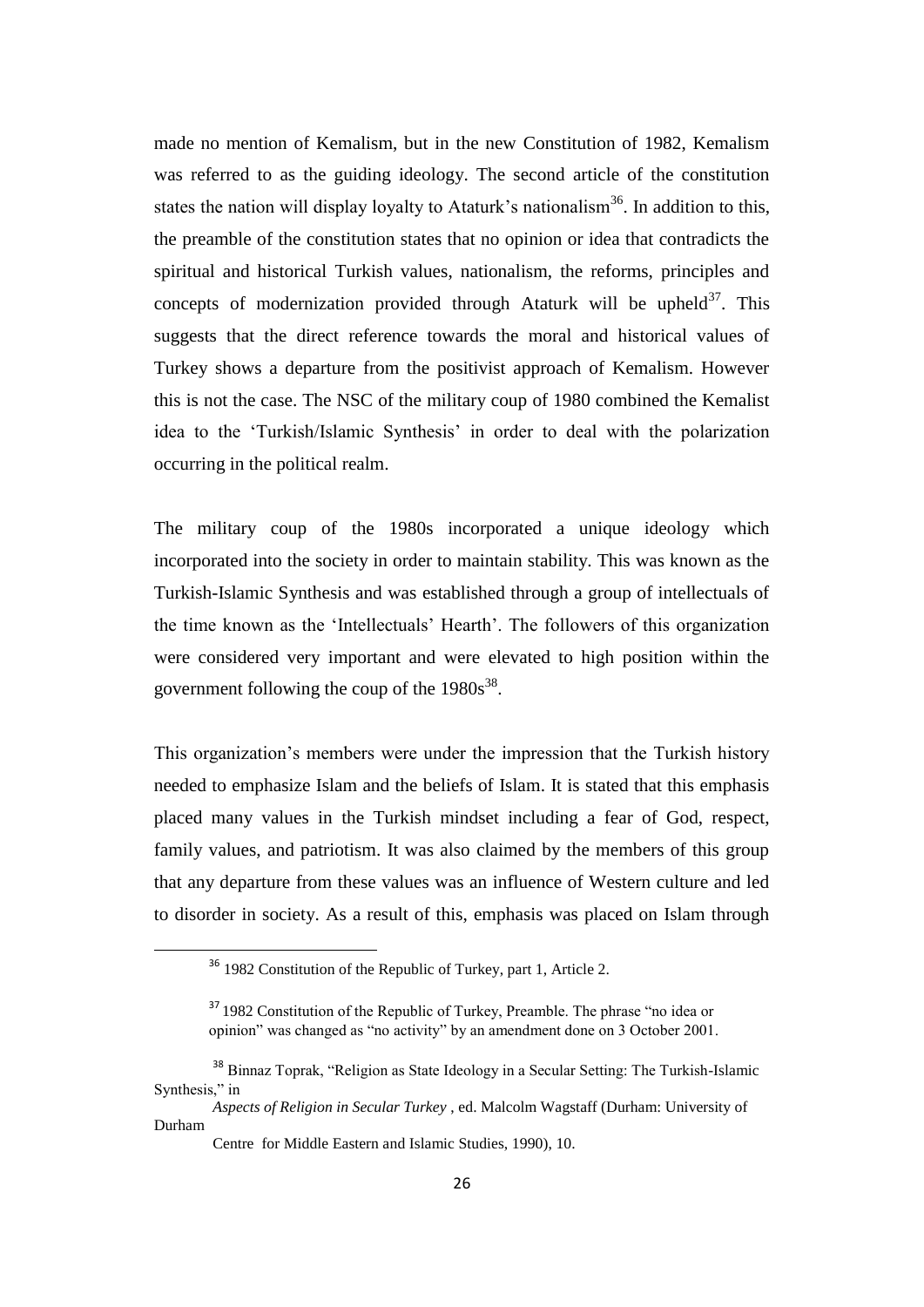made no mention of Kemalism, but in the new Constitution of 1982, Kemalism was referred to as the guiding ideology. The second article of the constitution states the nation will display loyalty to Ataturk's nationalism[36]. In addition to this, the preamble of the constitution states that no opinion or idea that contradicts the spiritual and historical Turkish values, nationalism, the reforms, principles and concepts of modernization provided through Ataturk will be upheld[37]. This suggests that the direct reference towards the moral and historical values of Turkey shows a departure from the positivist approach of Kemalism. However this is not the case. The NSC of the military coup of 1980 combined the Kemalist idea to the 'Turkish/Islamic Synthesis' in order to deal with the polarization occurring in the political realm.

The military coup of the 1980s incorporated a unique ideology which incorporated into the society in order to maintain stability. This was known as the Turkish-Islamic Synthesis and was established through a group of intellectuals of the time known as the 'Intellectuals' Hearth'. The followers of this organization were considered very important and were elevated to high position within the government following the coup of the 1980s[38].

This organization's members were under the impression that the Turkish history needed to emphasize Islam and the beliefs of Islam. It is stated that this emphasis placed many values in the Turkish mindset including a fear of God, respect, family values, and patriotism. It was also claimed by the members of this group that any departure from these values was an influence of Western culture and led to disorder in society. As a result of this, emphasis was placed on Islam through

---

[36] 1982 Constitution of the Republic of Turkey, part 1, Article 2.

[37] 1982 Constitution of the Republic of Turkey, Preamble. The phrase "no idea or opinion" was changed as "no activity" by an amendment done on 3 October 2001.

[38] Binnaz Toprak, "Religion as State Ideology in a Secular Setting: The Turkish-Islamic Synthesis," in *Aspects of Religion in Secular Turkey* , ed. Malcolm Wagstaff (Durham: University of Durham Centre for Middle Eastern and Islamic Studies, 1990), 10.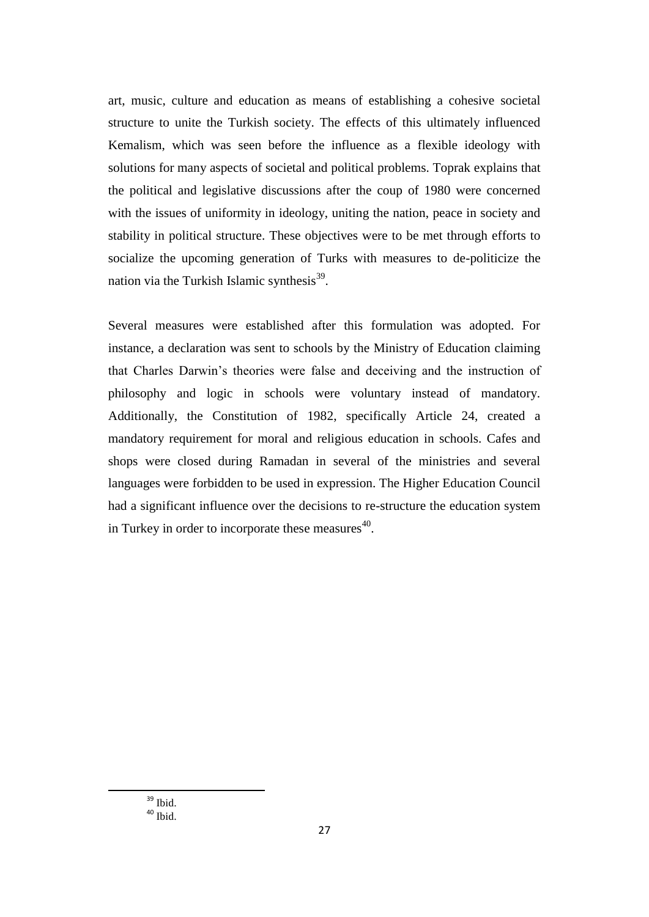art, music, culture and education as means of establishing a cohesive societal structure to unite the Turkish society. The effects of this ultimately influenced Kemalism, which was seen before the influence as a flexible ideology with solutions for many aspects of societal and political problems. Toprak explains that the political and legislative discussions after the coup of 1980 were concerned with the issues of uniformity in ideology, uniting the nation, peace in society and stability in political structure. These objectives were to be met through efforts to socialize the upcoming generation of Turks with measures to de-politicize the nation via the Turkish Islamic synthesis[39].

Several measures were established after this formulation was adopted. For instance, a declaration was sent to schools by the Ministry of Education claiming that Charles Darwin's theories were false and deceiving and the instruction of philosophy and logic in schools were voluntary instead of mandatory. Additionally, the Constitution of 1982, specifically Article 24, created a mandatory requirement for moral and religious education in schools. Cafes and shops were closed during Ramadan in several of the ministries and several languages were forbidden to be used in expression. The Higher Education Council had a significant influence over the decisions to re-structure the education system in Turkey in order to incorporate these measures[40].

---

[39] Ibid.

[40] Ibid.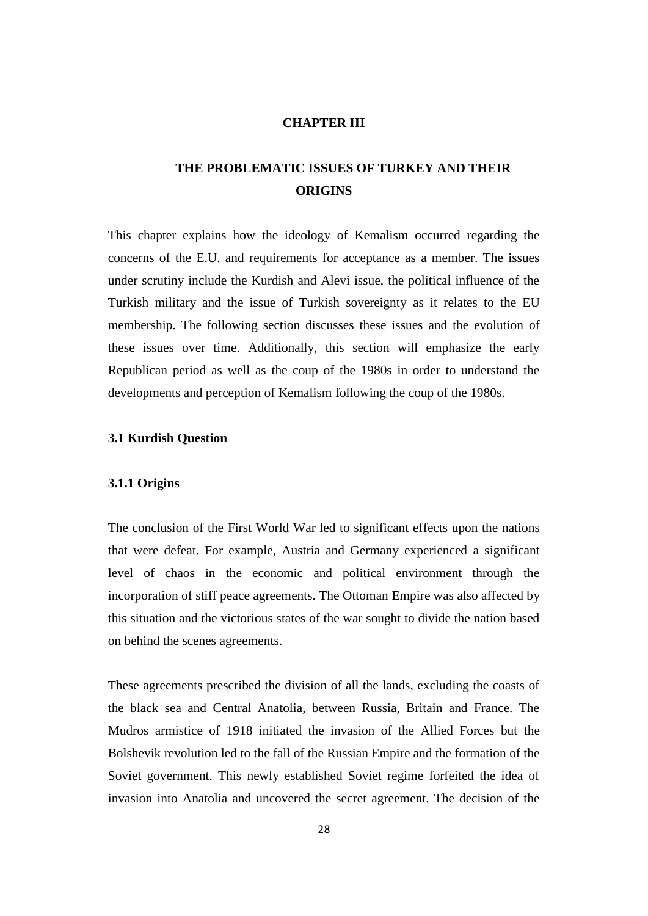# CHAPTER III

# THE PROBLEMATIC ISSUES OF TURKEY AND THEIR ORIGINS

This chapter explains how the ideology of Kemalism occurred regarding the concerns of the E.U. and requirements for acceptance as a member. The issues under scrutiny include the Kurdish and Alevi issue, the political influence of the Turkish military and the issue of Turkish sovereignty as it relates to the EU membership. The following section discusses these issues and the evolution of these issues over time. Additionally, this section will emphasize the early Republican period as well as the coup of the 1980s in order to understand the developments and perception of Kemalism following the coup of the 1980s.

## 3.1 Kurdish Question

### 3.1.1 Origins

The conclusion of the First World War led to significant effects upon the nations that were defeat. For example, Austria and Germany experienced a significant level of chaos in the economic and political environment through the incorporation of stiff peace agreements. The Ottoman Empire was also affected by this situation and the victorious states of the war sought to divide the nation based on behind the scenes agreements.

These agreements prescribed the division of all the lands, excluding the coasts of the black sea and Central Anatolia, between Russia, Britain and France. The Mudros armistice of 1918 initiated the invasion of the Allied Forces but the Bolshevik revolution led to the fall of the Russian Empire and the formation of the Soviet government. This newly established Soviet regime forfeited the idea of invasion into Anatolia and uncovered the secret agreement. The decision of the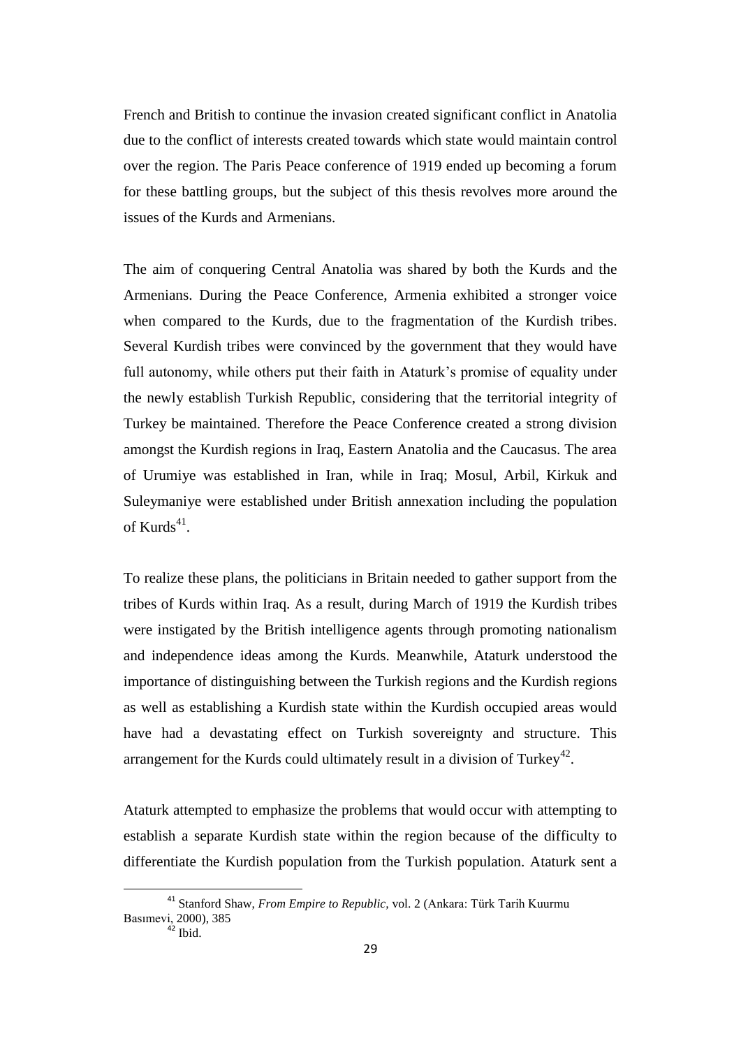French and British to continue the invasion created significant conflict in Anatolia due to the conflict of interests created towards which state would maintain control over the region. The Paris Peace conference of 1919 ended up becoming a forum for these battling groups, but the subject of this thesis revolves more around the issues of the Kurds and Armenians.

The aim of conquering Central Anatolia was shared by both the Kurds and the Armenians. During the Peace Conference, Armenia exhibited a stronger voice when compared to the Kurds, due to the fragmentation of the Kurdish tribes. Several Kurdish tribes were convinced by the government that they would have full autonomy, while others put their faith in Ataturk's promise of equality under the newly establish Turkish Republic, considering that the territorial integrity of Turkey be maintained. Therefore the Peace Conference created a strong division amongst the Kurdish regions in Iraq, Eastern Anatolia and the Caucasus. The area of Urumiye was established in Iran, while in Iraq; Mosul, Arbil, Kirkuk and Suleymaniye were established under British annexation including the population of Kurds[41].

To realize these plans, the politicians in Britain needed to gather support from the tribes of Kurds within Iraq. As a result, during March of 1919 the Kurdish tribes were instigated by the British intelligence agents through promoting nationalism and independence ideas among the Kurds. Meanwhile, Ataturk understood the importance of distinguishing between the Turkish regions and the Kurdish regions as well as establishing a Kurdish state within the Kurdish occupied areas would have had a devastating effect on Turkish sovereignty and structure. This arrangement for the Kurds could ultimately result in a division of Turkey[42].

Ataturk attempted to emphasize the problems that would occur with attempting to establish a separate Kurdish state within the region because of the difficulty to differentiate the Kurdish population from the Turkish population. Ataturk sent a

---

[41] Stanford Shaw, *From Empire to Republic,* vol. 2 (Ankara: Türk Tarih Kuurmu Basımevi, 2000), 385

[42] Ibid.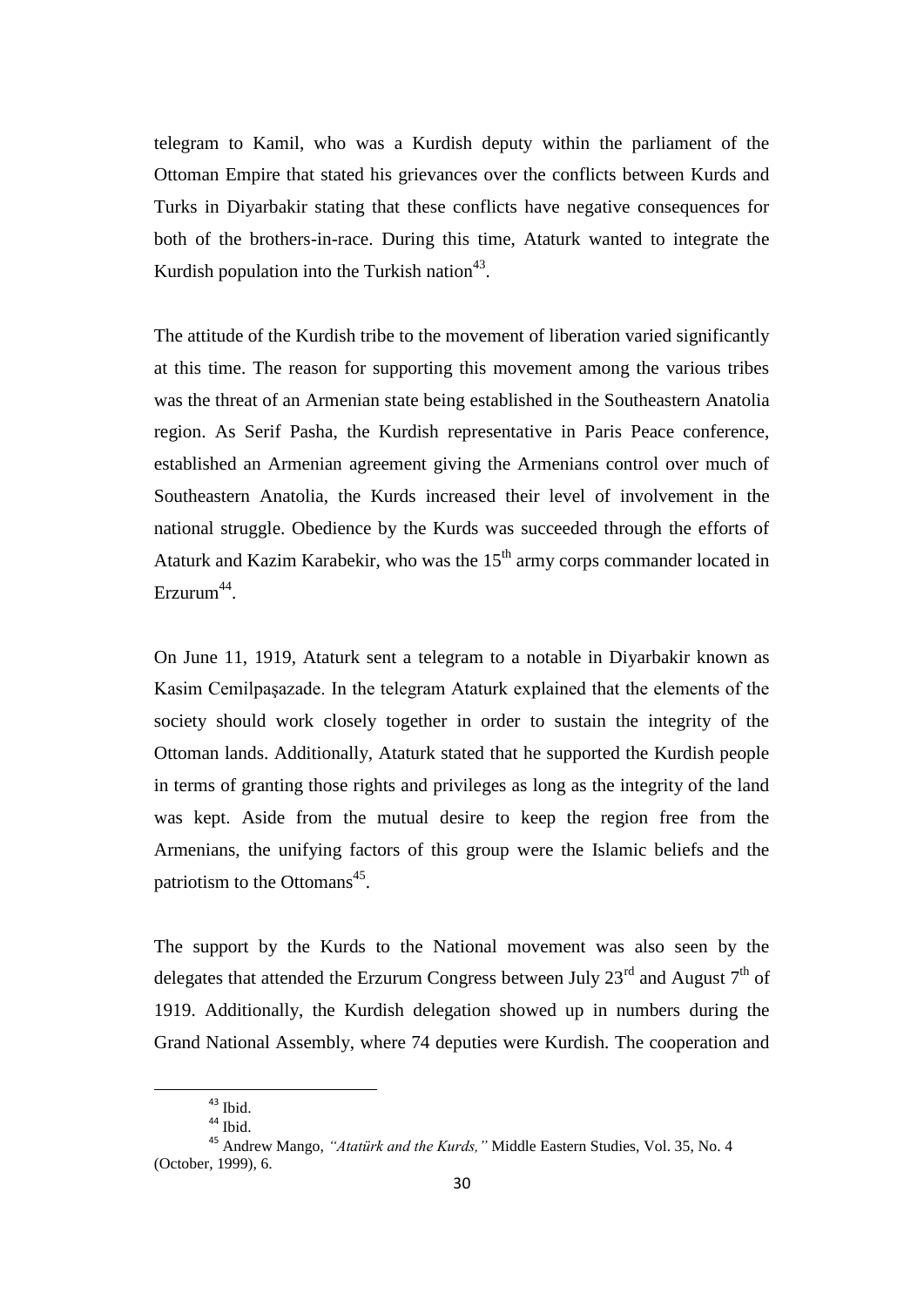telegram to Kamil, who was a Kurdish deputy within the parliament of the Ottoman Empire that stated his grievances over the conflicts between Kurds and Turks in Diyarbakir stating that these conflicts have negative consequences for both of the brothers-in-race. During this time, Ataturk wanted to integrate the Kurdish population into the Turkish nation[43].

The attitude of the Kurdish tribe to the movement of liberation varied significantly at this time. The reason for supporting this movement among the various tribes was the threat of an Armenian state being established in the Southeastern Anatolia region. As Serif Pasha, the Kurdish representative in Paris Peace conference, established an Armenian agreement giving the Armenians control over much of Southeastern Anatolia, the Kurds increased their level of involvement in the national struggle. Obedience by the Kurds was succeeded through the efforts of Ataturk and Kazim Karabekir, who was the 15th army corps commander located in Erzurum[44].

On June 11, 1919, Ataturk sent a telegram to a notable in Diyarbakir known as Kasim Cemilpaşazade. In the telegram Ataturk explained that the elements of the society should work closely together in order to sustain the integrity of the Ottoman lands. Additionally, Ataturk stated that he supported the Kurdish people in terms of granting those rights and privileges as long as the integrity of the land was kept. Aside from the mutual desire to keep the region free from the Armenians, the unifying factors of this group were the Islamic beliefs and the patriotism to the Ottomans[45].

The support by the Kurds to the National movement was also seen by the delegates that attended the Erzurum Congress between July 23rd and August 7th of 1919. Additionally, the Kurdish delegation showed up in numbers during the Grand National Assembly, where 74 deputies were Kurdish. The cooperation and

[43] Ibid.

[44] Ibid.

[45] Andrew Mango, *"Atatürk and the Kurds,"* Middle Eastern Studies, Vol. 35, No. 4 (October, 1999), 6.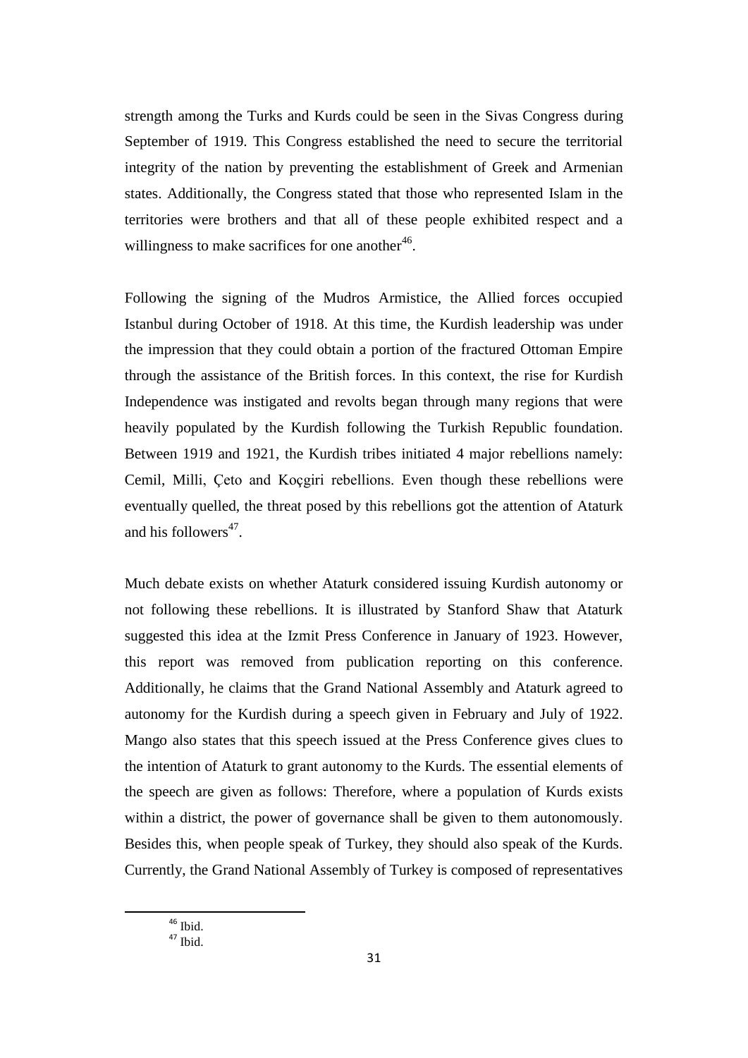strength among the Turks and Kurds could be seen in the Sivas Congress during September of 1919. This Congress established the need to secure the territorial integrity of the nation by preventing the establishment of Greek and Armenian states. Additionally, the Congress stated that those who represented Islam in the territories were brothers and that all of these people exhibited respect and a willingness to make sacrifices for one another[46].

Following the signing of the Mudros Armistice, the Allied forces occupied Istanbul during October of 1918. At this time, the Kurdish leadership was under the impression that they could obtain a portion of the fractured Ottoman Empire through the assistance of the British forces. In this context, the rise for Kurdish Independence was instigated and revolts began through many regions that were heavily populated by the Kurdish following the Turkish Republic foundation. Between 1919 and 1921, the Kurdish tribes initiated 4 major rebellions namely: Cemil, Milli, Çeto and Koçgiri rebellions. Even though these rebellions were eventually quelled, the threat posed by this rebellions got the attention of Ataturk and his followers[47].

Much debate exists on whether Ataturk considered issuing Kurdish autonomy or not following these rebellions. It is illustrated by Stanford Shaw that Ataturk suggested this idea at the Izmit Press Conference in January of 1923. However, this report was removed from publication reporting on this conference. Additionally, he claims that the Grand National Assembly and Ataturk agreed to autonomy for the Kurdish during a speech given in February and July of 1922. Mango also states that this speech issued at the Press Conference gives clues to the intention of Ataturk to grant autonomy to the Kurds. The essential elements of the speech are given as follows: Therefore, where a population of Kurds exists within a district, the power of governance shall be given to them autonomously. Besides this, when people speak of Turkey, they should also speak of the Kurds. Currently, the Grand National Assembly of Turkey is composed of representatives

---

[46] Ibid.

[47] Ibid.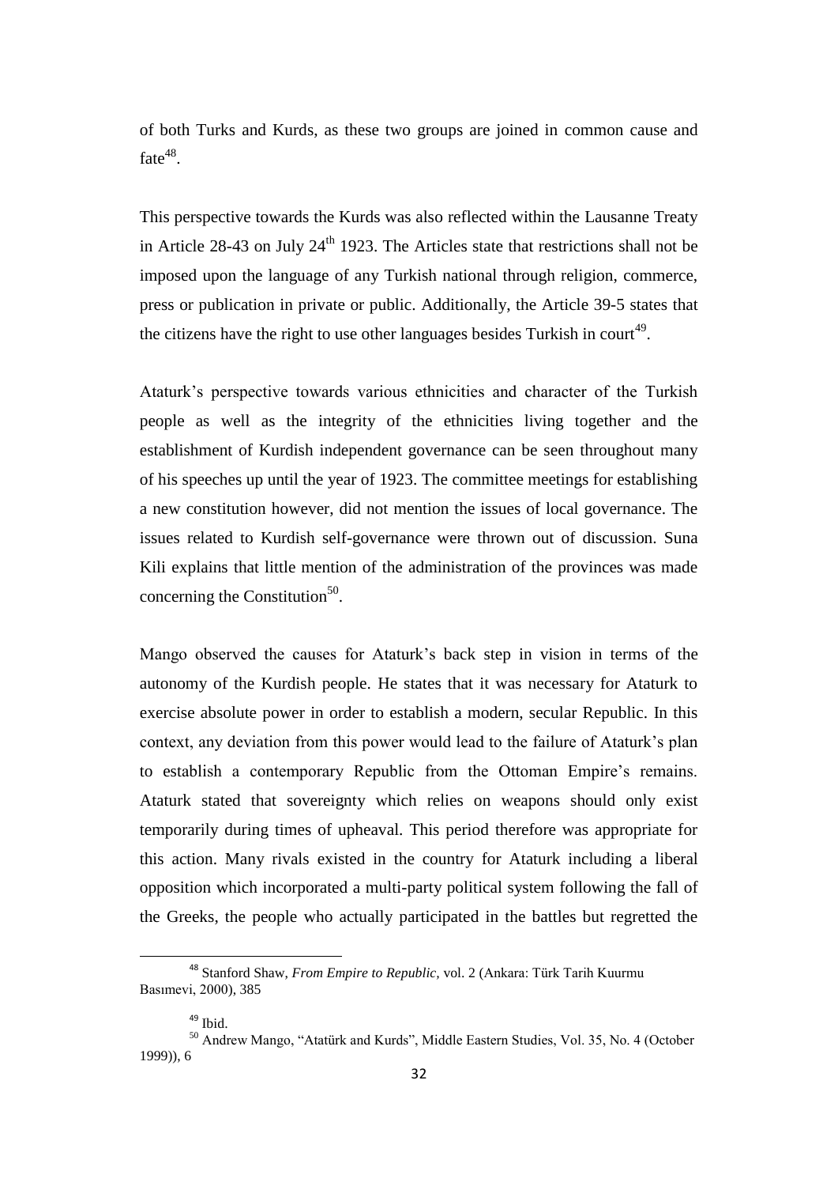of both Turks and Kurds, as these two groups are joined in common cause and fate[48].

This perspective towards the Kurds was also reflected within the Lausanne Treaty in Article 28-43 on July 24th 1923. The Articles state that restrictions shall not be imposed upon the language of any Turkish national through religion, commerce, press or publication in private or public. Additionally, the Article 39-5 states that the citizens have the right to use other languages besides Turkish in court[49].

Ataturk's perspective towards various ethnicities and character of the Turkish people as well as the integrity of the ethnicities living together and the establishment of Kurdish independent governance can be seen throughout many of his speeches up until the year of 1923. The committee meetings for establishing a new constitution however, did not mention the issues of local governance. The issues related to Kurdish self-governance were thrown out of discussion. Suna Kili explains that little mention of the administration of the provinces was made concerning the Constitution[50].

Mango observed the causes for Ataturk's back step in vision in terms of the autonomy of the Kurdish people. He states that it was necessary for Ataturk to exercise absolute power in order to establish a modern, secular Republic. In this context, any deviation from this power would lead to the failure of Ataturk's plan to establish a contemporary Republic from the Ottoman Empire's remains. Ataturk stated that sovereignty which relies on weapons should only exist temporarily during times of upheaval. This period therefore was appropriate for this action. Many rivals existed in the country for Ataturk including a liberal opposition which incorporated a multi-party political system following the fall of the Greeks, the people who actually participated in the battles but regretted the

---

[48] Stanford Shaw, *From Empire to Republic,* vol. 2 (Ankara: Türk Tarih Kuurmu Basımevi, 2000), 385

[49] Ibid.

[50] Andrew Mango, "Atatürk and Kurds", Middle Eastern Studies, Vol. 35, No. 4 (October 1999)), 6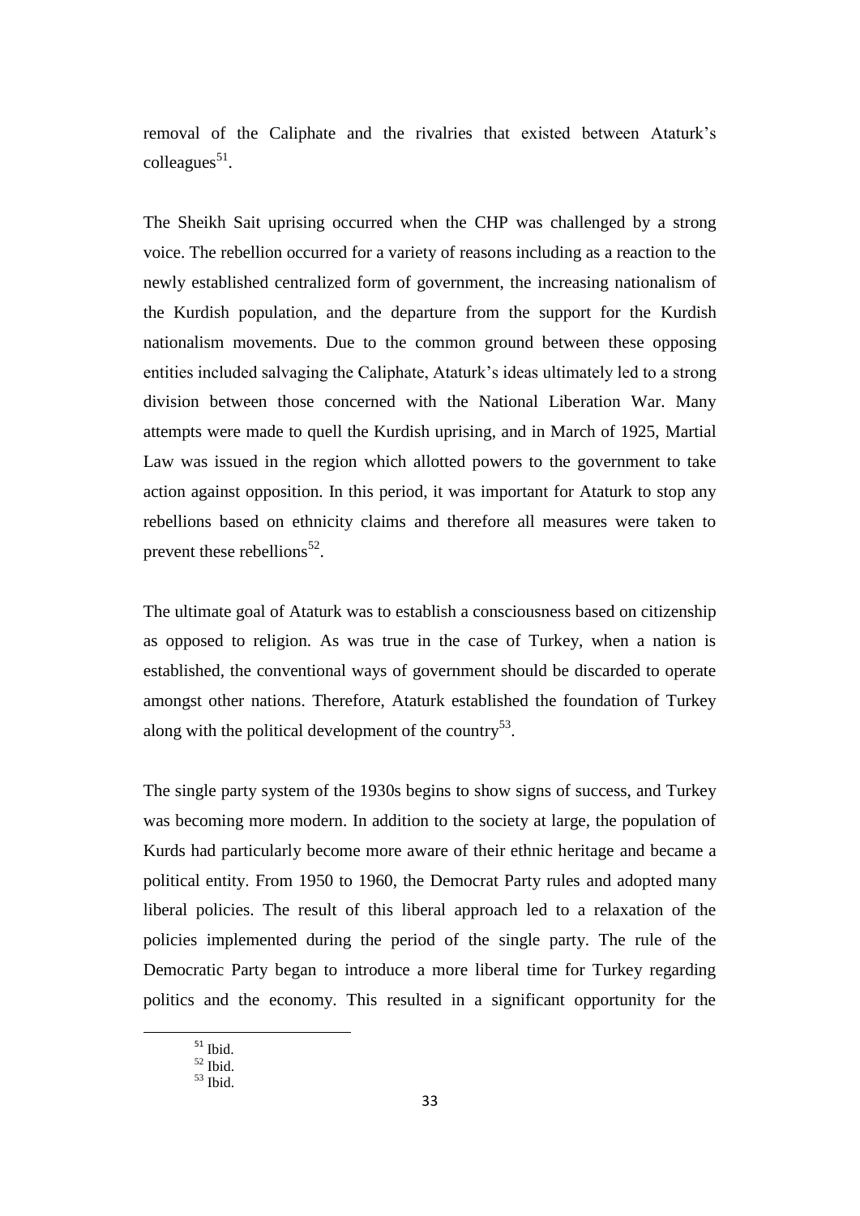removal of the Caliphate and the rivalries that existed between Ataturk's colleagues[51].

The Sheikh Sait uprising occurred when the CHP was challenged by a strong voice. The rebellion occurred for a variety of reasons including as a reaction to the newly established centralized form of government, the increasing nationalism of the Kurdish population, and the departure from the support for the Kurdish nationalism movements. Due to the common ground between these opposing entities included salvaging the Caliphate, Ataturk's ideas ultimately led to a strong division between those concerned with the National Liberation War. Many attempts were made to quell the Kurdish uprising, and in March of 1925, Martial Law was issued in the region which allotted powers to the government to take action against opposition. In this period, it was important for Ataturk to stop any rebellions based on ethnicity claims and therefore all measures were taken to prevent these rebellions[52].

The ultimate goal of Ataturk was to establish a consciousness based on citizenship as opposed to religion. As was true in the case of Turkey, when a nation is established, the conventional ways of government should be discarded to operate amongst other nations. Therefore, Ataturk established the foundation of Turkey along with the political development of the country[53].

The single party system of the 1930s begins to show signs of success, and Turkey was becoming more modern. In addition to the society at large, the population of Kurds had particularly become more aware of their ethnic heritage and became a political entity. From 1950 to 1960, the Democrat Party rules and adopted many liberal policies. The result of this liberal approach led to a relaxation of the policies implemented during the period of the single party. The rule of the Democratic Party began to introduce a more liberal time for Turkey regarding politics and the economy. This resulted in a significant opportunity for the

---

[51] Ibid.
[52] Ibid.
[53] Ibid.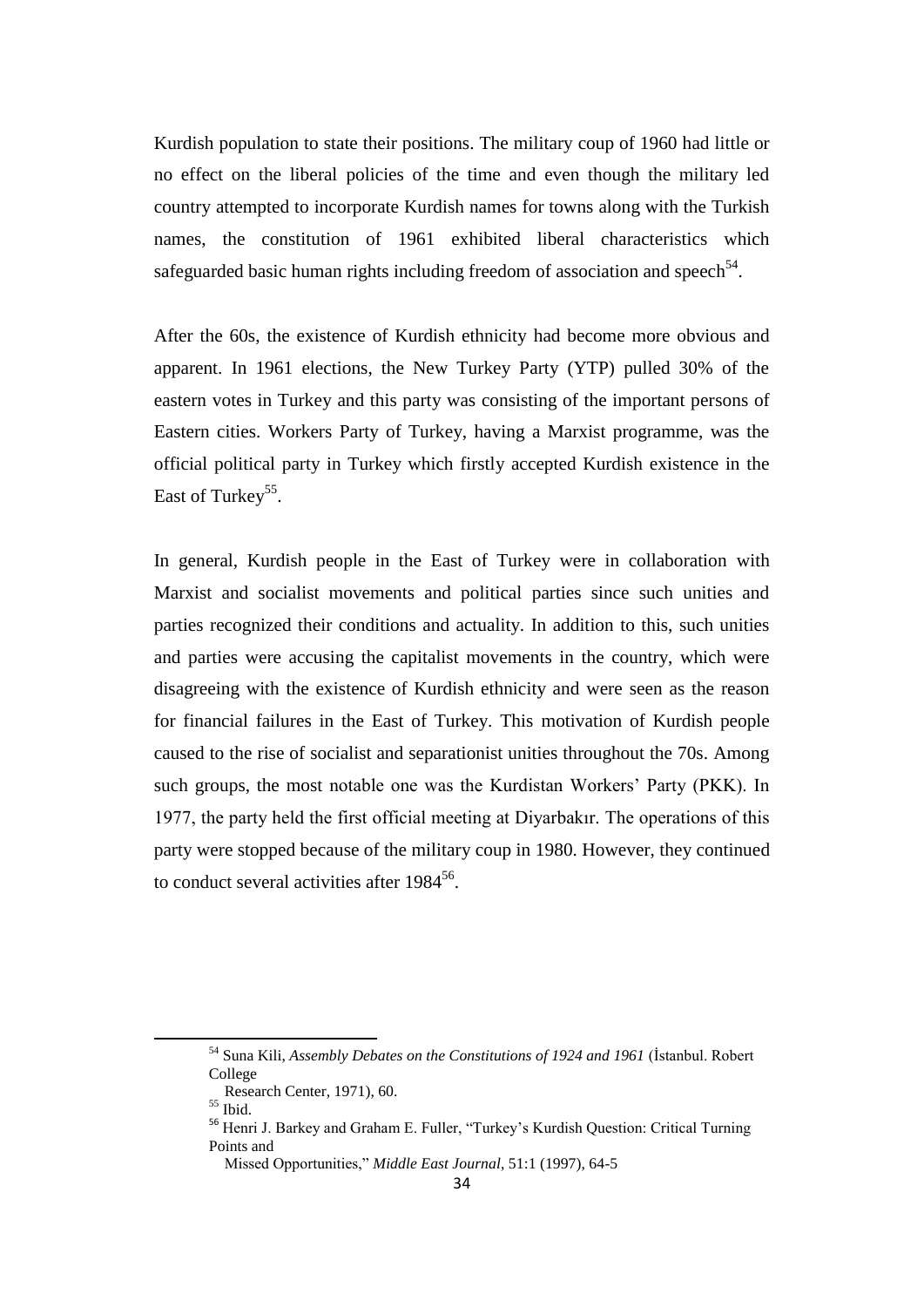Kurdish population to state their positions. The military coup of 1960 had little or no effect on the liberal policies of the time and even though the military led country attempted to incorporate Kurdish names for towns along with the Turkish names, the constitution of 1961 exhibited liberal characteristics which safeguarded basic human rights including freedom of association and speech[54].

After the 60s, the existence of Kurdish ethnicity had become more obvious and apparent. In 1961 elections, the New Turkey Party (YTP) pulled 30% of the eastern votes in Turkey and this party was consisting of the important persons of Eastern cities. Workers Party of Turkey, having a Marxist programme, was the official political party in Turkey which firstly accepted Kurdish existence in the East of Turkey[55].

In general, Kurdish people in the East of Turkey were in collaboration with Marxist and socialist movements and political parties since such unities and parties recognized their conditions and actuality. In addition to this, such unities and parties were accusing the capitalist movements in the country, which were disagreeing with the existence of Kurdish ethnicity and were seen as the reason for financial failures in the East of Turkey. This motivation of Kurdish people caused to the rise of socialist and separationist unities throughout the 70s. Among such groups, the most notable one was the Kurdistan Workers' Party (PKK). In 1977, the party held the first official meeting at Diyarbakır. The operations of this party were stopped because of the military coup in 1980. However, they continued to conduct several activities after 1984[56].

---

[54] Suna Kili, *Assembly Debates on the Constitutions of 1924 and 1961* (İstanbul. Robert College Research Center, 1971), 60.

[55] Ibid.

[56] Henri J. Barkey and Graham E. Fuller, "Turkey's Kurdish Question: Critical Turning Points and Missed Opportunities," *Middle East Journal*, 51:1 (1997), 64-5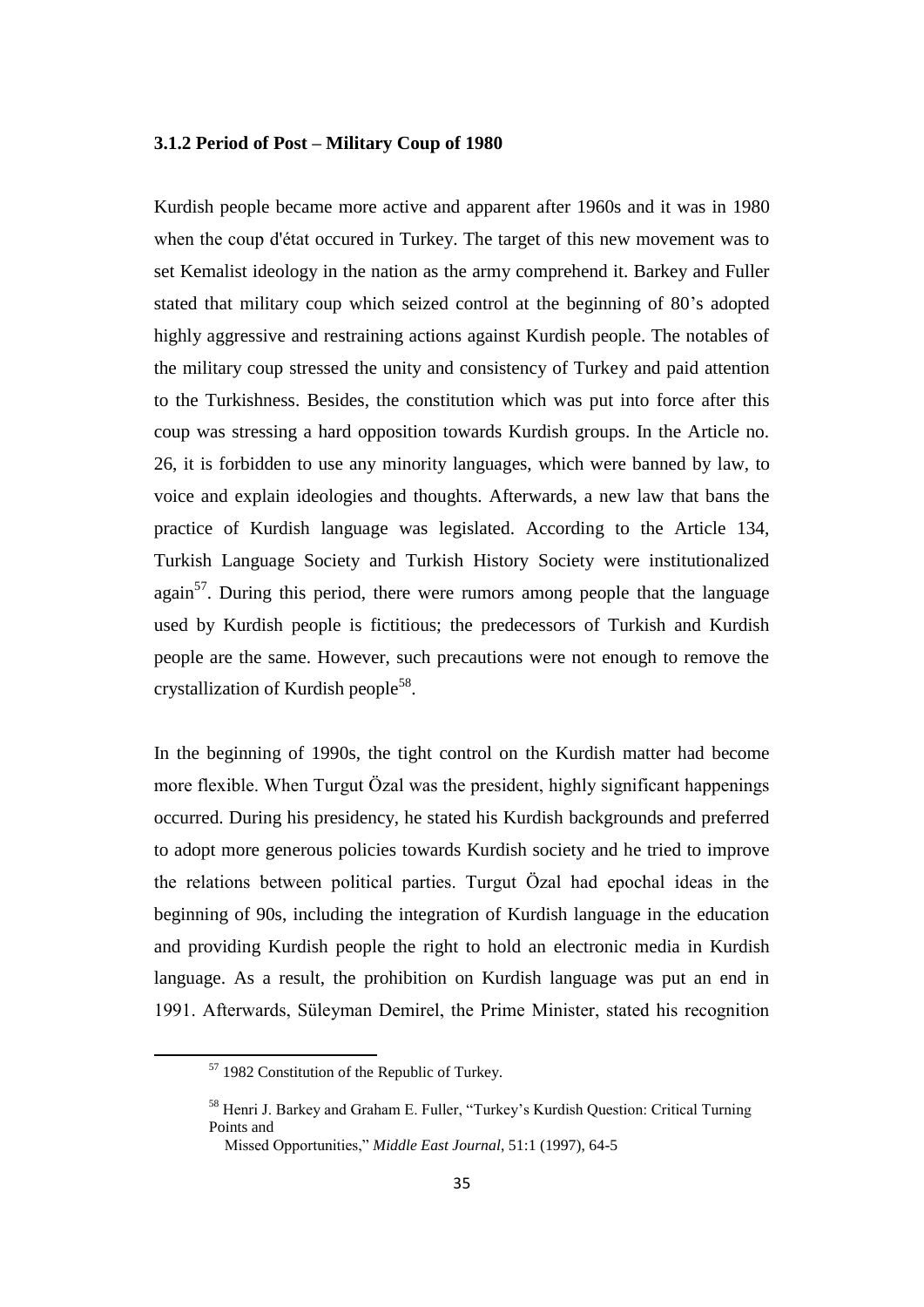### 3.1.2 Period of Post – Military Coup of 1980

Kurdish people became more active and apparent after 1960s and it was in 1980 when the coup d'état occured in Turkey. The target of this new movement was to set Kemalist ideology in the nation as the army comprehend it. Barkey and Fuller stated that military coup which seized control at the beginning of 80's adopted highly aggressive and restraining actions against Kurdish people. The notables of the military coup stressed the unity and consistency of Turkey and paid attention to the Turkishness. Besides, the constitution which was put into force after this coup was stressing a hard opposition towards Kurdish groups. In the Article no. 26, it is forbidden to use any minority languages, which were banned by law, to voice and explain ideologies and thoughts. Afterwards, a new law that bans the practice of Kurdish language was legislated. According to the Article 134, Turkish Language Society and Turkish History Society were institutionalized again[57]. During this period, there were rumors among people that the language used by Kurdish people is fictitious; the predecessors of Turkish and Kurdish people are the same. However, such precautions were not enough to remove the crystallization of Kurdish people[58].

In the beginning of 1990s, the tight control on the Kurdish matter had become more flexible. When Turgut Özal was the president, highly significant happenings occurred. During his presidency, he stated his Kurdish backgrounds and preferred to adopt more generous policies towards Kurdish society and he tried to improve the relations between political parties. Turgut Özal had epochal ideas in the beginning of 90s, including the integration of Kurdish language in the education and providing Kurdish people the right to hold an electronic media in Kurdish language. As a result, the prohibition on Kurdish language was put an end in 1991. Afterwards, Süleyman Demirel, the Prime Minister, stated his recognition

[57] 1982 Constitution of the Republic of Turkey.

[58] Henri J. Barkey and Graham E. Fuller, "Turkey's Kurdish Question: Critical Turning Points and Missed Opportunities," *Middle East Journal*, 51:1 (1997), 64-5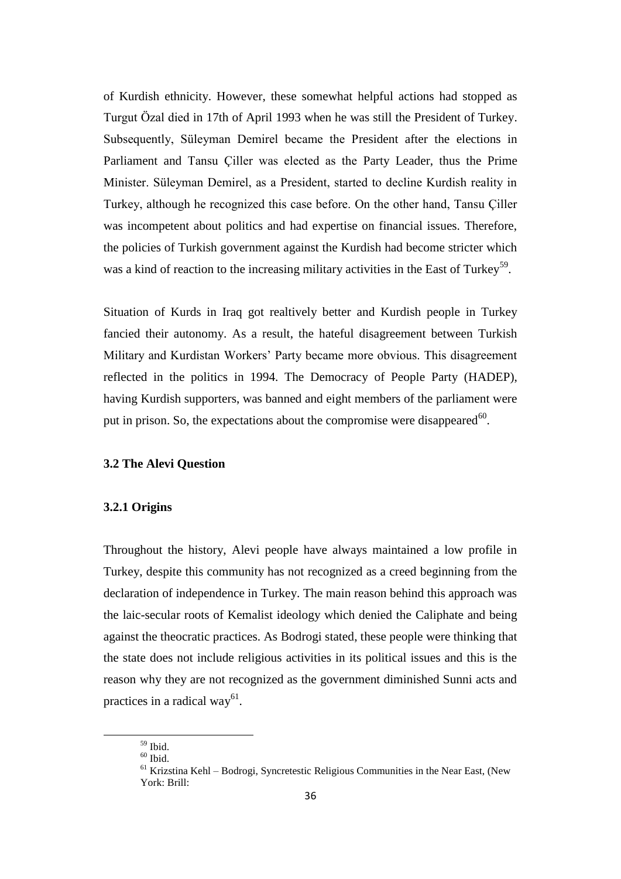of Kurdish ethnicity. However, these somewhat helpful actions had stopped as Turgut Özal died in 17th of April 1993 when he was still the President of Turkey. Subsequently, Süleyman Demirel became the President after the elections in Parliament and Tansu Çiller was elected as the Party Leader, thus the Prime Minister. Süleyman Demirel, as a President, started to decline Kurdish reality in Turkey, although he recognized this case before. On the other hand, Tansu Çiller was incompetent about politics and had expertise on financial issues. Therefore, the policies of Turkish government against the Kurdish had become stricter which was a kind of reaction to the increasing military activities in the East of Turkey[59].

Situation of Kurds in Iraq got realtively better and Kurdish people in Turkey fancied their autonomy. As a result, the hateful disagreement between Turkish Military and Kurdistan Workers' Party became more obvious. This disagreement reflected in the politics in 1994. The Democracy of People Party (HADEP), having Kurdish supporters, was banned and eight members of the parliament were put in prison. So, the expectations about the compromise were disappeared[60].

### 3.2 The Alevi Question

#### 3.2.1 Origins

Throughout the history, Alevi people have always maintained a low profile in Turkey, despite this community has not recognized as a creed beginning from the declaration of independence in Turkey. The main reason behind this approach was the laic-secular roots of Kemalist ideology which denied the Caliphate and being against the theocratic practices. As Bodrogi stated, these people were thinking that the state does not include religious activities in its political issues and this is the reason why they are not recognized as the government diminished Sunni acts and practices in a radical way[61].

---

[59] Ibid.

[60] Ibid.

[61] Krizstina Kehl – Bodrogi, Syncretestic Religious Communities in the Near East, (New York: Brill: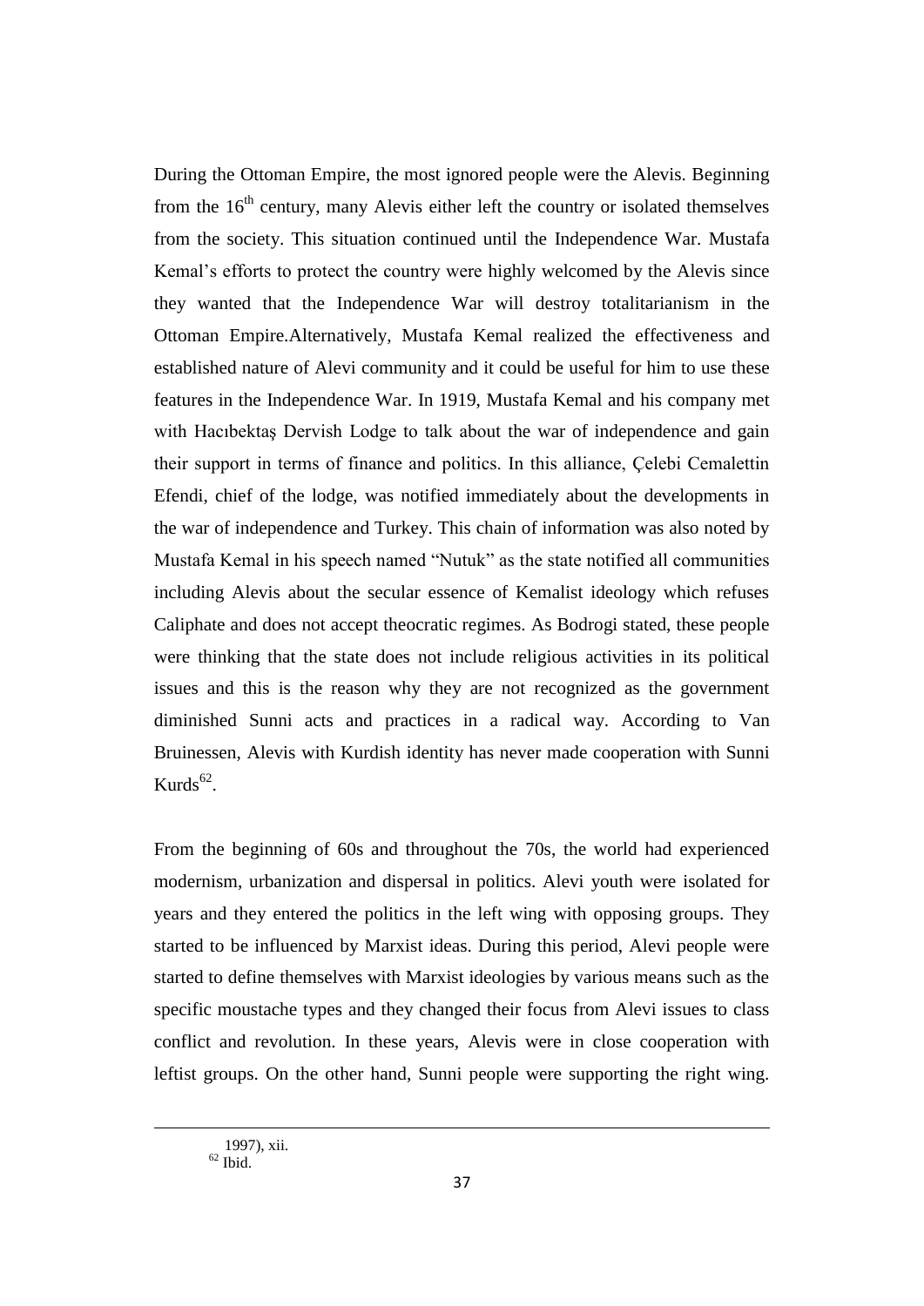During the Ottoman Empire, the most ignored people were the Alevis. Beginning from the 16th century, many Alevis either left the country or isolated themselves from the society. This situation continued until the Independence War. Mustafa Kemal's efforts to protect the country were highly welcomed by the Alevis since they wanted that the Independence War will destroy totalitarianism in the Ottoman Empire.Alternatively, Mustafa Kemal realized the effectiveness and established nature of Alevi community and it could be useful for him to use these features in the Independence War. In 1919, Mustafa Kemal and his company met with Hacıbektaş Dervish Lodge to talk about the war of independence and gain their support in terms of finance and politics. In this alliance, Çelebi Cemalettin Efendi, chief of the lodge, was notified immediately about the developments in the war of independence and Turkey. This chain of information was also noted by Mustafa Kemal in his speech named "Nutuk" as the state notified all communities including Alevis about the secular essence of Kemalist ideology which refuses Caliphate and does not accept theocratic regimes. As Bodrogi stated, these people were thinking that the state does not include religious activities in its political issues and this is the reason why they are not recognized as the government diminished Sunni acts and practices in a radical way. According to Van Bruinessen, Alevis with Kurdish identity has never made cooperation with Sunni Kurds[62].

From the beginning of 60s and throughout the 70s, the world had experienced modernism, urbanization and dispersal in politics. Alevi youth were isolated for years and they entered the politics in the left wing with opposing groups. They started to be influenced by Marxist ideas. During this period, Alevi people were started to define themselves with Marxist ideologies by various means such as the specific moustache types and they changed their focus from Alevi issues to class conflict and revolution. In these years, Alevis were in close cooperation with leftist groups. On the other hand, Sunni people were supporting the right wing.

1997), xii.

[62] Ibid.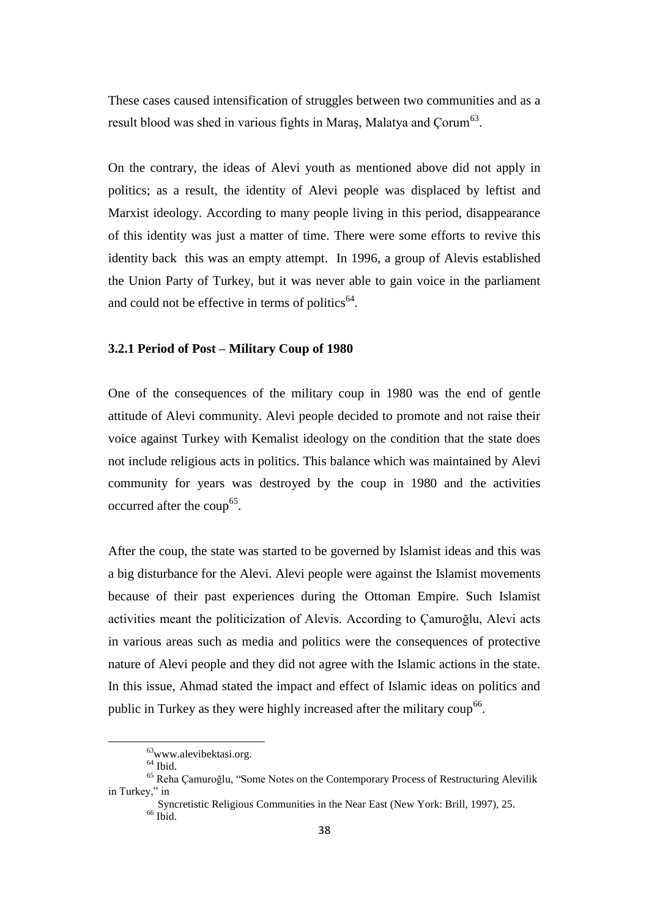These cases caused intensification of struggles between two communities and as a result blood was shed in various fights in Maraş, Malatya and Çorum[63].

On the contrary, the ideas of Alevi youth as mentioned above did not apply in politics; as a result, the identity of Alevi people was displaced by leftist and Marxist ideology. According to many people living in this period, disappearance of this identity was just a matter of time. There were some efforts to revive this identity back  this was an empty attempt.  In 1996, a group of Alevis established the Union Party of Turkey, but it was never able to gain voice in the parliament and could not be effective in terms of politics[64].

### 3.2.1 Period of Post – Military Coup of 1980

One of the consequences of the military coup in 1980 was the end of gentle attitude of Alevi community. Alevi people decided to promote and not raise their voice against Turkey with Kemalist ideology on the condition that the state does not include religious acts in politics. This balance which was maintained by Alevi community for years was destroyed by the coup in 1980 and the activities occurred after the coup[65].

After the coup, the state was started to be governed by Islamist ideas and this was a big disturbance for the Alevi. Alevi people were against the Islamist movements because of their past experiences during the Ottoman Empire. Such Islamist activities meant the politicization of Alevis. According to Çamuroğlu, Alevi acts in various areas such as media and politics were the consequences of protective nature of Alevi people and they did not agree with the Islamic actions in the state. In this issue, Ahmad stated the impact and effect of Islamic ideas on politics and public in Turkey as they were highly increased after the military coup[66].

---

[63] www.alevibektasi.org.

[64] Ibid.

[65] Reha Çamuroğlu, "Some Notes on the Contemporary Process of Restructuring Alevilik in Turkey," in Syncretistic Religious Communities in the Near East (New York: Brill, 1997), 25.

[66] Ibid.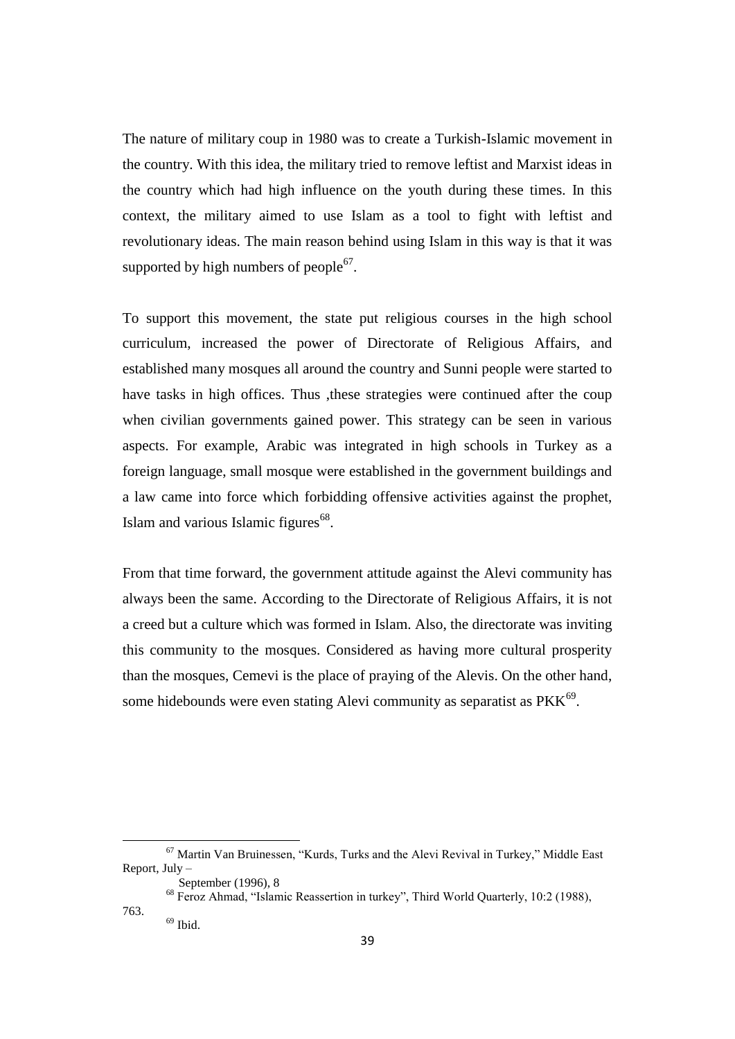The nature of military coup in 1980 was to create a Turkish-Islamic movement in the country. With this idea, the military tried to remove leftist and Marxist ideas in the country which had high influence on the youth during these times. In this context, the military aimed to use Islam as a tool to fight with leftist and revolutionary ideas. The main reason behind using Islam in this way is that it was supported by high numbers of people[67].

To support this movement, the state put religious courses in the high school curriculum, increased the power of Directorate of Religious Affairs, and established many mosques all around the country and Sunni people were started to have tasks in high offices. Thus ,these strategies were continued after the coup when civilian governments gained power. This strategy can be seen in various aspects. For example, Arabic was integrated in high schools in Turkey as a foreign language, small mosque were established in the government buildings and a law came into force which forbidding offensive activities against the prophet, Islam and various Islamic figures[68].

From that time forward, the government attitude against the Alevi community has always been the same. According to the Directorate of Religious Affairs, it is not a creed but a culture which was formed in Islam. Also, the directorate was inviting this community to the mosques. Considered as having more cultural prosperity than the mosques, Cemevi is the place of praying of the Alevis. On the other hand, some hidebounds were even stating Alevi community as separatist as PKK[69].

---

[67] Martin Van Bruinessen, "Kurds, Turks and the Alevi Revival in Turkey," Middle East Report, July – September (1996), 8

[68] Feroz Ahmad, "Islamic Reassertion in turkey", Third World Quarterly, 10:2 (1988), 763.

[69] Ibid.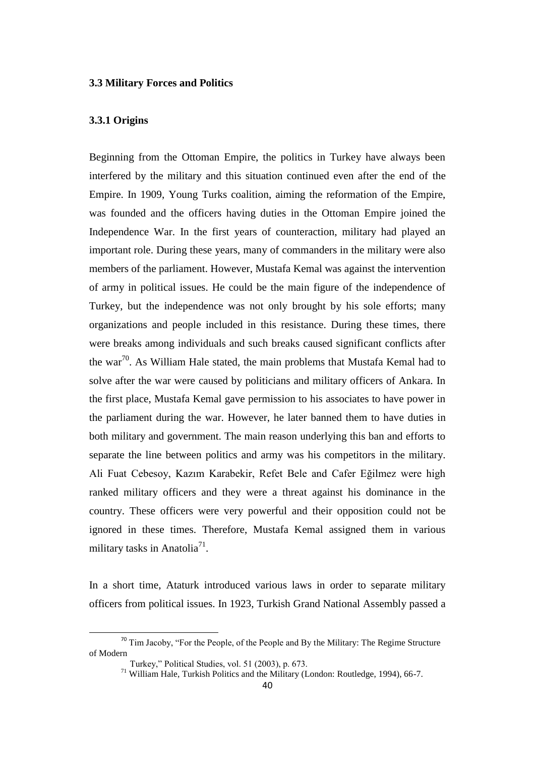### 3.3 Military Forces and Politics

#### 3.3.1 Origins

Beginning from the Ottoman Empire, the politics in Turkey have always been interfered by the military and this situation continued even after the end of the Empire. In 1909, Young Turks coalition, aiming the reformation of the Empire, was founded and the officers having duties in the Ottoman Empire joined the Independence War. In the first years of counteraction, military had played an important role. During these years, many of commanders in the military were also members of the parliament. However, Mustafa Kemal was against the intervention of army in political issues. He could be the main figure of the independence of Turkey, but the independence was not only brought by his sole efforts; many organizations and people included in this resistance. During these times, there were breaks among individuals and such breaks caused significant conflicts after the war[70]. As William Hale stated, the main problems that Mustafa Kemal had to solve after the war were caused by politicians and military officers of Ankara. In the first place, Mustafa Kemal gave permission to his associates to have power in the parliament during the war. However, he later banned them to have duties in both military and government. The main reason underlying this ban and efforts to separate the line between politics and army was his competitors in the military. Ali Fuat Cebesoy, Kazım Karabekir, Refet Bele and Cafer Eğilmez were high ranked military officers and they were a threat against his dominance in the country. These officers were very powerful and their opposition could not be ignored in these times. Therefore, Mustafa Kemal assigned them in various military tasks in Anatolia[71].

In a short time, Ataturk introduced various laws in order to separate military officers from political issues. In 1923, Turkish Grand National Assembly passed a

---

[70] Tim Jacoby, "For the People, of the People and By the Military: The Regime Structure of Modern Turkey," Political Studies, vol. 51 (2003), p. 673.

[71] William Hale, Turkish Politics and the Military (London: Routledge, 1994), 66-7.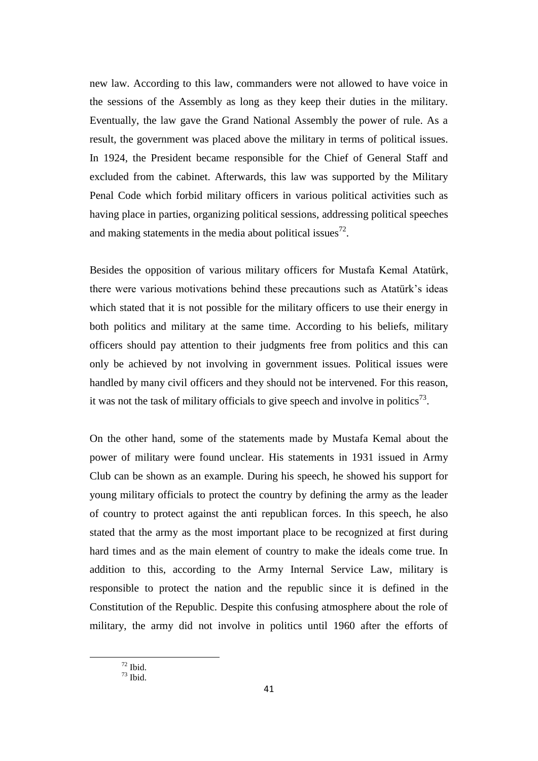new law. According to this law, commanders were not allowed to have voice in the sessions of the Assembly as long as they keep their duties in the military. Eventually, the law gave the Grand National Assembly the power of rule. As a result, the government was placed above the military in terms of political issues. In 1924, the President became responsible for the Chief of General Staff and excluded from the cabinet. Afterwards, this law was supported by the Military Penal Code which forbid military officers in various political activities such as having place in parties, organizing political sessions, addressing political speeches and making statements in the media about political issues[72].

Besides the opposition of various military officers for Mustafa Kemal Atatürk, there were various motivations behind these precautions such as Atatürk's ideas which stated that it is not possible for the military officers to use their energy in both politics and military at the same time. According to his beliefs, military officers should pay attention to their judgments free from politics and this can only be achieved by not involving in government issues. Political issues were handled by many civil officers and they should not be intervened. For this reason, it was not the task of military officials to give speech and involve in politics[73].

On the other hand, some of the statements made by Mustafa Kemal about the power of military were found unclear. His statements in 1931 issued in Army Club can be shown as an example. During his speech, he showed his support for young military officials to protect the country by defining the army as the leader of country to protect against the anti republican forces. In this speech, he also stated that the army as the most important place to be recognized at first during hard times and as the main element of country to make the ideals come true. In addition to this, according to the Army Internal Service Law, military is responsible to protect the nation and the republic since it is defined in the Constitution of the Republic. Despite this confusing atmosphere about the role of military, the army did not involve in politics until 1960 after the efforts of

[72] Ibid.

[73] Ibid.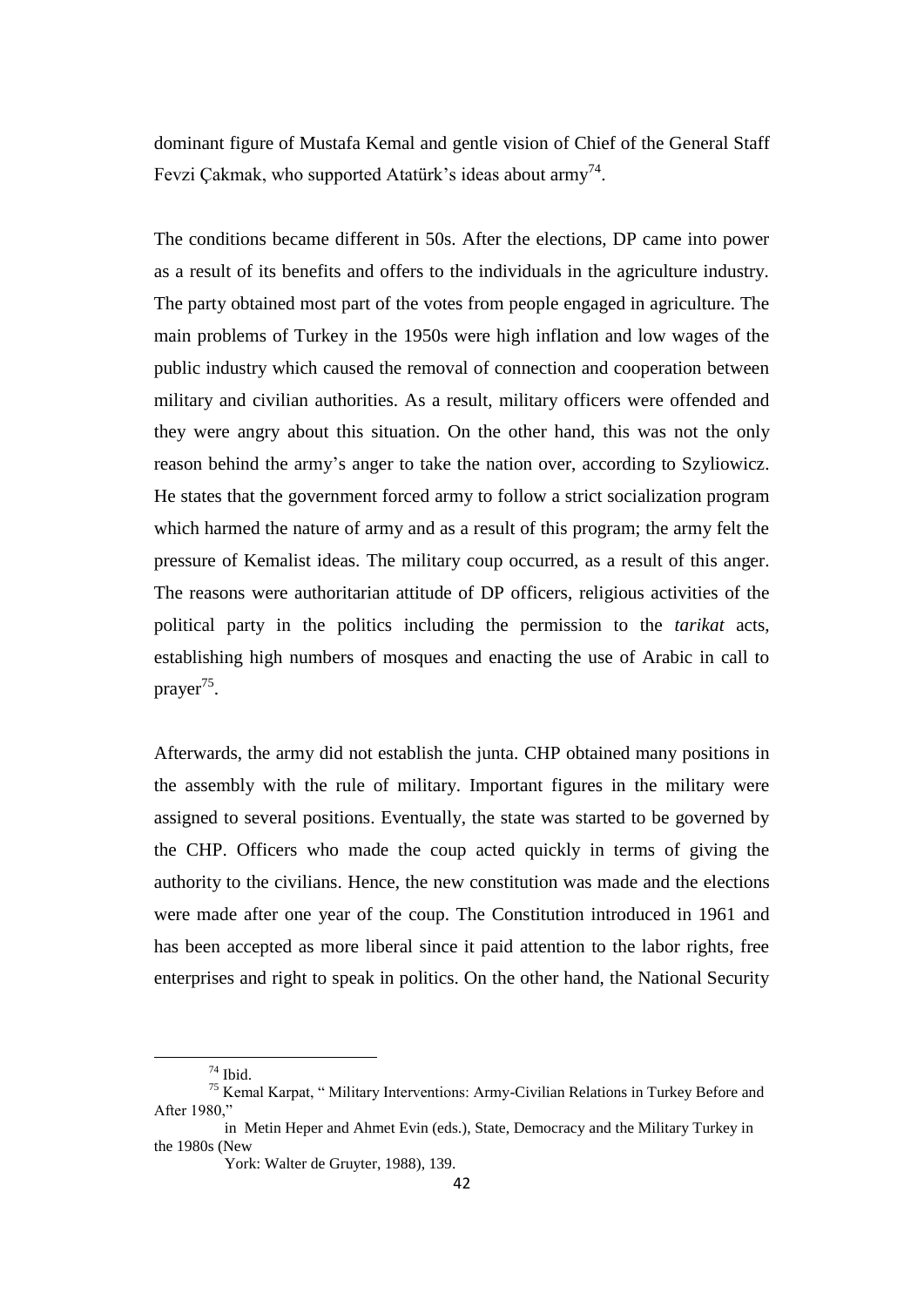dominant figure of Mustafa Kemal and gentle vision of Chief of the General Staff Fevzi Çakmak, who supported Atatürk's ideas about army[74].

The conditions became different in 50s. After the elections, DP came into power as a result of its benefits and offers to the individuals in the agriculture industry. The party obtained most part of the votes from people engaged in agriculture. The main problems of Turkey in the 1950s were high inflation and low wages of the public industry which caused the removal of connection and cooperation between military and civilian authorities. As a result, military officers were offended and they were angry about this situation. On the other hand, this was not the only reason behind the army's anger to take the nation over, according to Szyliowicz. He states that the government forced army to follow a strict socialization program which harmed the nature of army and as a result of this program; the army felt the pressure of Kemalist ideas. The military coup occurred, as a result of this anger. The reasons were authoritarian attitude of DP officers, religious activities of the political party in the politics including the permission to the *tarikat* acts, establishing high numbers of mosques and enacting the use of Arabic in call to prayer[75].

Afterwards, the army did not establish the junta. CHP obtained many positions in the assembly with the rule of military. Important figures in the military were assigned to several positions. Eventually, the state was started to be governed by the CHP. Officers who made the coup acted quickly in terms of giving the authority to the civilians. Hence, the new constitution was made and the elections were made after one year of the coup. The Constitution introduced in 1961 and has been accepted as more liberal since it paid attention to the labor rights, free enterprises and right to speak in politics. On the other hand, the National Security

---

[74] Ibid.

[75] Kemal Karpat, " Military Interventions: Army-Civilian Relations in Turkey Before and After 1980," in Metin Heper and Ahmet Evin (eds.), State, Democracy and the Military Turkey in the 1980s (New York: Walter de Gruyter, 1988), 139.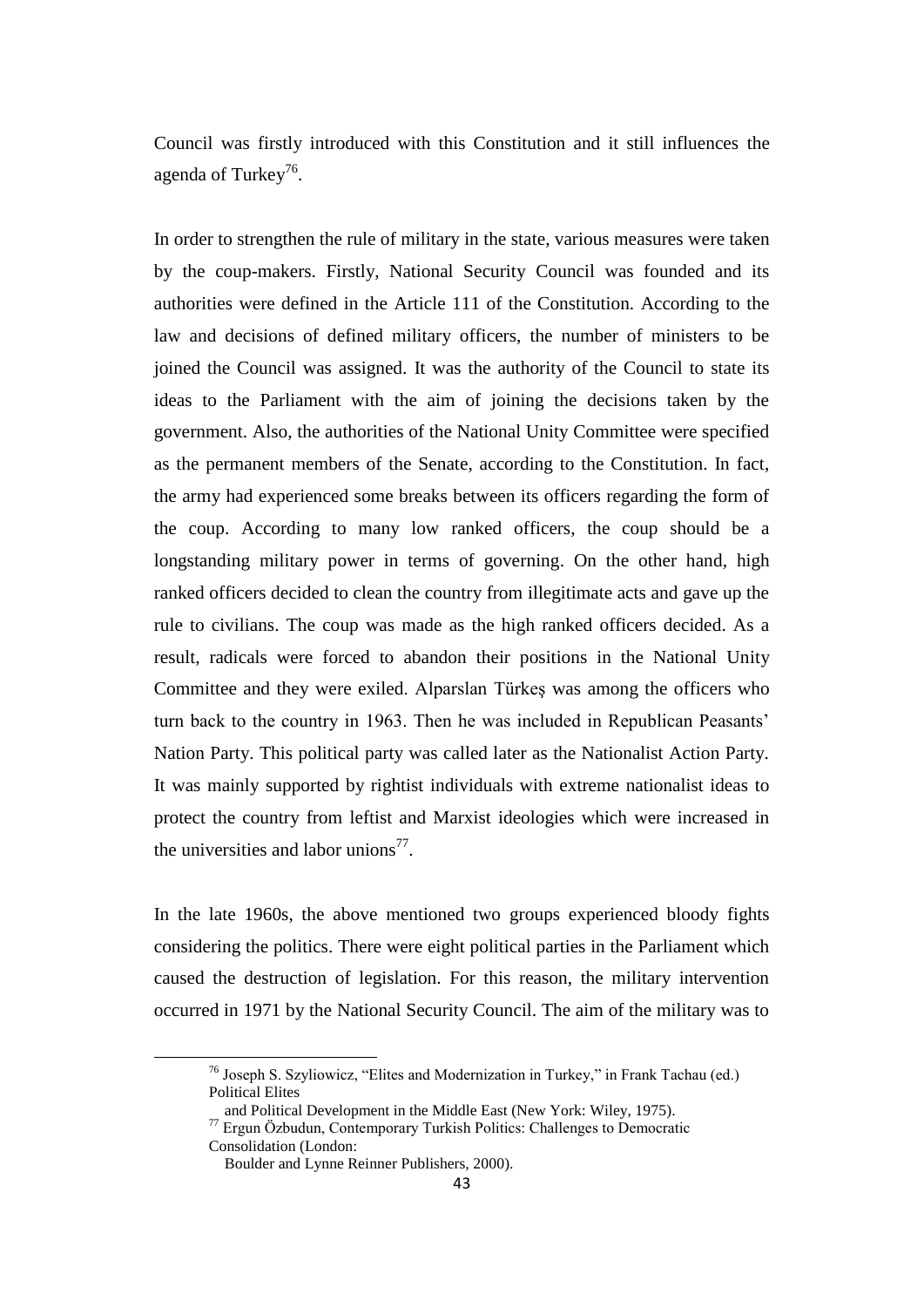Council was firstly introduced with this Constitution and it still influences the agenda of Turkey[76].

In order to strengthen the rule of military in the state, various measures were taken by the coup-makers. Firstly, National Security Council was founded and its authorities were defined in the Article 111 of the Constitution. According to the law and decisions of defined military officers, the number of ministers to be joined the Council was assigned. It was the authority of the Council to state its ideas to the Parliament with the aim of joining the decisions taken by the government. Also, the authorities of the National Unity Committee were specified as the permanent members of the Senate, according to the Constitution. In fact, the army had experienced some breaks between its officers regarding the form of the coup. According to many low ranked officers, the coup should be a longstanding military power in terms of governing. On the other hand, high ranked officers decided to clean the country from illegitimate acts and gave up the rule to civilians. The coup was made as the high ranked officers decided. As a result, radicals were forced to abandon their positions in the National Unity Committee and they were exiled. Alparslan Türkeş was among the officers who turn back to the country in 1963. Then he was included in Republican Peasants' Nation Party. This political party was called later as the Nationalist Action Party. It was mainly supported by rightist individuals with extreme nationalist ideas to protect the country from leftist and Marxist ideologies which were increased in the universities and labor unions[77].

In the late 1960s, the above mentioned two groups experienced bloody fights considering the politics. There were eight political parties in the Parliament which caused the destruction of legislation. For this reason, the military intervention occurred in 1971 by the National Security Council. The aim of the military was to

---

[76] Joseph S. Szyliowicz, "Elites and Modernization in Turkey," in Frank Tachau (ed.) Political Elites and Political Development in the Middle East (New York: Wiley, 1975).

[77] Ergun Özbudun, Contemporary Turkish Politics: Challenges to Democratic Consolidation (London: Boulder and Lynne Reinner Publishers, 2000).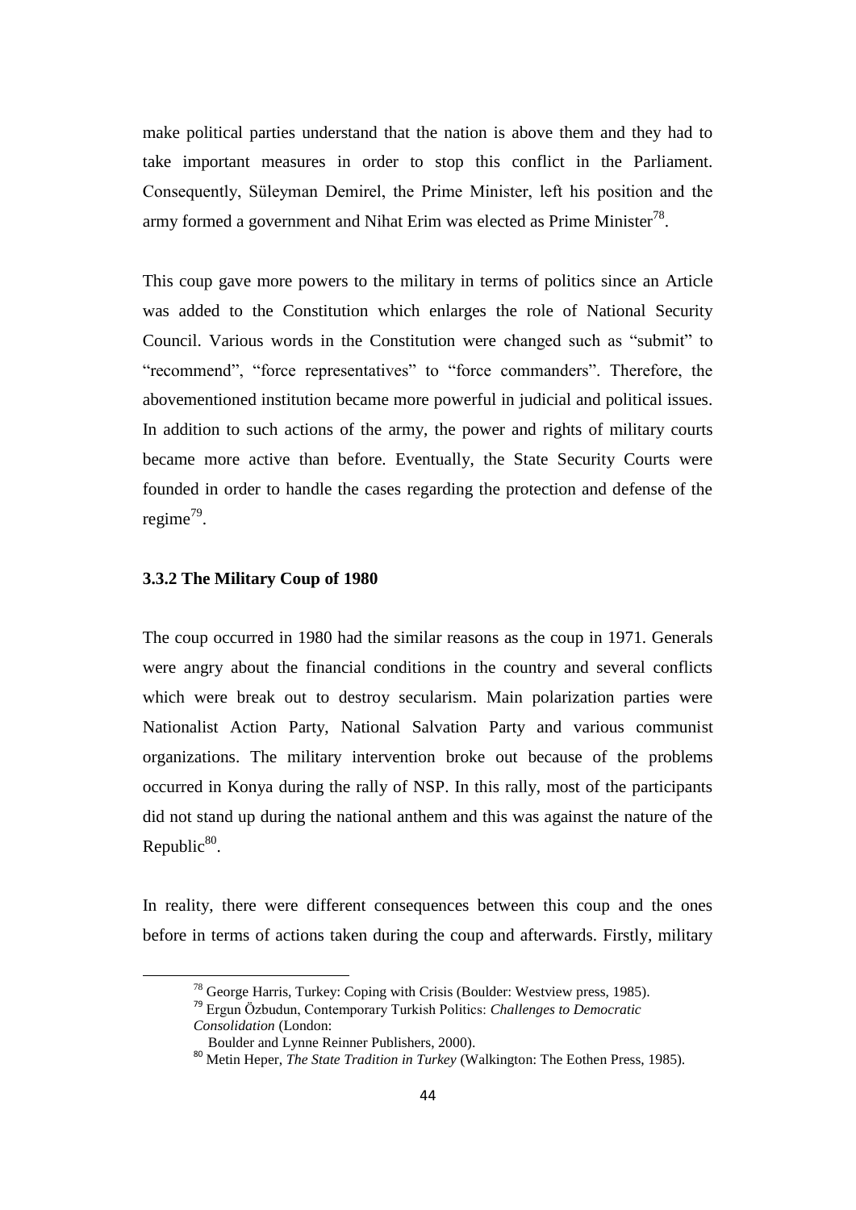make political parties understand that the nation is above them and they had to take important measures in order to stop this conflict in the Parliament. Consequently, Süleyman Demirel, the Prime Minister, left his position and the army formed a government and Nihat Erim was elected as Prime Minister[78].

This coup gave more powers to the military in terms of politics since an Article was added to the Constitution which enlarges the role of National Security Council. Various words in the Constitution were changed such as "submit" to "recommend", "force representatives" to "force commanders". Therefore, the abovementioned institution became more powerful in judicial and political issues. In addition to such actions of the army, the power and rights of military courts became more active than before. Eventually, the State Security Courts were founded in order to handle the cases regarding the protection and defense of the regime[79].

### 3.3.2 The Military Coup of 1980

The coup occurred in 1980 had the similar reasons as the coup in 1971. Generals were angry about the financial conditions in the country and several conflicts which were break out to destroy secularism. Main polarization parties were Nationalist Action Party, National Salvation Party and various communist organizations. The military intervention broke out because of the problems occurred in Konya during the rally of NSP. In this rally, most of the participants did not stand up during the national anthem and this was against the nature of the Republic[80].

In reality, there were different consequences between this coup and the ones before in terms of actions taken during the coup and afterwards. Firstly, military

---

[78] George Harris, Turkey: Coping with Crisis (Boulder: Westview press, 1985).

[79] Ergun Özbudun, Contemporary Turkish Politics: *Challenges to Democratic Consolidation* (London: Boulder and Lynne Reinner Publishers, 2000).

[80] Metin Heper, *The State Tradition in Turkey* (Walkington: The Eothen Press, 1985).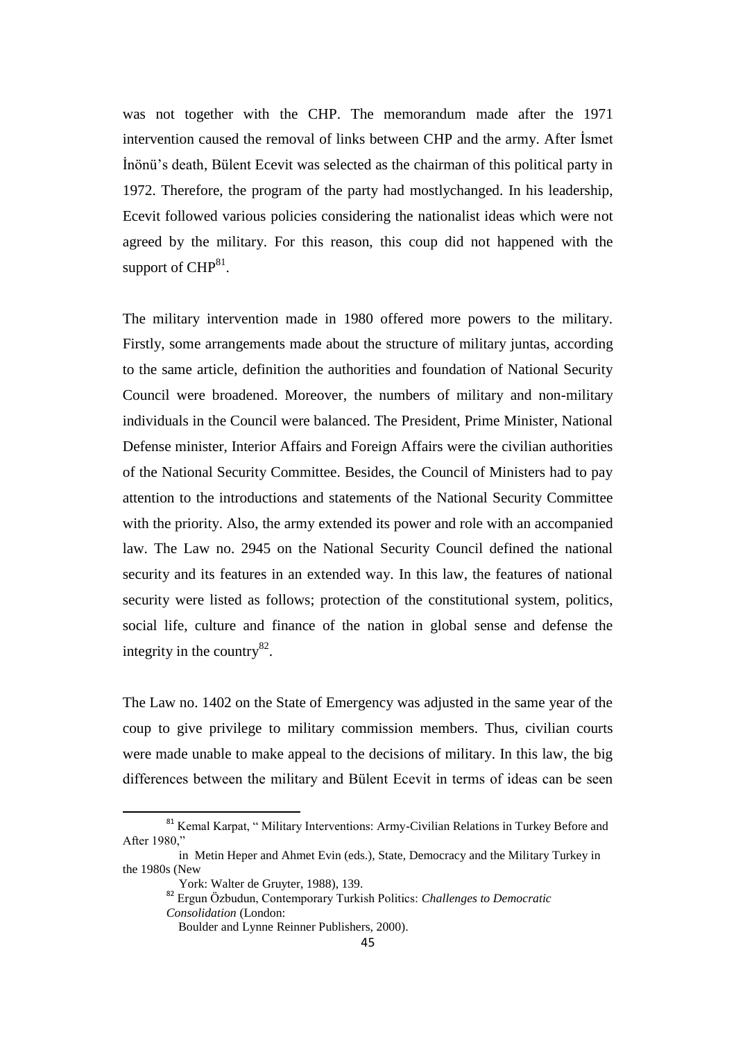was not together with the CHP. The memorandum made after the 1971 intervention caused the removal of links between CHP and the army. After İsmet İnönü's death, Bülent Ecevit was selected as the chairman of this political party in 1972. Therefore, the program of the party had mostlychanged. In his leadership, Ecevit followed various policies considering the nationalist ideas which were not agreed by the military. For this reason, this coup did not happened with the support of CHP[81].

The military intervention made in 1980 offered more powers to the military. Firstly, some arrangements made about the structure of military juntas, according to the same article, definition the authorities and foundation of National Security Council were broadened. Moreover, the numbers of military and non-military individuals in the Council were balanced. The President, Prime Minister, National Defense minister, Interior Affairs and Foreign Affairs were the civilian authorities of the National Security Committee. Besides, the Council of Ministers had to pay attention to the introductions and statements of the National Security Committee with the priority. Also, the army extended its power and role with an accompanied law. The Law no. 2945 on the National Security Council defined the national security and its features in an extended way. In this law, the features of national security were listed as follows; protection of the constitutional system, politics, social life, culture and finance of the nation in global sense and defense the integrity in the country[82].

The Law no. 1402 on the State of Emergency was adjusted in the same year of the coup to give privilege to military commission members. Thus, civilian courts were made unable to make appeal to the decisions of military. In this law, the big differences between the military and Bülent Ecevit in terms of ideas can be seen

---

[81] Kemal Karpat, " Military Interventions: Army-Civilian Relations in Turkey Before and After 1980," in Metin Heper and Ahmet Evin (eds.), State, Democracy and the Military Turkey in the 1980s (New York: Walter de Gruyter, 1988), 139.

[82] Ergun Özbudun, Contemporary Turkish Politics: *Challenges to Democratic Consolidation* (London: Boulder and Lynne Reinner Publishers, 2000).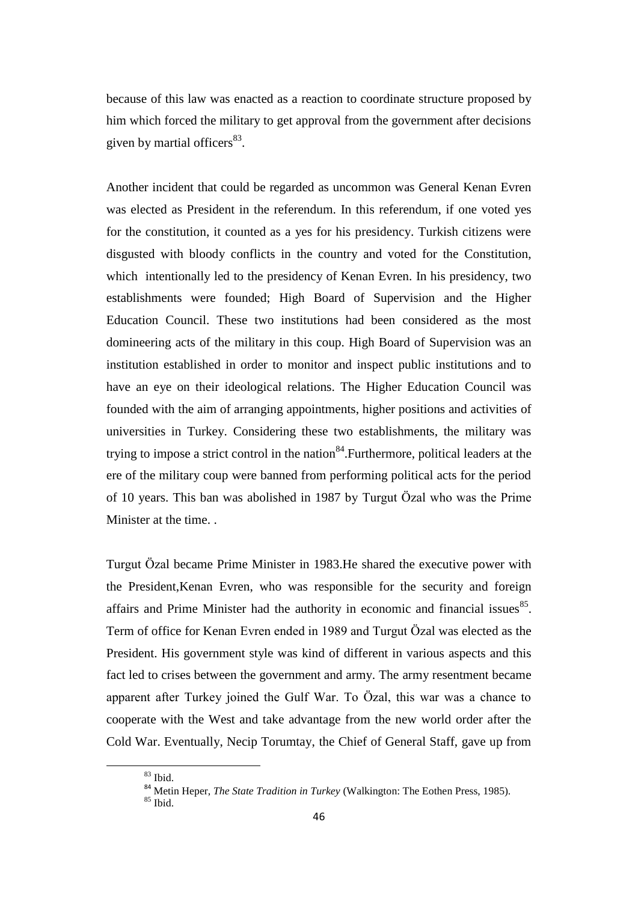because of this law was enacted as a reaction to coordinate structure proposed by him which forced the military to get approval from the government after decisions given by martial officers[83].

Another incident that could be regarded as uncommon was General Kenan Evren was elected as President in the referendum. In this referendum, if one voted yes for the constitution, it counted as a yes for his presidency. Turkish citizens were disgusted with bloody conflicts in the country and voted for the Constitution, which intentionally led to the presidency of Kenan Evren. In his presidency, two establishments were founded; High Board of Supervision and the Higher Education Council. These two institutions had been considered as the most domineering acts of the military in this coup. High Board of Supervision was an institution established in order to monitor and inspect public institutions and to have an eye on their ideological relations. The Higher Education Council was founded with the aim of arranging appointments, higher positions and activities of universities in Turkey. Considering these two establishments, the military was trying to impose a strict control in the nation[84].Furthermore, political leaders at the ere of the military coup were banned from performing political acts for the period of 10 years. This ban was abolished in 1987 by Turgut Özal who was the Prime Minister at the time. .

Turgut Özal became Prime Minister in 1983.He shared the executive power with the President,Kenan Evren, who was responsible for the security and foreign affairs and Prime Minister had the authority in economic and financial issues[85]. Term of office for Kenan Evren ended in 1989 and Turgut Özal was elected as the President. His government style was kind of different in various aspects and this fact led to crises between the government and army. The army resentment became apparent after Turkey joined the Gulf War. To Özal, this war was a chance to cooperate with the West and take advantage from the new world order after the Cold War. Eventually, Necip Torumtay, the Chief of General Staff, gave up from

---

[83] Ibid.

[84] Metin Heper, *The State Tradition in Turkey* (Walkington: The Eothen Press, 1985).

[85] Ibid.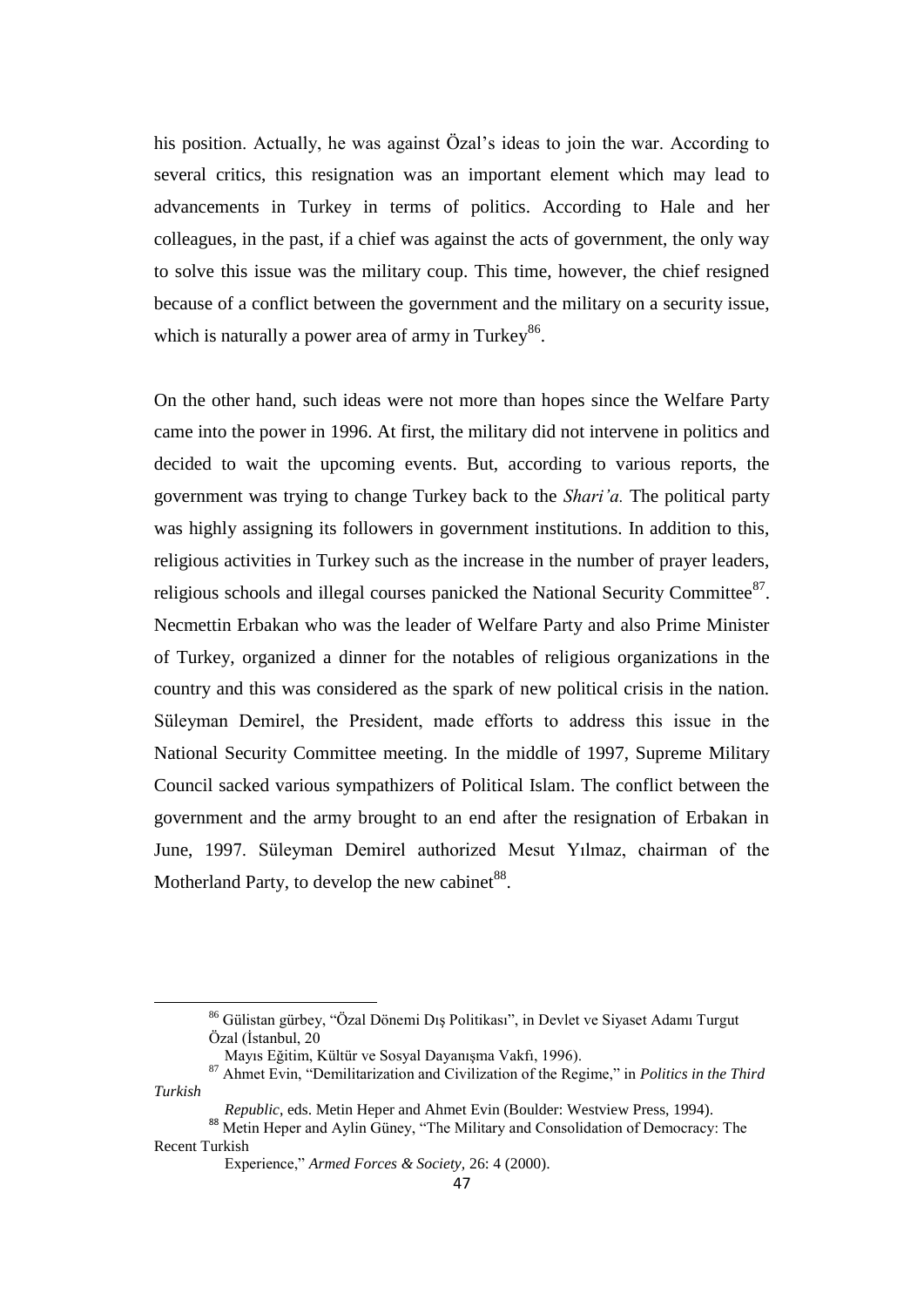his position. Actually, he was against Özal's ideas to join the war. According to several critics, this resignation was an important element which may lead to advancements in Turkey in terms of politics. According to Hale and her colleagues, in the past, if a chief was against the acts of government, the only way to solve this issue was the military coup. This time, however, the chief resigned because of a conflict between the government and the military on a security issue, which is naturally a power area of army in Turkey[86].

On the other hand, such ideas were not more than hopes since the Welfare Party came into the power in 1996. At first, the military did not intervene in politics and decided to wait the upcoming events. But, according to various reports, the government was trying to change Turkey back to the *Shari'a.* The political party was highly assigning its followers in government institutions. In addition to this, religious activities in Turkey such as the increase in the number of prayer leaders, religious schools and illegal courses panicked the National Security Committee[87]. Necmettin Erbakan who was the leader of Welfare Party and also Prime Minister of Turkey, organized a dinner for the notables of religious organizations in the country and this was considered as the spark of new political crisis in the nation. Süleyman Demirel, the President, made efforts to address this issue in the National Security Committee meeting. In the middle of 1997, Supreme Military Council sacked various sympathizers of Political Islam. The conflict between the government and the army brought to an end after the resignation of Erbakan in June, 1997. Süleyman Demirel authorized Mesut Yılmaz, chairman of the Motherland Party, to develop the new cabinet[88].

---

[86] Gülistan gürbey, "Özal Dönemi Dış Politikası", in Devlet ve Siyaset Adamı Turgut Özal (İstanbul, 20 Mayıs Eğitim, Kültür ve Sosyal Dayanışma Vakfı, 1996).

[87] Ahmet Evin, "Demilitarization and Civilization of the Regime," in *Politics in the Third Turkish Republic*, eds. Metin Heper and Ahmet Evin (Boulder: Westview Press, 1994).

[88] Metin Heper and Aylin Güney, "The Military and Consolidation of Democracy: The Recent Turkish Experience," *Armed Forces & Society*, 26: 4 (2000).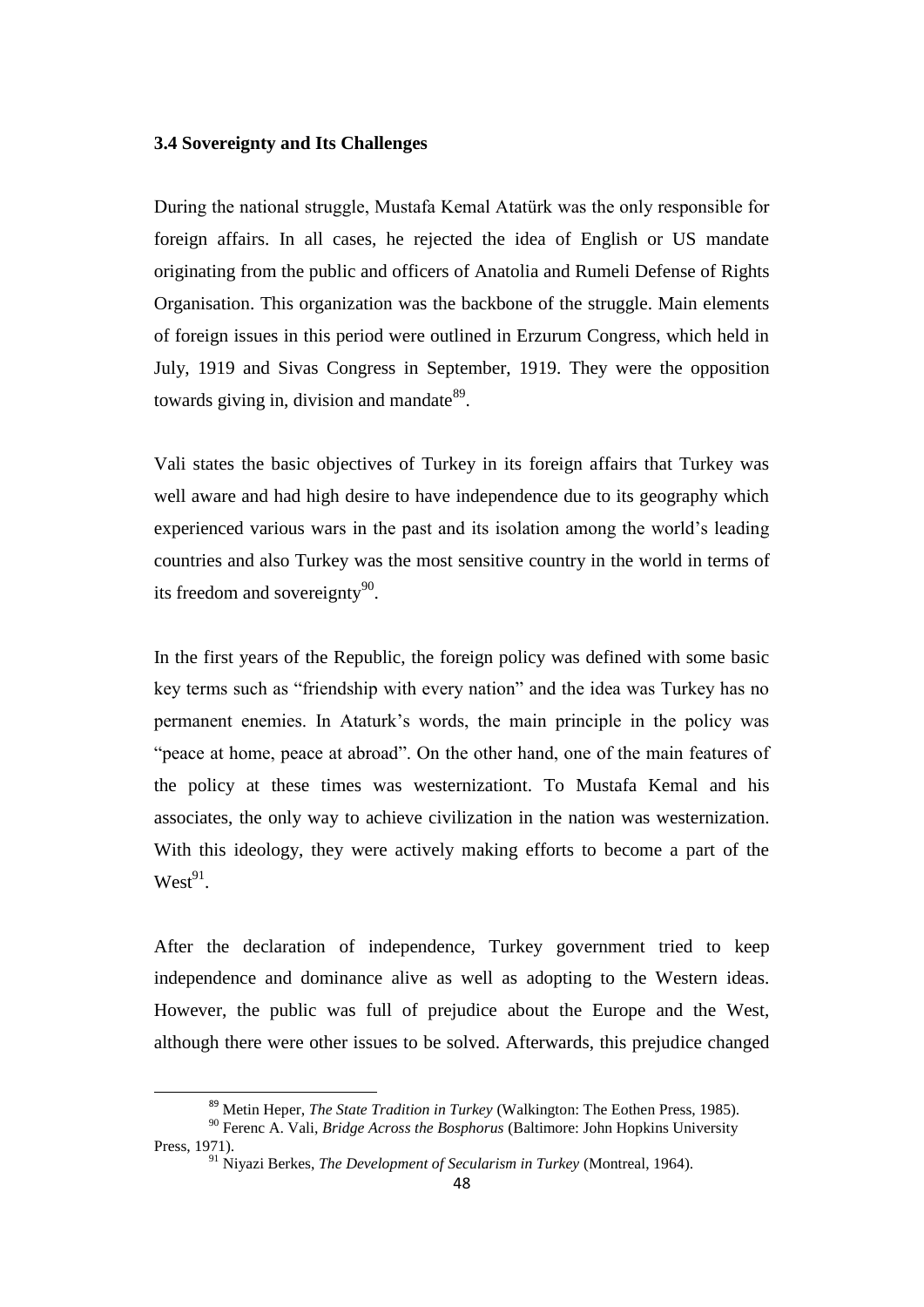### 3.4 Sovereignty and Its Challenges

During the national struggle, Mustafa Kemal Atatürk was the only responsible for foreign affairs. In all cases, he rejected the idea of English or US mandate originating from the public and officers of Anatolia and Rumeli Defense of Rights Organisation. This organization was the backbone of the struggle. Main elements of foreign issues in this period were outlined in Erzurum Congress, which held in July, 1919 and Sivas Congress in September, 1919. They were the opposition towards giving in, division and mandate[89].

Vali states the basic objectives of Turkey in its foreign affairs that Turkey was well aware and had high desire to have independence due to its geography which experienced various wars in the past and its isolation among the world's leading countries and also Turkey was the most sensitive country in the world in terms of its freedom and sovereignty[90].

In the first years of the Republic, the foreign policy was defined with some basic key terms such as "friendship with every nation" and the idea was Turkey has no permanent enemies. In Ataturk's words, the main principle in the policy was "peace at home, peace at abroad". On the other hand, one of the main features of the policy at these times was westernizationt. To Mustafa Kemal and his associates, the only way to achieve civilization in the nation was westernization. With this ideology, they were actively making efforts to become a part of the West[91].

After the declaration of independence, Turkey government tried to keep independence and dominance alive as well as adopting to the Western ideas. However, the public was full of prejudice about the Europe and the West, although there were other issues to be solved. Afterwards, this prejudice changed

---

[89] Metin Heper, *The State Tradition in Turkey* (Walkington: The Eothen Press, 1985).

[90] Ferenc A. Vali, *Bridge Across the Bosphorus* (Baltimore: John Hopkins University Press, 1971).

[91] Niyazi Berkes, *The Development of Secularism in Turkey* (Montreal, 1964).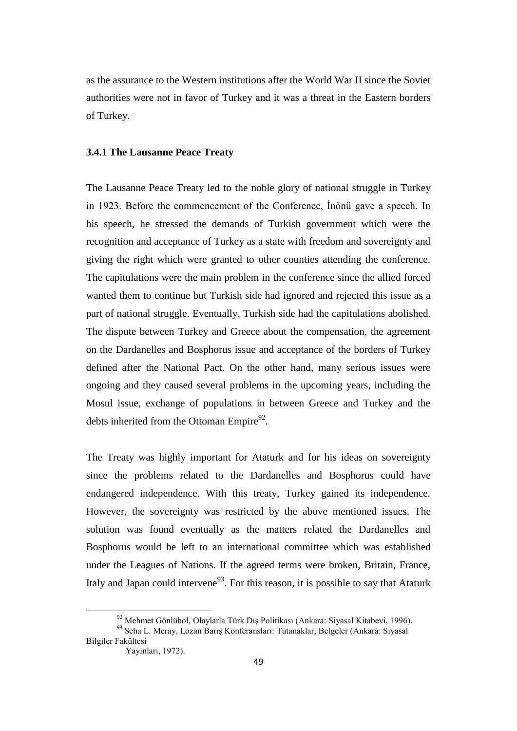as the assurance to the Western institutions after the World War II since the Soviet authorities were not in favor of Turkey and it was a threat in the Eastern borders of Turkey.

### 3.4.1 The Lausanne Peace Treaty

The Lausanne Peace Treaty led to the noble glory of national struggle in Turkey in 1923. Before the commencement of the Conference, İnönü gave a speech. In his speech, he stressed the demands of Turkish government which were the recognition and acceptance of Turkey as a state with freedom and sovereignty and giving the right which were granted to other counties attending the conference. The capitulations were the main problem in the conference since the allied forced wanted them to continue but Turkish side had ignored and rejected this issue as a part of national struggle. Eventually, Turkish side had the capitulations abolished. The dispute between Turkey and Greece about the compensation, the agreement on the Dardanelles and Bosphorus issue and acceptance of the borders of Turkey defined after the National Pact. On the other hand, many serious issues were ongoing and they caused several problems in the upcoming years, including the Mosul issue, exchange of populations in between Greece and Turkey and the debts inherited from the Ottoman Empire[92].

The Treaty was highly important for Ataturk and for his ideas on sovereignty since the problems related to the Dardanelles and Bosphorus could have endangered independence. With this treaty, Turkey gained its independence. However, the sovereignty was restricted by the above mentioned issues. The solution was found eventually as the matters related the Dardanelles and Bosphorus would be left to an international committee which was established under the Leagues of Nations. If the agreed terms were broken, Britain, France, Italy and Japan could intervene[93]. For this reason, it is possible to say that Ataturk

---

[92] Mehmet Gönlübol, Olaylarla Türk Dış Politikası (Ankara: Siyasal Kitabevi, 1996).

[93] Seha L. Meray, Lozan Barış Konferansları: Tutanaklar, Belgeler (Ankara: Siyasal Bilgiler Fakültesi Yayınları, 1972).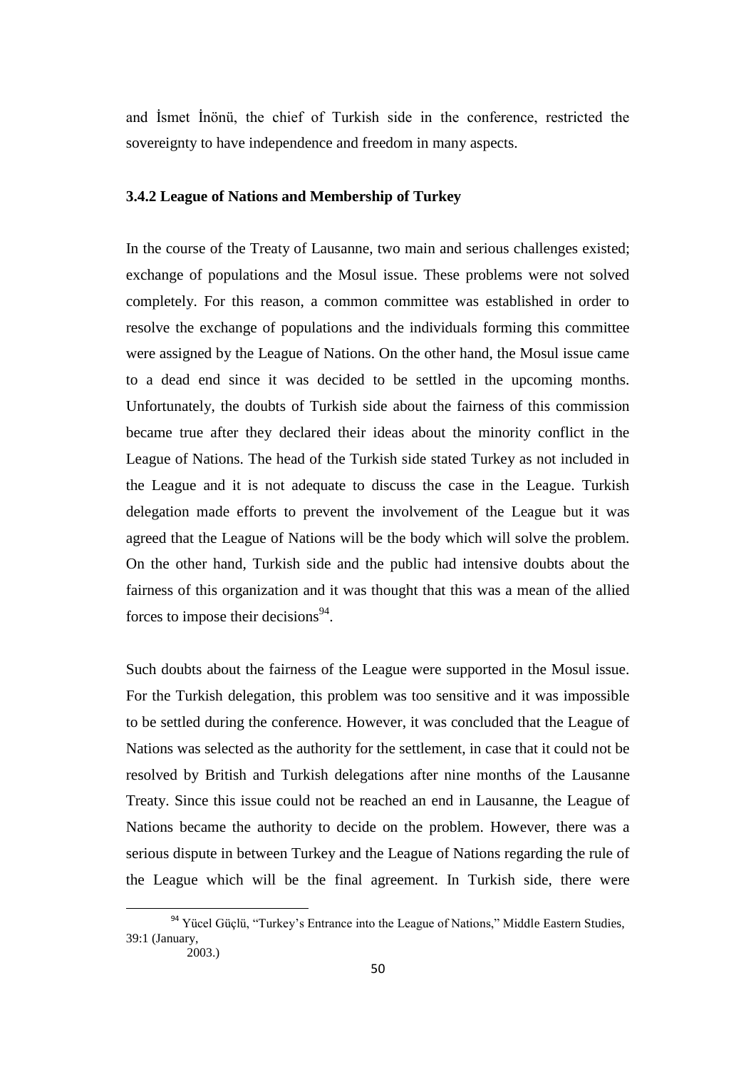and İsmet İnönü, the chief of Turkish side in the conference, restricted the sovereignty to have independence and freedom in many aspects.

### 3.4.2 League of Nations and Membership of Turkey

In the course of the Treaty of Lausanne, two main and serious challenges existed; exchange of populations and the Mosul issue. These problems were not solved completely. For this reason, a common committee was established in order to resolve the exchange of populations and the individuals forming this committee were assigned by the League of Nations. On the other hand, the Mosul issue came to a dead end since it was decided to be settled in the upcoming months. Unfortunately, the doubts of Turkish side about the fairness of this commission became true after they declared their ideas about the minority conflict in the League of Nations. The head of the Turkish side stated Turkey as not included in the League and it is not adequate to discuss the case in the League. Turkish delegation made efforts to prevent the involvement of the League but it was agreed that the League of Nations will be the body which will solve the problem. On the other hand, Turkish side and the public had intensive doubts about the fairness of this organization and it was thought that this was a mean of the allied forces to impose their decisions[94].

Such doubts about the fairness of the League were supported in the Mosul issue. For the Turkish delegation, this problem was too sensitive and it was impossible to be settled during the conference. However, it was concluded that the League of Nations was selected as the authority for the settlement, in case that it could not be resolved by British and Turkish delegations after nine months of the Lausanne Treaty. Since this issue could not be reached an end in Lausanne, the League of Nations became the authority to decide on the problem. However, there was a serious dispute in between Turkey and the League of Nations regarding the rule of the League which will be the final agreement. In Turkish side, there were

[94] Yücel Güçlü, "Turkey's Entrance into the League of Nations," Middle Eastern Studies, 39:1 (January, 2003.)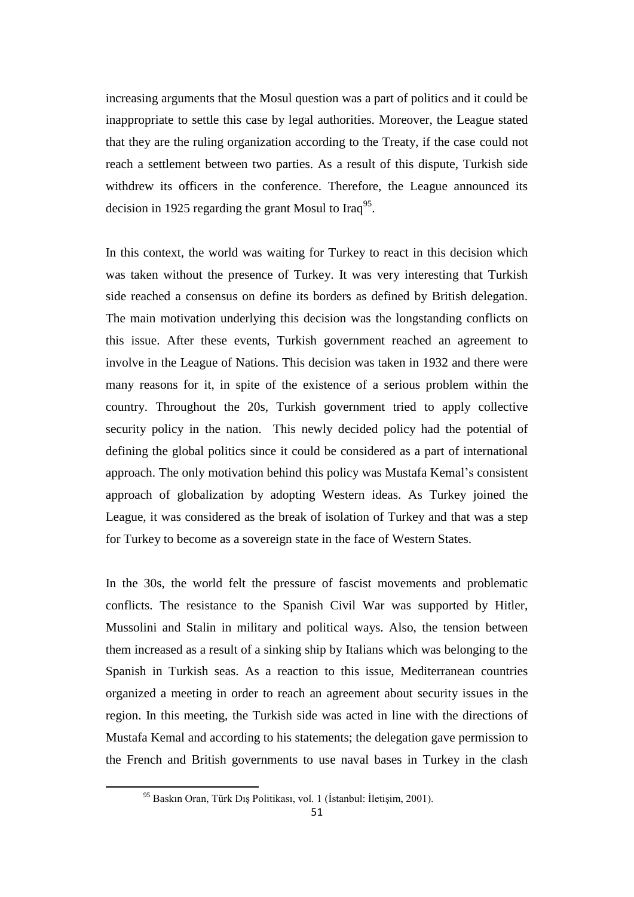increasing arguments that the Mosul question was a part of politics and it could be inappropriate to settle this case by legal authorities. Moreover, the League stated that they are the ruling organization according to the Treaty, if the case could not reach a settlement between two parties. As a result of this dispute, Turkish side withdrew its officers in the conference. Therefore, the League announced its decision in 1925 regarding the grant Mosul to Iraq[95].

In this context, the world was waiting for Turkey to react in this decision which was taken without the presence of Turkey. It was very interesting that Turkish side reached a consensus on define its borders as defined by British delegation. The main motivation underlying this decision was the longstanding conflicts on this issue. After these events, Turkish government reached an agreement to involve in the League of Nations. This decision was taken in 1932 and there were many reasons for it, in spite of the existence of a serious problem within the country. Throughout the 20s, Turkish government tried to apply collective security policy in the nation. This newly decided policy had the potential of defining the global politics since it could be considered as a part of international approach. The only motivation behind this policy was Mustafa Kemal's consistent approach of globalization by adopting Western ideas. As Turkey joined the League, it was considered as the break of isolation of Turkey and that was a step for Turkey to become as a sovereign state in the face of Western States.

In the 30s, the world felt the pressure of fascist movements and problematic conflicts. The resistance to the Spanish Civil War was supported by Hitler, Mussolini and Stalin in military and political ways. Also, the tension between them increased as a result of a sinking ship by Italians which was belonging to the Spanish in Turkish seas. As a reaction to this issue, Mediterranean countries organized a meeting in order to reach an agreement about security issues in the region. In this meeting, the Turkish side was acted in line with the directions of Mustafa Kemal and according to his statements; the delegation gave permission to the French and British governments to use naval bases in Turkey in the clash

[95] Baskın Oran, Türk Dış Politikası, vol. 1 (İstanbul: İletişim, 2001).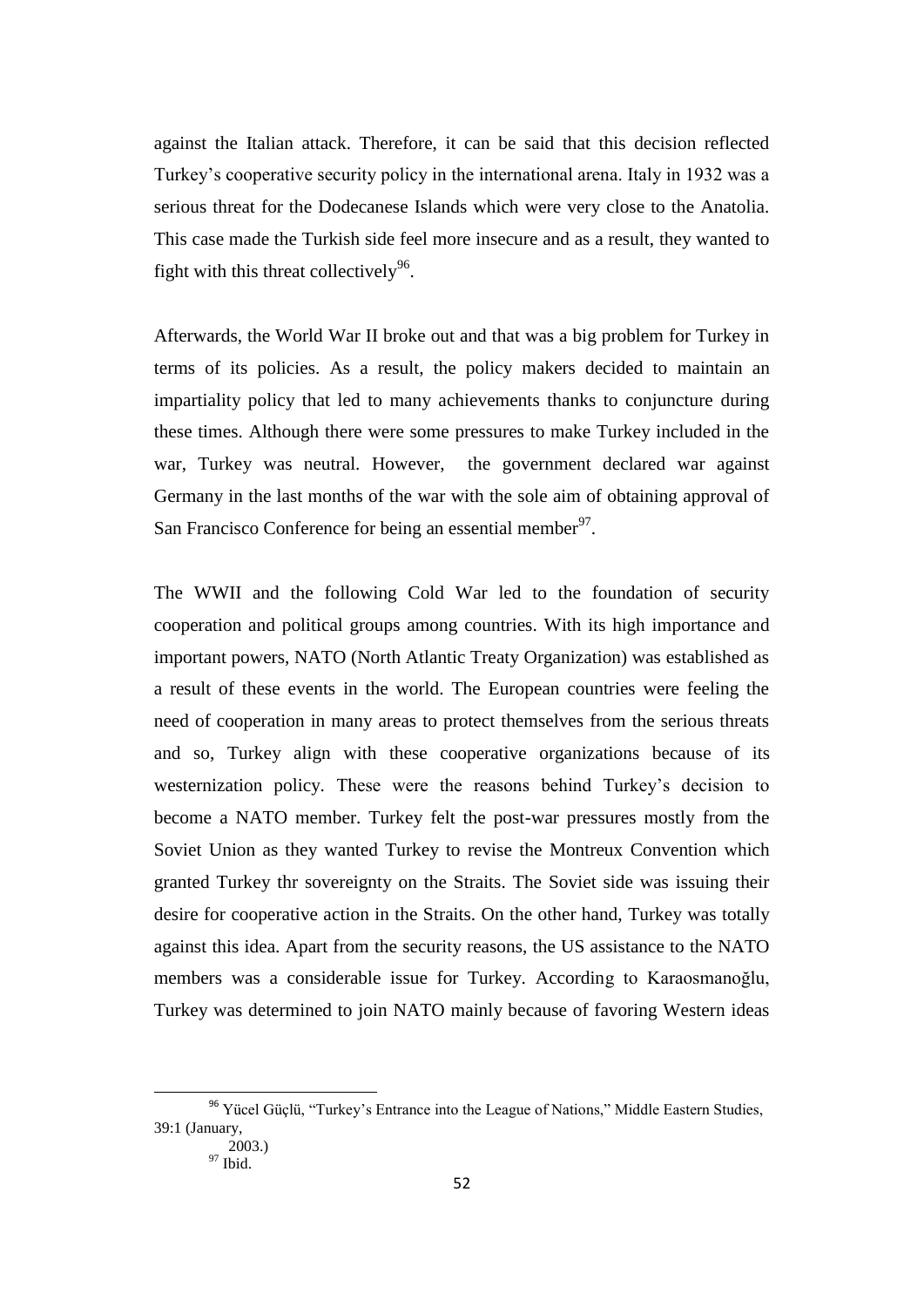against the Italian attack. Therefore, it can be said that this decision reflected Turkey's cooperative security policy in the international arena. Italy in 1932 was a serious threat for the Dodecanese Islands which were very close to the Anatolia. This case made the Turkish side feel more insecure and as a result, they wanted to fight with this threat collectively[96].

Afterwards, the World War II broke out and that was a big problem for Turkey in terms of its policies. As a result, the policy makers decided to maintain an impartiality policy that led to many achievements thanks to conjuncture during these times. Although there were some pressures to make Turkey included in the war, Turkey was neutral. However, the government declared war against Germany in the last months of the war with the sole aim of obtaining approval of San Francisco Conference for being an essential member[97].

The WWII and the following Cold War led to the foundation of security cooperation and political groups among countries. With its high importance and important powers, NATO (North Atlantic Treaty Organization) was established as a result of these events in the world. The European countries were feeling the need of cooperation in many areas to protect themselves from the serious threats and so, Turkey align with these cooperative organizations because of its westernization policy. These were the reasons behind Turkey's decision to become a NATO member. Turkey felt the post-war pressures mostly from the Soviet Union as they wanted Turkey to revise the Montreux Convention which granted Turkey thr sovereignty on the Straits. The Soviet side was issuing their desire for cooperative action in the Straits. On the other hand, Turkey was totally against this idea. Apart from the security reasons, the US assistance to the NATO members was a considerable issue for Turkey. According to Karaosmanoğlu, Turkey was determined to join NATO mainly because of favoring Western ideas

---

[96] Yücel Güçlü, "Turkey's Entrance into the League of Nations," Middle Eastern Studies, 39:1 (January, 2003.)

[97] Ibid.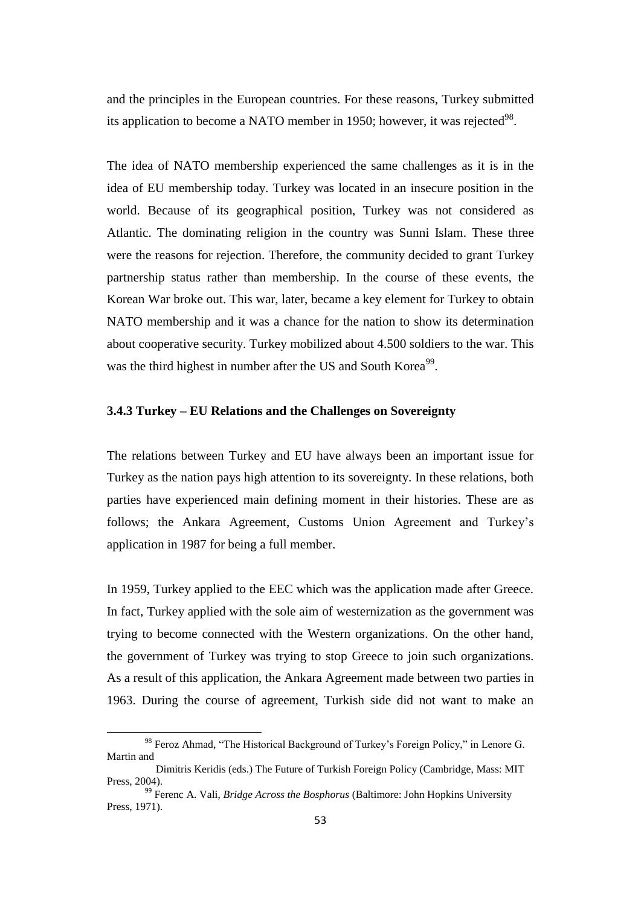and the principles in the European countries. For these reasons, Turkey submitted its application to become a NATO member in 1950; however, it was rejected[98].

The idea of NATO membership experienced the same challenges as it is in the idea of EU membership today. Turkey was located in an insecure position in the world. Because of its geographical position, Turkey was not considered as Atlantic. The dominating religion in the country was Sunni Islam. These three were the reasons for rejection. Therefore, the community decided to grant Turkey partnership status rather than membership. In the course of these events, the Korean War broke out. This war, later, became a key element for Turkey to obtain NATO membership and it was a chance for the nation to show its determination about cooperative security. Turkey mobilized about 4.500 soldiers to the war. This was the third highest in number after the US and South Korea[99].

### 3.4.3 Turkey – EU Relations and the Challenges on Sovereignty

The relations between Turkey and EU have always been an important issue for Turkey as the nation pays high attention to its sovereignty. In these relations, both parties have experienced main defining moment in their histories. These are as follows; the Ankara Agreement, Customs Union Agreement and Turkey's application in 1987 for being a full member.

In 1959, Turkey applied to the EEC which was the application made after Greece. In fact, Turkey applied with the sole aim of westernization as the government was trying to become connected with the Western organizations. On the other hand, the government of Turkey was trying to stop Greece to join such organizations. As a result of this application, the Ankara Agreement made between two parties in 1963. During the course of agreement, Turkish side did not want to make an

---

[98] Feroz Ahmad, "The Historical Background of Turkey's Foreign Policy," in Lenore G. Martin and Dimitris Keridis (eds.) The Future of Turkish Foreign Policy (Cambridge, Mass: MIT Press, 2004).

[99] Ferenc A. Vali, *Bridge Across the Bosphorus* (Baltimore: John Hopkins University Press, 1971).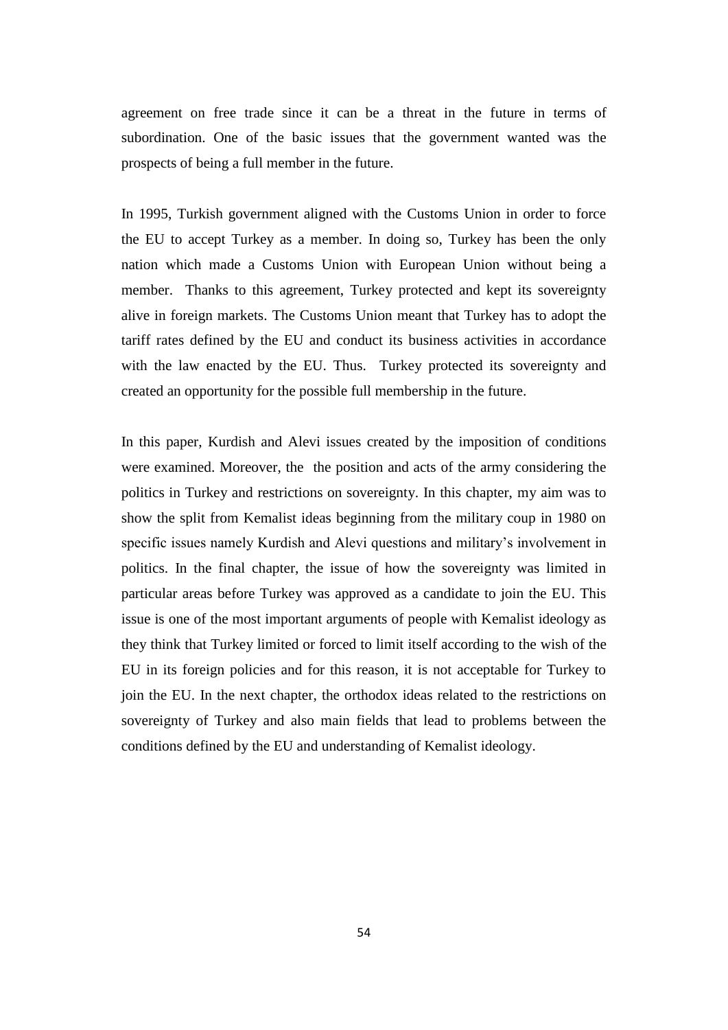agreement on free trade since it can be a threat in the future in terms of subordination. One of the basic issues that the government wanted was the prospects of being a full member in the future.

In 1995, Turkish government aligned with the Customs Union in order to force the EU to accept Turkey as a member. In doing so, Turkey has been the only nation which made a Customs Union with European Union without being a member. Thanks to this agreement, Turkey protected and kept its sovereignty alive in foreign markets. The Customs Union meant that Turkey has to adopt the tariff rates defined by the EU and conduct its business activities in accordance with the law enacted by the EU. Thus. Turkey protected its sovereignty and created an opportunity for the possible full membership in the future.

In this paper, Kurdish and Alevi issues created by the imposition of conditions were examined. Moreover, the the position and acts of the army considering the politics in Turkey and restrictions on sovereignty. In this chapter, my aim was to show the split from Kemalist ideas beginning from the military coup in 1980 on specific issues namely Kurdish and Alevi questions and military's involvement in politics. In the final chapter, the issue of how the sovereignty was limited in particular areas before Turkey was approved as a candidate to join the EU. This issue is one of the most important arguments of people with Kemalist ideology as they think that Turkey limited or forced to limit itself according to the wish of the EU in its foreign policies and for this reason, it is not acceptable for Turkey to join the EU. In the next chapter, the orthodox ideas related to the restrictions on sovereignty of Turkey and also main fields that lead to problems between the conditions defined by the EU and understanding of Kemalist ideology.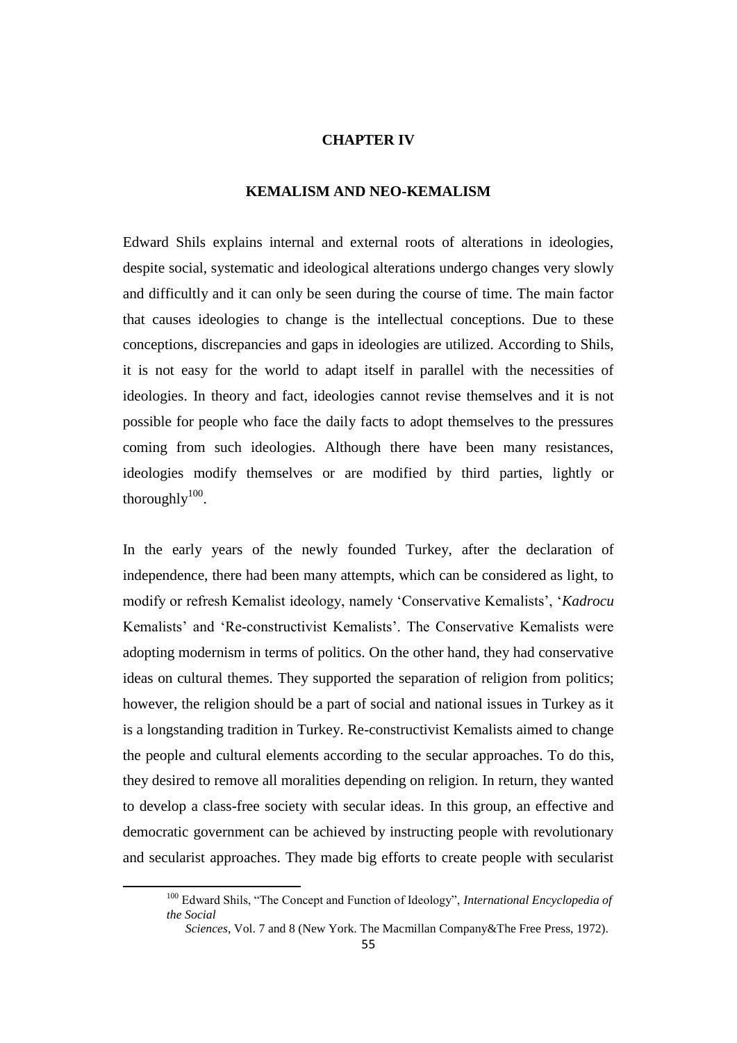# CHAPTER IV

## KEMALISM AND NEO-KEMALISM

Edward Shils explains internal and external roots of alterations in ideologies, despite social, systematic and ideological alterations undergo changes very slowly and difficultly and it can only be seen during the course of time. The main factor that causes ideologies to change is the intellectual conceptions. Due to these conceptions, discrepancies and gaps in ideologies are utilized. According to Shils, it is not easy for the world to adapt itself in parallel with the necessities of ideologies. In theory and fact, ideologies cannot revise themselves and it is not possible for people who face the daily facts to adopt themselves to the pressures coming from such ideologies. Although there have been many resistances, ideologies modify themselves or are modified by third parties, lightly or thoroughly[100].

In the early years of the newly founded Turkey, after the declaration of independence, there had been many attempts, which can be considered as light, to modify or refresh Kemalist ideology, namely 'Conservative Kemalists', '*Kadrocu* Kemalists' and 'Re-constructivist Kemalists'. The Conservative Kemalists were adopting modernism in terms of politics. On the other hand, they had conservative ideas on cultural themes. They supported the separation of religion from politics; however, the religion should be a part of social and national issues in Turkey as it is a longstanding tradition in Turkey. Re-constructivist Kemalists aimed to change the people and cultural elements according to the secular approaches. To do this, they desired to remove all moralities depending on religion. In return, they wanted to develop a class-free society with secular ideas. In this group, an effective and democratic government can be achieved by instructing people with revolutionary and secularist approaches. They made big efforts to create people with secularist

---

[100] Edward Shils, "The Concept and Function of Ideology", *International Encyclopedia of the Social Sciences*, Vol. 7 and 8 (New York. The Macmillan Company&The Free Press, 1972).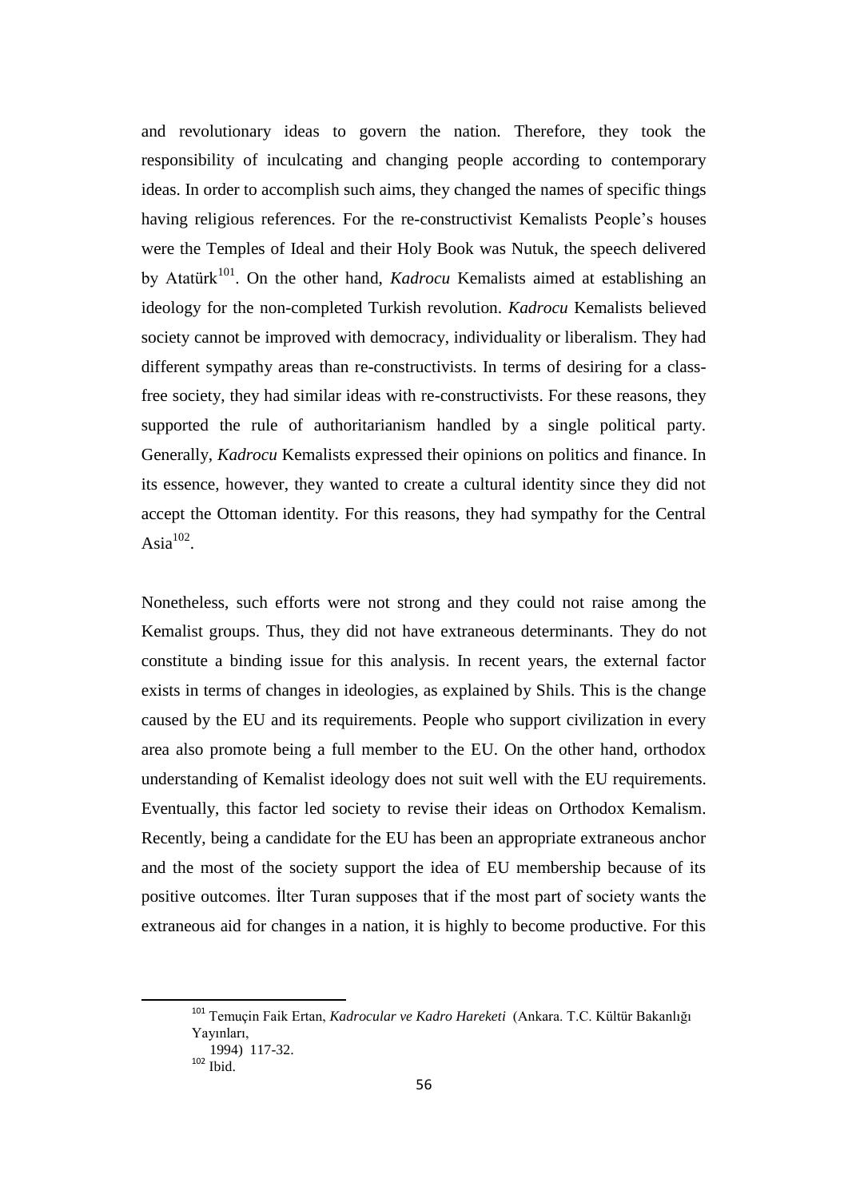and revolutionary ideas to govern the nation. Therefore, they took the responsibility of inculcating and changing people according to contemporary ideas. In order to accomplish such aims, they changed the names of specific things having religious references. For the re-constructivist Kemalists People's houses were the Temples of Ideal and their Holy Book was Nutuk, the speech delivered by Atatürk[101]. On the other hand, *Kadrocu* Kemalists aimed at establishing an ideology for the non-completed Turkish revolution. *Kadrocu* Kemalists believed society cannot be improved with democracy, individuality or liberalism. They had different sympathy areas than re-constructivists. In terms of desiring for a class-free society, they had similar ideas with re-constructivists. For these reasons, they supported the rule of authoritarianism handled by a single political party. Generally, *Kadrocu* Kemalists expressed their opinions on politics and finance. In its essence, however, they wanted to create a cultural identity since they did not accept the Ottoman identity. For this reasons, they had sympathy for the Central Asia[102].

Nonetheless, such efforts were not strong and they could not raise among the Kemalist groups. Thus, they did not have extraneous determinants. They do not constitute a binding issue for this analysis. In recent years, the external factor exists in terms of changes in ideologies, as explained by Shils. This is the change caused by the EU and its requirements. People who support civilization in every area also promote being a full member to the EU. On the other hand, orthodox understanding of Kemalist ideology does not suit well with the EU requirements. Eventually, this factor led society to revise their ideas on Orthodox Kemalism. Recently, being a candidate for the EU has been an appropriate extraneous anchor and the most of the society support the idea of EU membership because of its positive outcomes. İlter Turan supposes that if the most part of society wants the extraneous aid for changes in a nation, it is highly to become productive. For this

---

[101] Temuçin Faik Ertan, *Kadrocular ve Kadro Hareketi* (Ankara. T.C. Kültür Bakanlığı Yayınları, 1994) 117-32.

[102] Ibid.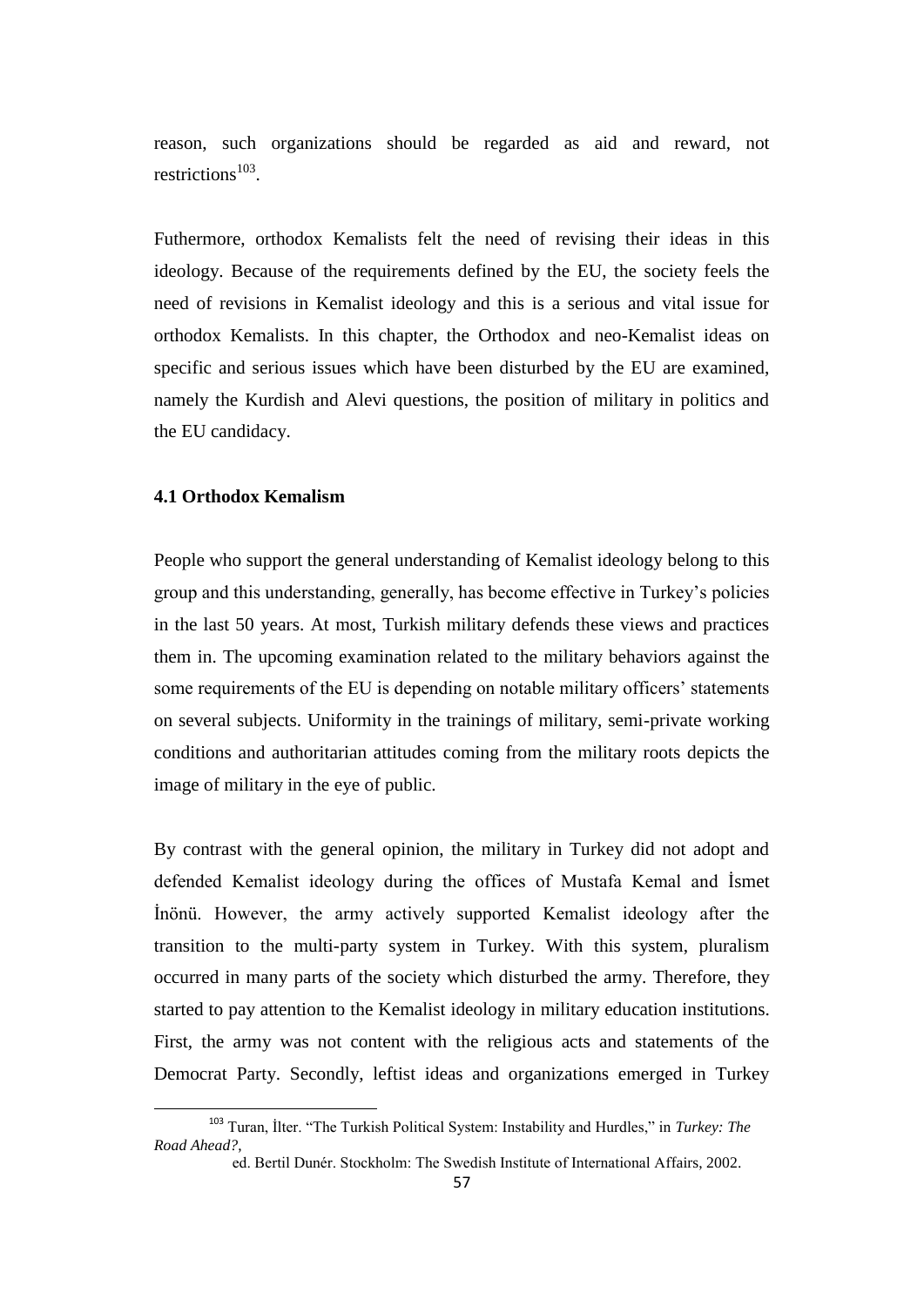reason, such organizations should be regarded as aid and reward, not restrictions[103].

Futhermore, orthodox Kemalists felt the need of revising their ideas in this ideology. Because of the requirements defined by the EU, the society feels the need of revisions in Kemalist ideology and this is a serious and vital issue for orthodox Kemalists. In this chapter, the Orthodox and neo-Kemalist ideas on specific and serious issues which have been disturbed by the EU are examined, namely the Kurdish and Alevi questions, the position of military in politics and the EU candidacy.

### 4.1 Orthodox Kemalism

People who support the general understanding of Kemalist ideology belong to this group and this understanding, generally, has become effective in Turkey's policies in the last 50 years. At most, Turkish military defends these views and practices them in. The upcoming examination related to the military behaviors against the some requirements of the EU is depending on notable military officers' statements on several subjects. Uniformity in the trainings of military, semi-private working conditions and authoritarian attitudes coming from the military roots depicts the image of military in the eye of public.

By contrast with the general opinion, the military in Turkey did not adopt and defended Kemalist ideology during the offices of Mustafa Kemal and İsmet İnönü. However, the army actively supported Kemalist ideology after the transition to the multi-party system in Turkey. With this system, pluralism occurred in many parts of the society which disturbed the army. Therefore, they started to pay attention to the Kemalist ideology in military education institutions. First, the army was not content with the religious acts and statements of the Democrat Party. Secondly, leftist ideas and organizations emerged in Turkey

---

[103] Turan, İlter. "The Turkish Political System: Instability and Hurdles," in *Turkey: The Road Ahead?*, ed. Bertil Dunér. Stockholm: The Swedish Institute of International Affairs, 2002.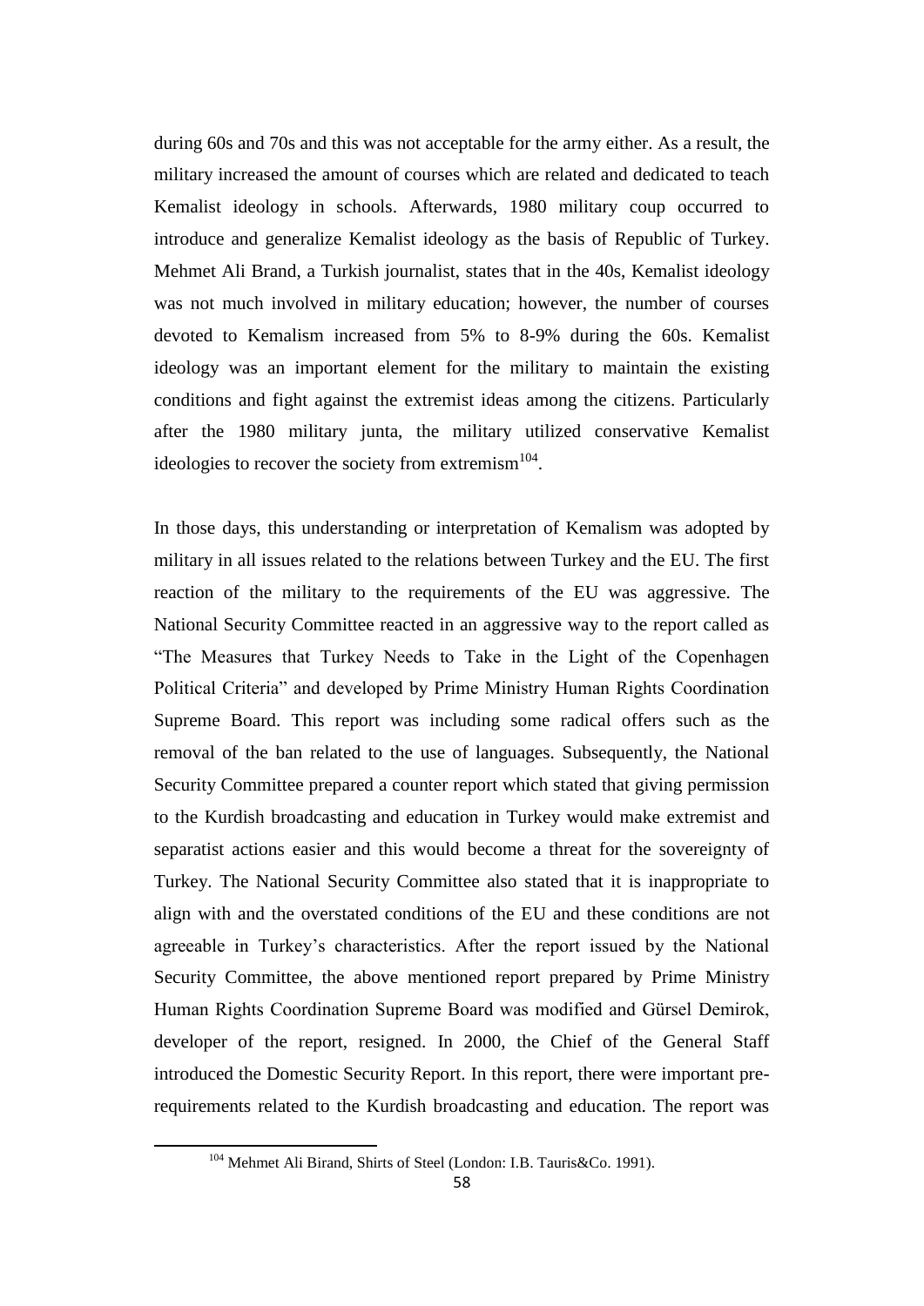during 60s and 70s and this was not acceptable for the army either. As a result, the military increased the amount of courses which are related and dedicated to teach Kemalist ideology in schools. Afterwards, 1980 military coup occurred to introduce and generalize Kemalist ideology as the basis of Republic of Turkey. Mehmet Ali Brand, a Turkish journalist, states that in the 40s, Kemalist ideology was not much involved in military education; however, the number of courses devoted to Kemalism increased from 5% to 8-9% during the 60s. Kemalist ideology was an important element for the military to maintain the existing conditions and fight against the extremist ideas among the citizens. Particularly after the 1980 military junta, the military utilized conservative Kemalist ideologies to recover the society from extremism[104].

In those days, this understanding or interpretation of Kemalism was adopted by military in all issues related to the relations between Turkey and the EU. The first reaction of the military to the requirements of the EU was aggressive. The National Security Committee reacted in an aggressive way to the report called as "The Measures that Turkey Needs to Take in the Light of the Copenhagen Political Criteria" and developed by Prime Ministry Human Rights Coordination Supreme Board. This report was including some radical offers such as the removal of the ban related to the use of languages. Subsequently, the National Security Committee prepared a counter report which stated that giving permission to the Kurdish broadcasting and education in Turkey would make extremist and separatist actions easier and this would become a threat for the sovereignty of Turkey. The National Security Committee also stated that it is inappropriate to align with and the overstated conditions of the EU and these conditions are not agreeable in Turkey's characteristics. After the report issued by the National Security Committee, the above mentioned report prepared by Prime Ministry Human Rights Coordination Supreme Board was modified and Gürsel Demirok, developer of the report, resigned. In 2000, the Chief of the General Staff introduced the Domestic Security Report. In this report, there were important pre-requirements related to the Kurdish broadcasting and education. The report was

[104] Mehmet Ali Birand, Shirts of Steel (London: I.B. Tauris&Co. 1991).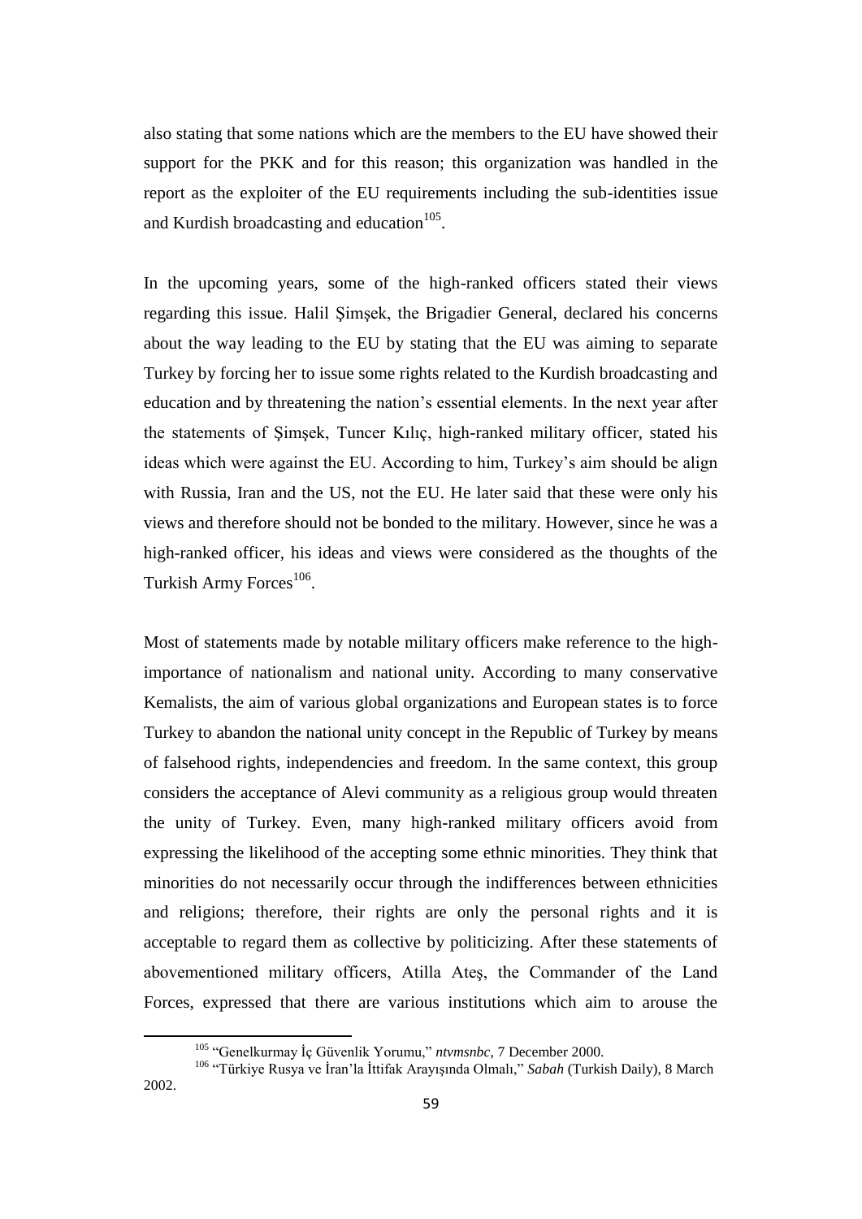also stating that some nations which are the members to the EU have showed their support for the PKK and for this reason; this organization was handled in the report as the exploiter of the EU requirements including the sub-identities issue and Kurdish broadcasting and education[105].

In the upcoming years, some of the high-ranked officers stated their views regarding this issue. Halil Şimşek, the Brigadier General, declared his concerns about the way leading to the EU by stating that the EU was aiming to separate Turkey by forcing her to issue some rights related to the Kurdish broadcasting and education and by threatening the nation's essential elements. In the next year after the statements of Şimşek, Tuncer Kılıç, high-ranked military officer, stated his ideas which were against the EU. According to him, Turkey's aim should be align with Russia, Iran and the US, not the EU. He later said that these were only his views and therefore should not be bonded to the military. However, since he was a high-ranked officer, his ideas and views were considered as the thoughts of the Turkish Army Forces[106].

Most of statements made by notable military officers make reference to the high-importance of nationalism and national unity. According to many conservative Kemalists, the aim of various global organizations and European states is to force Turkey to abandon the national unity concept in the Republic of Turkey by means of falsehood rights, independencies and freedom. In the same context, this group considers the acceptance of Alevi community as a religious group would threaten the unity of Turkey. Even, many high-ranked military officers avoid from expressing the likelihood of the accepting some ethnic minorities. They think that minorities do not necessarily occur through the indifferences between ethnicities and religions; therefore, their rights are only the personal rights and it is acceptable to regard them as collective by politicizing. After these statements of abovementioned military officers, Atilla Ateş, the Commander of the Land Forces, expressed that there are various institutions which aim to arouse the

---

[105] "Genelkurmay İç Güvenlik Yorumu," *ntvmsnbc*, 7 December 2000.

[106] "Türkiye Rusya ve İran'la İttifak Arayışında Olmalı," *Sabah* (Turkish Daily), 8 March 2002.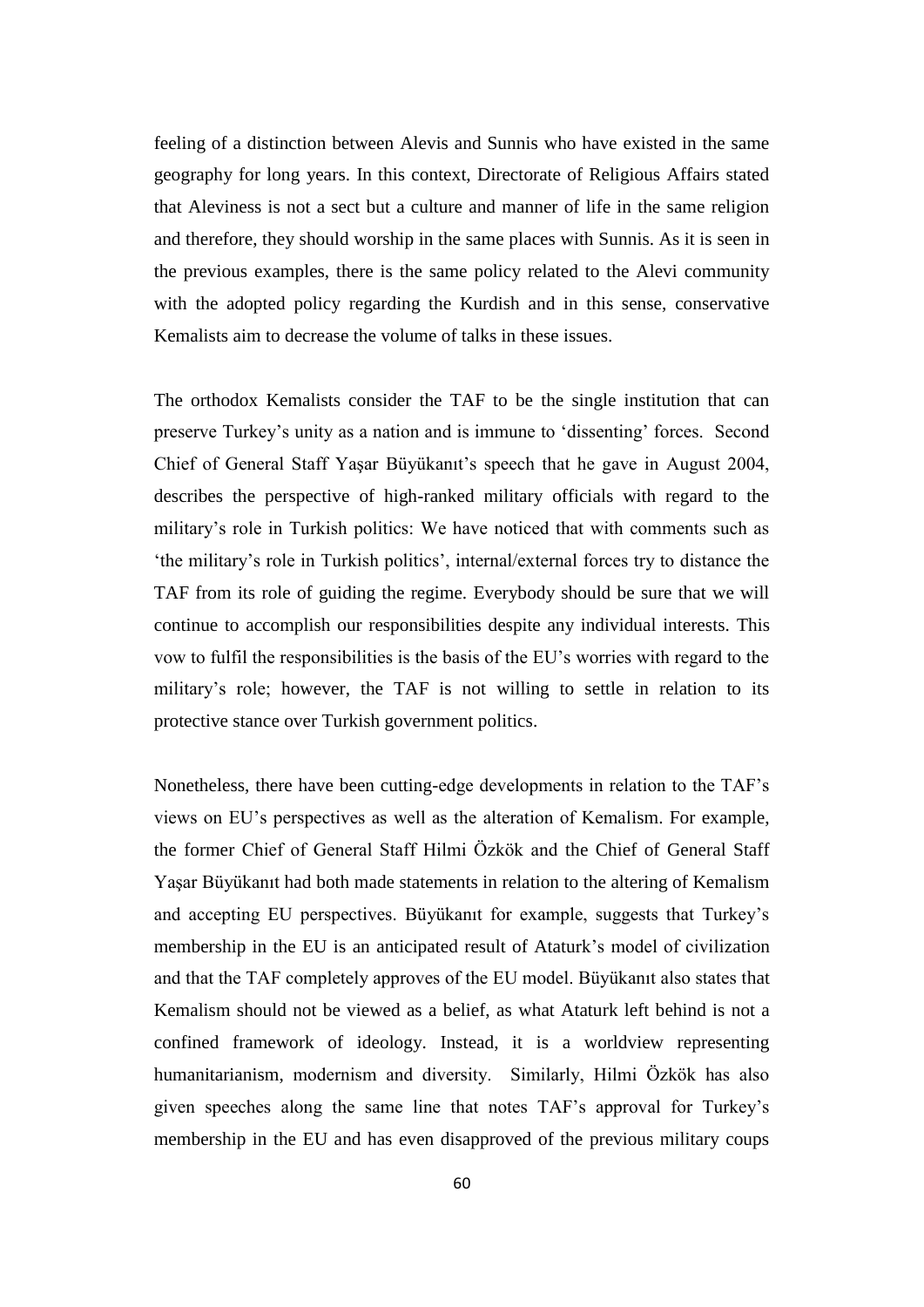feeling of a distinction between Alevis and Sunnis who have existed in the same geography for long years. In this context, Directorate of Religious Affairs stated that Aleviness is not a sect but a culture and manner of life in the same religion and therefore, they should worship in the same places with Sunnis. As it is seen in the previous examples, there is the same policy related to the Alevi community with the adopted policy regarding the Kurdish and in this sense, conservative Kemalists aim to decrease the volume of talks in these issues.

The orthodox Kemalists consider the TAF to be the single institution that can preserve Turkey's unity as a nation and is immune to 'dissenting' forces. Second Chief of General Staff Yaşar Büyükanıt's speech that he gave in August 2004, describes the perspective of high-ranked military officials with regard to the military's role in Turkish politics: We have noticed that with comments such as 'the military's role in Turkish politics', internal/external forces try to distance the TAF from its role of guiding the regime. Everybody should be sure that we will continue to accomplish our responsibilities despite any individual interests. This vow to fulfil the responsibilities is the basis of the EU's worries with regard to the military's role; however, the TAF is not willing to settle in relation to its protective stance over Turkish government politics.

Nonetheless, there have been cutting-edge developments in relation to the TAF's views on EU's perspectives as well as the alteration of Kemalism. For example, the former Chief of General Staff Hilmi Özkök and the Chief of General Staff Yaşar Büyükanıt had both made statements in relation to the altering of Kemalism and accepting EU perspectives. Büyükanıt for example, suggests that Turkey's membership in the EU is an anticipated result of Ataturk's model of civilization and that the TAF completely approves of the EU model. Büyükanıt also states that Kemalism should not be viewed as a belief, as what Ataturk left behind is not a confined framework of ideology. Instead, it is a worldview representing humanitarianism, modernism and diversity. Similarly, Hilmi Özkök has also given speeches along the same line that notes TAF's approval for Turkey's membership in the EU and has even disapproved of the previous military coups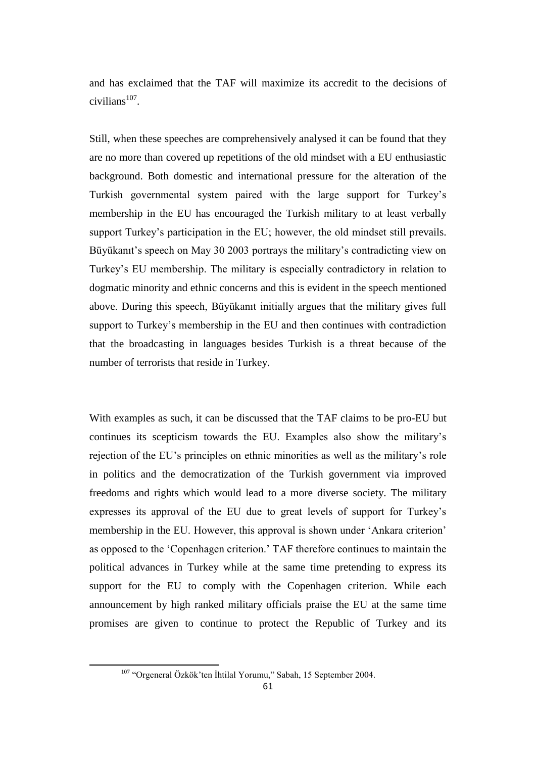and has exclaimed that the TAF will maximize its accredit to the decisions of civilians[107].

Still, when these speeches are comprehensively analysed it can be found that they are no more than covered up repetitions of the old mindset with a EU enthusiastic background. Both domestic and international pressure for the alteration of the Turkish governmental system paired with the large support for Turkey's membership in the EU has encouraged the Turkish military to at least verbally support Turkey's participation in the EU; however, the old mindset still prevails. Büyükanıt's speech on May 30 2003 portrays the military's contradicting view on Turkey's EU membership. The military is especially contradictory in relation to dogmatic minority and ethnic concerns and this is evident in the speech mentioned above. During this speech, Büyükanıt initially argues that the military gives full support to Turkey's membership in the EU and then continues with contradiction that the broadcasting in languages besides Turkish is a threat because of the number of terrorists that reside in Turkey.

With examples as such, it can be discussed that the TAF claims to be pro-EU but continues its scepticism towards the EU. Examples also show the military's rejection of the EU's principles on ethnic minorities as well as the military's role in politics and the democratization of the Turkish government via improved freedoms and rights which would lead to a more diverse society. The military expresses its approval of the EU due to great levels of support for Turkey's membership in the EU. However, this approval is shown under 'Ankara criterion' as opposed to the 'Copenhagen criterion.' TAF therefore continues to maintain the political advances in Turkey while at the same time pretending to express its support for the EU to comply with the Copenhagen criterion. While each announcement by high ranked military officials praise the EU at the same time promises are given to continue to protect the Republic of Turkey and its

[107] "Orgeneral Özkök'ten İhtilal Yorumu," Sabah, 15 September 2004.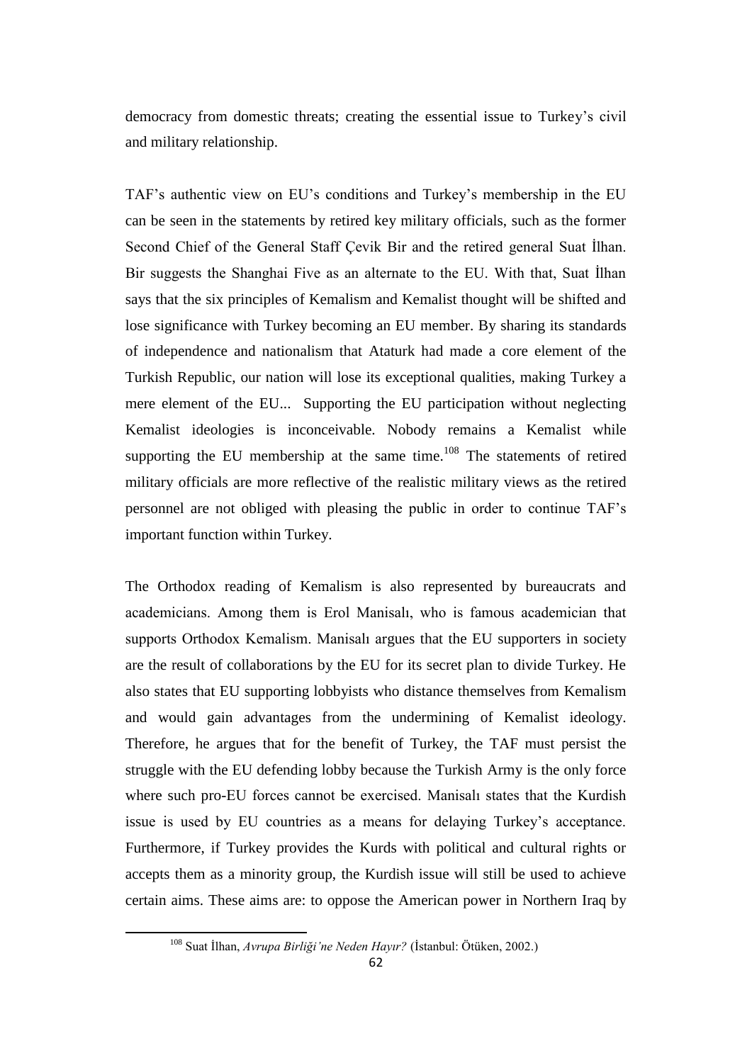democracy from domestic threats; creating the essential issue to Turkey's civil and military relationship.

TAF's authentic view on EU's conditions and Turkey's membership in the EU can be seen in the statements by retired key military officials, such as the former Second Chief of the General Staff Çevik Bir and the retired general Suat İlhan. Bir suggests the Shanghai Five as an alternate to the EU. With that, Suat İlhan says that the six principles of Kemalism and Kemalist thought will be shifted and lose significance with Turkey becoming an EU member. By sharing its standards of independence and nationalism that Ataturk had made a core element of the Turkish Republic, our nation will lose its exceptional qualities, making Turkey a mere element of the EU... Supporting the EU participation without neglecting Kemalist ideologies is inconceivable. Nobody remains a Kemalist while supporting the EU membership at the same time.[108] The statements of retired military officials are more reflective of the realistic military views as the retired personnel are not obliged with pleasing the public in order to continue TAF's important function within Turkey.

The Orthodox reading of Kemalism is also represented by bureaucrats and academicians. Among them is Erol Manisalı, who is famous academician that supports Orthodox Kemalism. Manisalı argues that the EU supporters in society are the result of collaborations by the EU for its secret plan to divide Turkey. He also states that EU supporting lobbyists who distance themselves from Kemalism and would gain advantages from the undermining of Kemalist ideology. Therefore, he argues that for the benefit of Turkey, the TAF must persist the struggle with the EU defending lobby because the Turkish Army is the only force where such pro-EU forces cannot be exercised. Manisalı states that the Kurdish issue is used by EU countries as a means for delaying Turkey's acceptance. Furthermore, if Turkey provides the Kurds with political and cultural rights or accepts them as a minority group, the Kurdish issue will still be used to achieve certain aims. These aims are: to oppose the American power in Northern Iraq by

---

[108] Suat İlhan, *Avrupa Birliği'ne Neden Hayır?* (İstanbul: Ötüken, 2002.)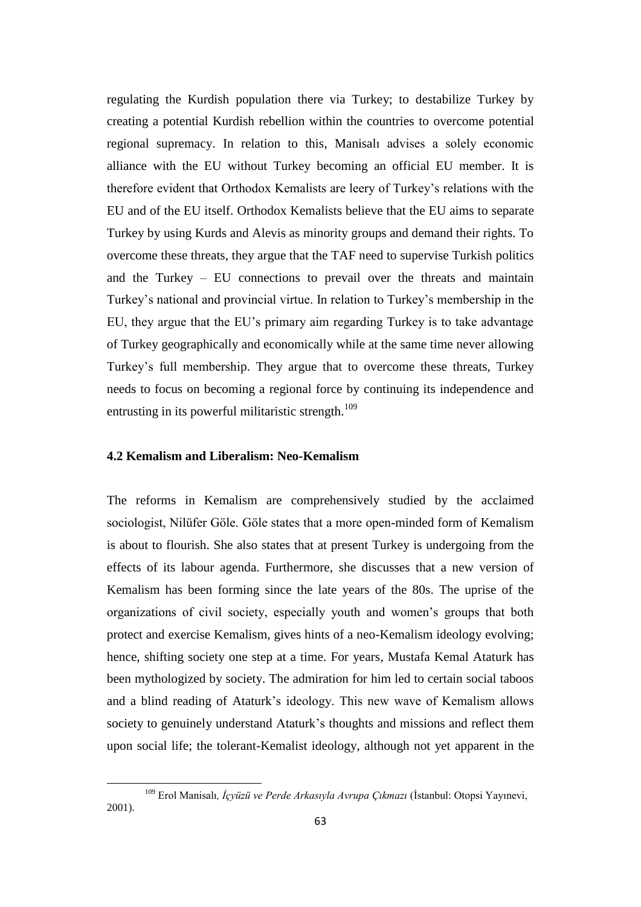regulating the Kurdish population there via Turkey; to destabilize Turkey by creating a potential Kurdish rebellion within the countries to overcome potential regional supremacy. In relation to this, Manisalı advises a solely economic alliance with the EU without Turkey becoming an official EU member. It is therefore evident that Orthodox Kemalists are leery of Turkey's relations with the EU and of the EU itself. Orthodox Kemalists believe that the EU aims to separate Turkey by using Kurds and Alevis as minority groups and demand their rights. To overcome these threats, they argue that the TAF need to supervise Turkish politics and the Turkey – EU connections to prevail over the threats and maintain Turkey's national and provincial virtue. In relation to Turkey's membership in the EU, they argue that the EU's primary aim regarding Turkey is to take advantage of Turkey geographically and economically while at the same time never allowing Turkey's full membership. They argue that to overcome these threats, Turkey needs to focus on becoming a regional force by continuing its independence and entrusting in its powerful militaristic strength.[109]

### 4.2 Kemalism and Liberalism: Neo-Kemalism

The reforms in Kemalism are comprehensively studied by the acclaimed sociologist, Nilüfer Göle. Göle states that a more open-minded form of Kemalism is about to flourish. She also states that at present Turkey is undergoing from the effects of its labour agenda. Furthermore, she discusses that a new version of Kemalism has been forming since the late years of the 80s. The uprise of the organizations of civil society, especially youth and women's groups that both protect and exercise Kemalism, gives hints of a neo-Kemalism ideology evolving; hence, shifting society one step at a time. For years, Mustafa Kemal Ataturk has been mythologized by society. The admiration for him led to certain social taboos and a blind reading of Ataturk's ideology. This new wave of Kemalism allows society to genuinely understand Ataturk's thoughts and missions and reflect them upon social life; the tolerant-Kemalist ideology, although not yet apparent in the

---

[109] Erol Manisalı, *İçyüzü ve Perde Arkasıyla Avrupa Çıkmazı* (İstanbul: Otopsi Yayınevi, 2001).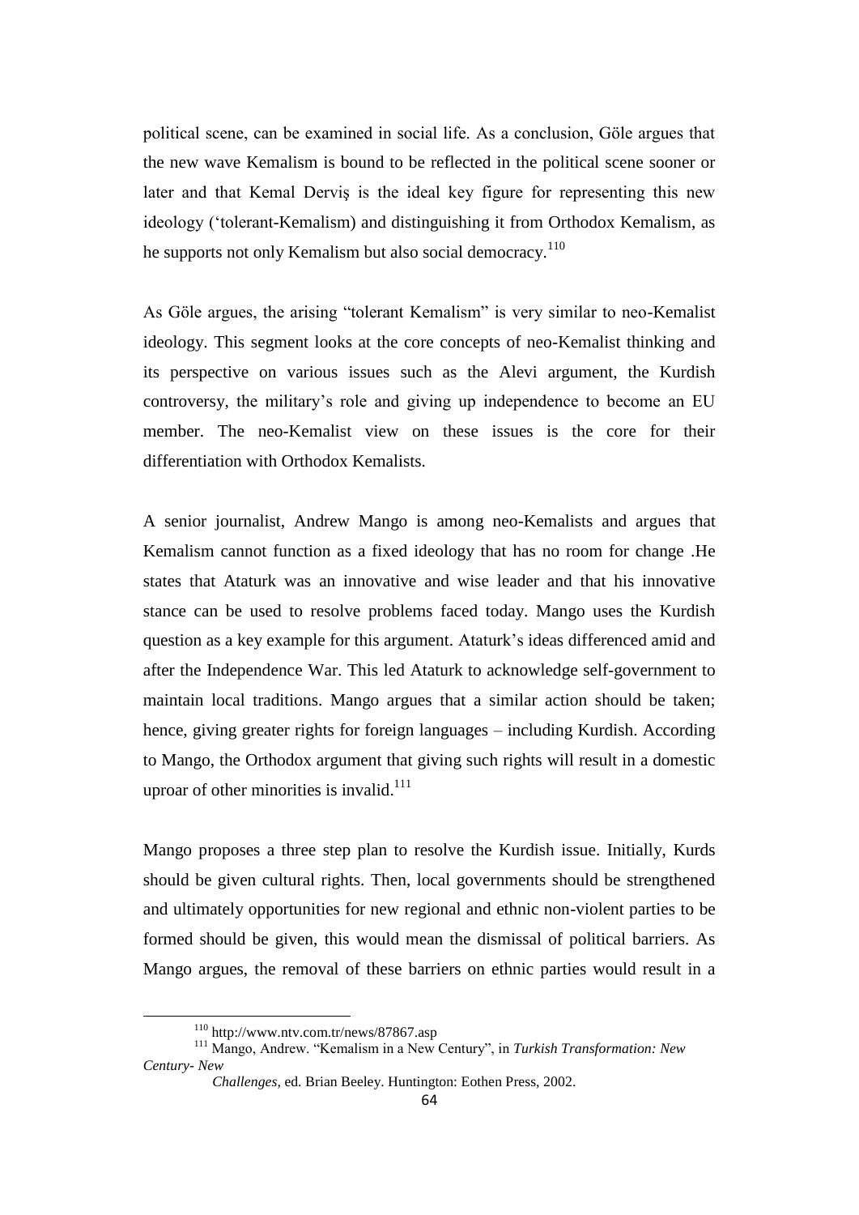political scene, can be examined in social life. As a conclusion, Göle argues that the new wave Kemalism is bound to be reflected in the political scene sooner or later and that Kemal Derviş is the ideal key figure for representing this new ideology ('tolerant-Kemalism) and distinguishing it from Orthodox Kemalism, as he supports not only Kemalism but also social democracy.[110]

As Göle argues, the arising "tolerant Kemalism" is very similar to neo-Kemalist ideology. This segment looks at the core concepts of neo-Kemalist thinking and its perspective on various issues such as the Alevi argument, the Kurdish controversy, the military's role and giving up independence to become an EU member. The neo-Kemalist view on these issues is the core for their differentiation with Orthodox Kemalists.

A senior journalist, Andrew Mango is among neo-Kemalists and argues that Kemalism cannot function as a fixed ideology that has no room for change .He states that Ataturk was an innovative and wise leader and that his innovative stance can be used to resolve problems faced today. Mango uses the Kurdish question as a key example for this argument. Ataturk's ideas differenced amid and after the Independence War. This led Ataturk to acknowledge self-government to maintain local traditions. Mango argues that a similar action should be taken; hence, giving greater rights for foreign languages – including Kurdish. According to Mango, the Orthodox argument that giving such rights will result in a domestic uproar of other minorities is invalid.[111]

Mango proposes a three step plan to resolve the Kurdish issue. Initially, Kurds should be given cultural rights. Then, local governments should be strengthened and ultimately opportunities for new regional and ethnic non-violent parties to be formed should be given, this would mean the dismissal of political barriers. As Mango argues, the removal of these barriers on ethnic parties would result in a

---

[110] http://www.ntv.com.tr/news/87867.asp

[111] Mango, Andrew. "Kemalism in a New Century", in *Turkish Transformation: New Century- New Challenges,* ed. Brian Beeley. Huntington: Eothen Press, 2002.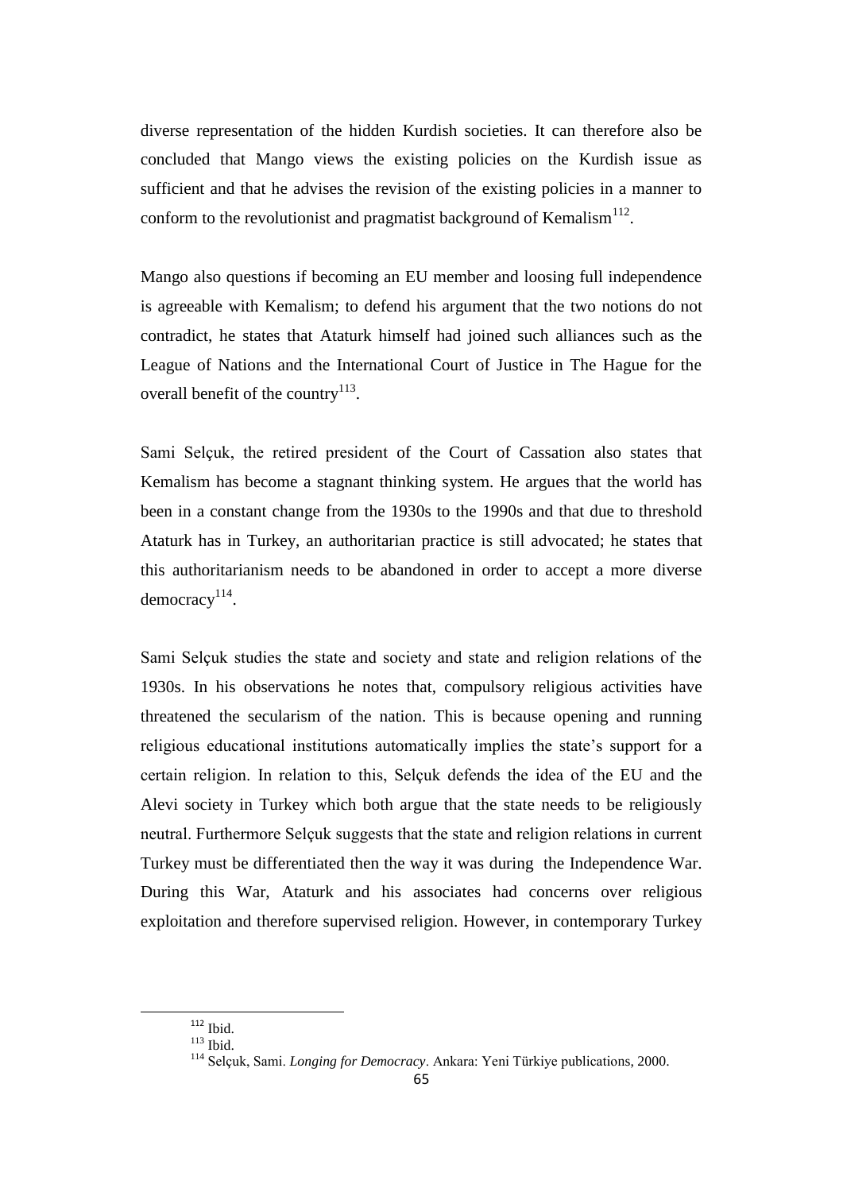diverse representation of the hidden Kurdish societies. It can therefore also be concluded that Mango views the existing policies on the Kurdish issue as sufficient and that he advises the revision of the existing policies in a manner to conform to the revolutionist and pragmatist background of Kemalism[112].

Mango also questions if becoming an EU member and loosing full independence is agreeable with Kemalism; to defend his argument that the two notions do not contradict, he states that Ataturk himself had joined such alliances such as the League of Nations and the International Court of Justice in The Hague for the overall benefit of the country[113].

Sami Selçuk, the retired president of the Court of Cassation also states that Kemalism has become a stagnant thinking system. He argues that the world has been in a constant change from the 1930s to the 1990s and that due to threshold Ataturk has in Turkey, an authoritarian practice is still advocated; he states that this authoritarianism needs to be abandoned in order to accept a more diverse democracy[114].

Sami Selçuk studies the state and society and state and religion relations of the 1930s. In his observations he notes that, compulsory religious activities have threatened the secularism of the nation. This is because opening and running religious educational institutions automatically implies the state's support for a certain religion. In relation to this, Selçuk defends the idea of the EU and the Alevi society in Turkey which both argue that the state needs to be religiously neutral. Furthermore Selçuk suggests that the state and religion relations in current Turkey must be differentiated then the way it was during the Independence War. During this War, Ataturk and his associates had concerns over religious exploitation and therefore supervised religion. However, in contemporary Turkey

---

[112] Ibid.

[113] Ibid.

[114] Selçuk, Sami. *Longing for Democracy*. Ankara: Yeni Türkiye publications, 2000.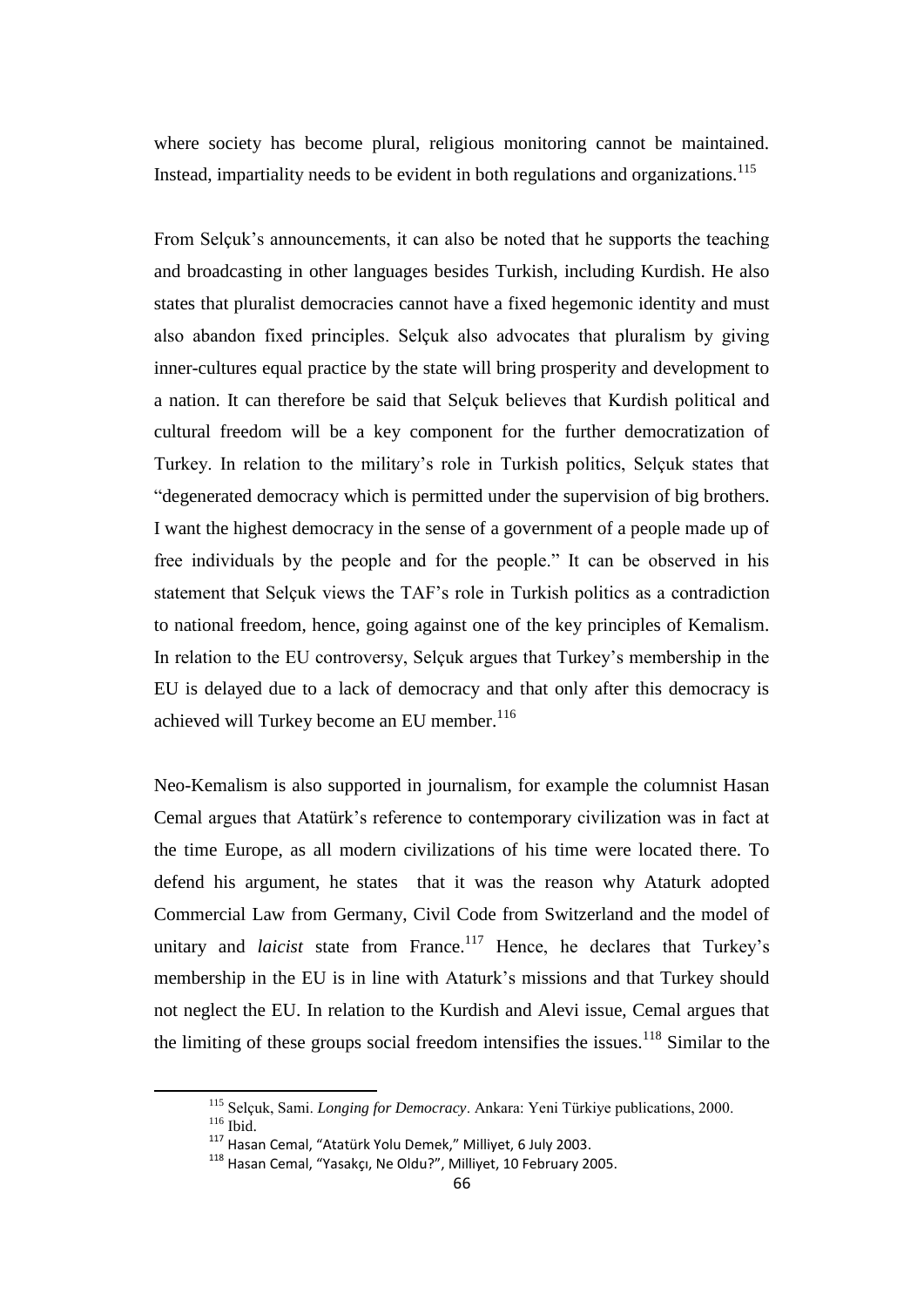where society has become plural, religious monitoring cannot be maintained. Instead, impartiality needs to be evident in both regulations and organizations.[115]

From Selçuk's announcements, it can also be noted that he supports the teaching and broadcasting in other languages besides Turkish, including Kurdish. He also states that pluralist democracies cannot have a fixed hegemonic identity and must also abandon fixed principles. Selçuk also advocates that pluralism by giving inner-cultures equal practice by the state will bring prosperity and development to a nation. It can therefore be said that Selçuk believes that Kurdish political and cultural freedom will be a key component for the further democratization of Turkey. In relation to the military's role in Turkish politics, Selçuk states that "degenerated democracy which is permitted under the supervision of big brothers. I want the highest democracy in the sense of a government of a people made up of free individuals by the people and for the people." It can be observed in his statement that Selçuk views the TAF's role in Turkish politics as a contradiction to national freedom, hence, going against one of the key principles of Kemalism. In relation to the EU controversy, Selçuk argues that Turkey's membership in the EU is delayed due to a lack of democracy and that only after this democracy is achieved will Turkey become an EU member.[116]

Neo-Kemalism is also supported in journalism, for example the columnist Hasan Cemal argues that Atatürk's reference to contemporary civilization was in fact at the time Europe, as all modern civilizations of his time were located there. To defend his argument, he states that it was the reason why Ataturk adopted Commercial Law from Germany, Civil Code from Switzerland and the model of unitary and *laicist* state from France.[117] Hence, he declares that Turkey's membership in the EU is in line with Ataturk's missions and that Turkey should not neglect the EU. In relation to the Kurdish and Alevi issue, Cemal argues that the limiting of these groups social freedom intensifies the issues.[118] Similar to the

---

[115] Selçuk, Sami. *Longing for Democracy*. Ankara: Yeni Türkiye publications, 2000.
[116] Ibid.
[117] Hasan Cemal, "Atatürk Yolu Demek," Milliyet, 6 July 2003.
[118] Hasan Cemal, "Yasakçı, Ne Oldu?", Milliyet, 10 February 2005.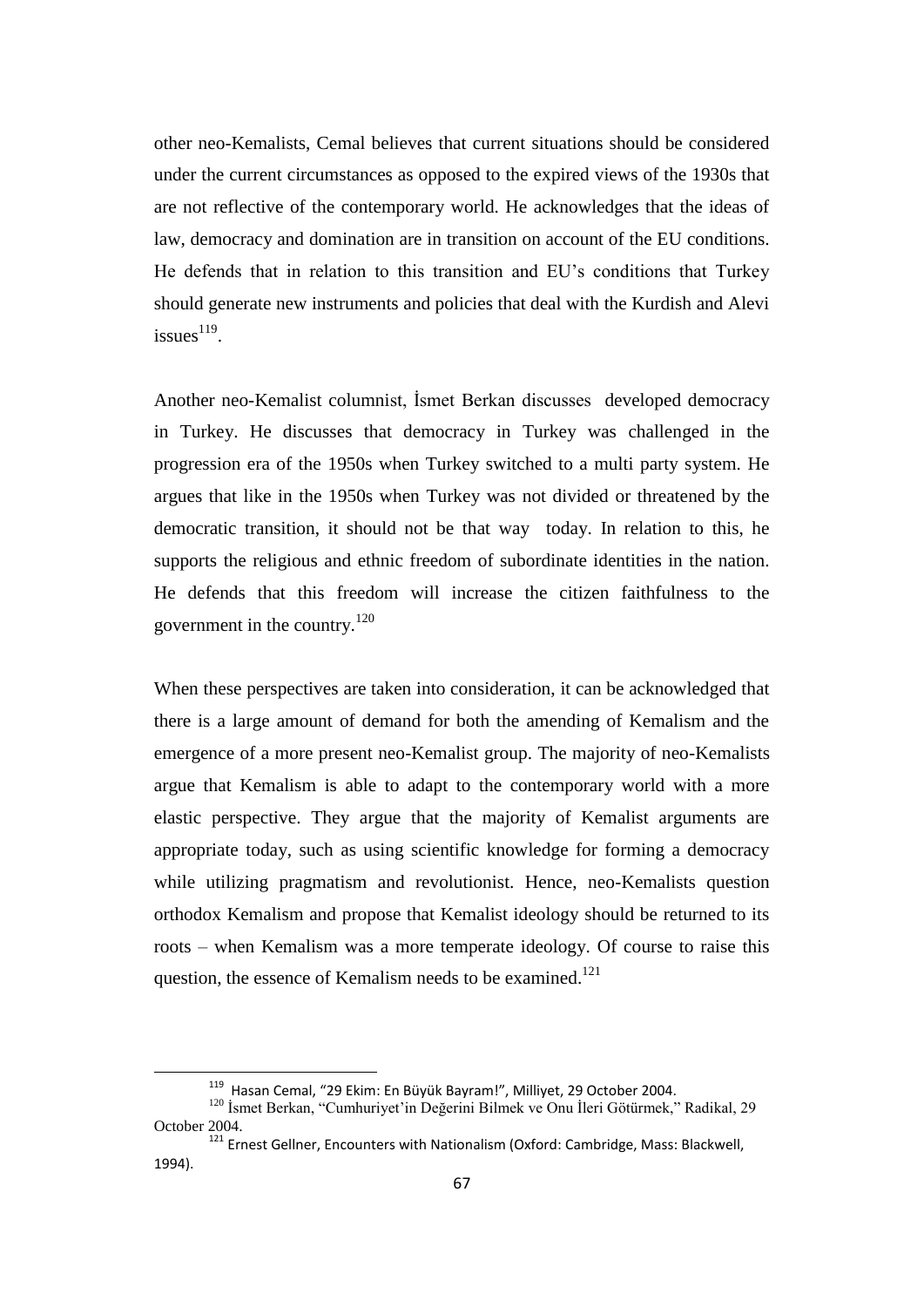other neo-Kemalists, Cemal believes that current situations should be considered under the current circumstances as opposed to the expired views of the 1930s that are not reflective of the contemporary world. He acknowledges that the ideas of law, democracy and domination are in transition on account of the EU conditions. He defends that in relation to this transition and EU's conditions that Turkey should generate new instruments and policies that deal with the Kurdish and Alevi issues[119].

Another neo-Kemalist columnist, İsmet Berkan discusses developed democracy in Turkey. He discusses that democracy in Turkey was challenged in the progression era of the 1950s when Turkey switched to a multi party system. He argues that like in the 1950s when Turkey was not divided or threatened by the democratic transition, it should not be that way today. In relation to this, he supports the religious and ethnic freedom of subordinate identities in the nation. He defends that this freedom will increase the citizen faithfulness to the government in the country.[120]

When these perspectives are taken into consideration, it can be acknowledged that there is a large amount of demand for both the amending of Kemalism and the emergence of a more present neo-Kemalist group. The majority of neo-Kemalists argue that Kemalism is able to adapt to the contemporary world with a more elastic perspective. They argue that the majority of Kemalist arguments are appropriate today, such as using scientific knowledge for forming a democracy while utilizing pragmatism and revolutionist. Hence, neo-Kemalists question orthodox Kemalism and propose that Kemalist ideology should be returned to its roots – when Kemalism was a more temperate ideology. Of course to raise this question, the essence of Kemalism needs to be examined.[121]

---

[119] Hasan Cemal, "29 Ekim: En Büyük Bayram!", Milliyet, 29 October 2004.

[120] İsmet Berkan, "Cumhuriyet'in Değerini Bilmek ve Onu İleri Götürmek," Radikal, 29 October 2004.

[121] Ernest Gellner, Encounters with Nationalism (Oxford: Cambridge, Mass: Blackwell, 1994).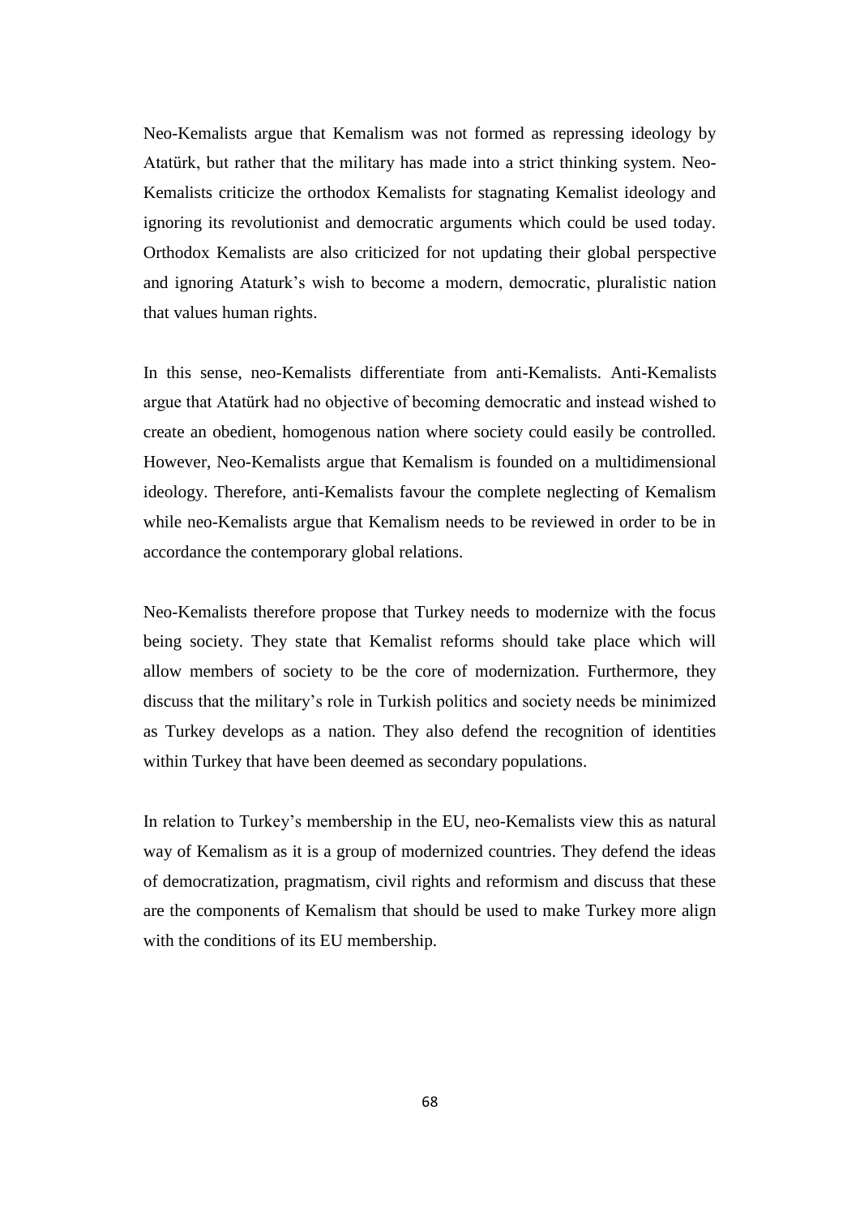Neo-Kemalists argue that Kemalism was not formed as repressing ideology by Atatürk, but rather that the military has made into a strict thinking system. Neo-Kemalists criticize the orthodox Kemalists for stagnating Kemalist ideology and ignoring its revolutionist and democratic arguments which could be used today. Orthodox Kemalists are also criticized for not updating their global perspective and ignoring Ataturk's wish to become a modern, democratic, pluralistic nation that values human rights.

In this sense, neo-Kemalists differentiate from anti-Kemalists. Anti-Kemalists argue that Atatürk had no objective of becoming democratic and instead wished to create an obedient, homogenous nation where society could easily be controlled. However, Neo-Kemalists argue that Kemalism is founded on a multidimensional ideology. Therefore, anti-Kemalists favour the complete neglecting of Kemalism while neo-Kemalists argue that Kemalism needs to be reviewed in order to be in accordance the contemporary global relations.

Neo-Kemalists therefore propose that Turkey needs to modernize with the focus being society. They state that Kemalist reforms should take place which will allow members of society to be the core of modernization. Furthermore, they discuss that the military's role in Turkish politics and society needs be minimized as Turkey develops as a nation. They also defend the recognition of identities within Turkey that have been deemed as secondary populations.

In relation to Turkey's membership in the EU, neo-Kemalists view this as natural way of Kemalism as it is a group of modernized countries. They defend the ideas of democratization, pragmatism, civil rights and reformism and discuss that these are the components of Kemalism that should be used to make Turkey more align with the conditions of its EU membership.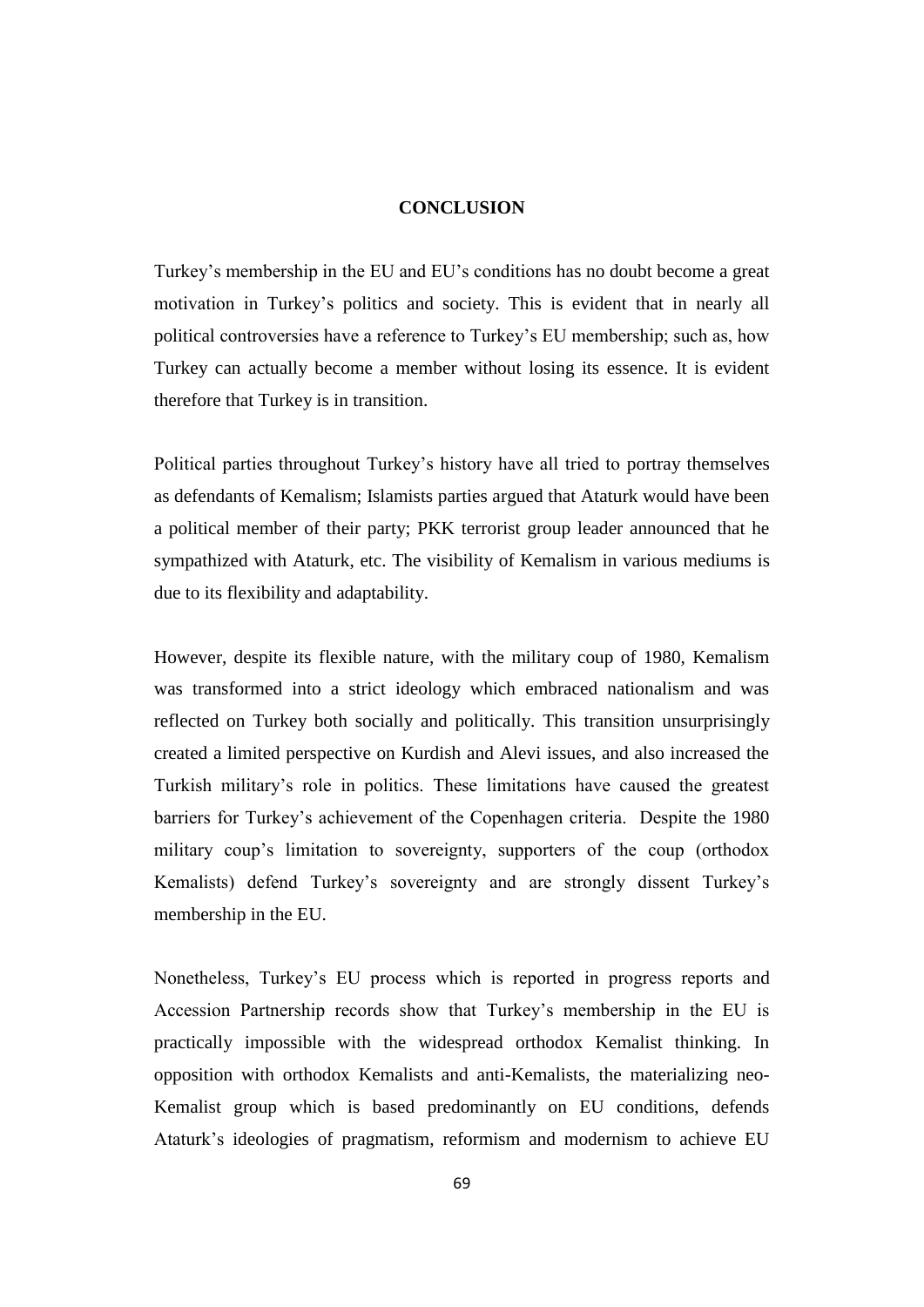# CONCLUSION

Turkey's membership in the EU and EU's conditions has no doubt become a great motivation in Turkey's politics and society. This is evident that in nearly all political controversies have a reference to Turkey's EU membership; such as, how Turkey can actually become a member without losing its essence. It is evident therefore that Turkey is in transition.

Political parties throughout Turkey's history have all tried to portray themselves as defendants of Kemalism; Islamists parties argued that Ataturk would have been a political member of their party; PKK terrorist group leader announced that he sympathized with Ataturk, etc. The visibility of Kemalism in various mediums is due to its flexibility and adaptability.

However, despite its flexible nature, with the military coup of 1980, Kemalism was transformed into a strict ideology which embraced nationalism and was reflected on Turkey both socially and politically. This transition unsurprisingly created a limited perspective on Kurdish and Alevi issues, and also increased the Turkish military's role in politics. These limitations have caused the greatest barriers for Turkey's achievement of the Copenhagen criteria. Despite the 1980 military coup's limitation to sovereignty, supporters of the coup (orthodox Kemalists) defend Turkey's sovereignty and are strongly dissent Turkey's membership in the EU.

Nonetheless, Turkey's EU process which is reported in progress reports and Accession Partnership records show that Turkey's membership in the EU is practically impossible with the widespread orthodox Kemalist thinking. In opposition with orthodox Kemalists and anti-Kemalists, the materializing neo-Kemalist group which is based predominantly on EU conditions, defends Ataturk's ideologies of pragmatism, reformism and modernism to achieve EU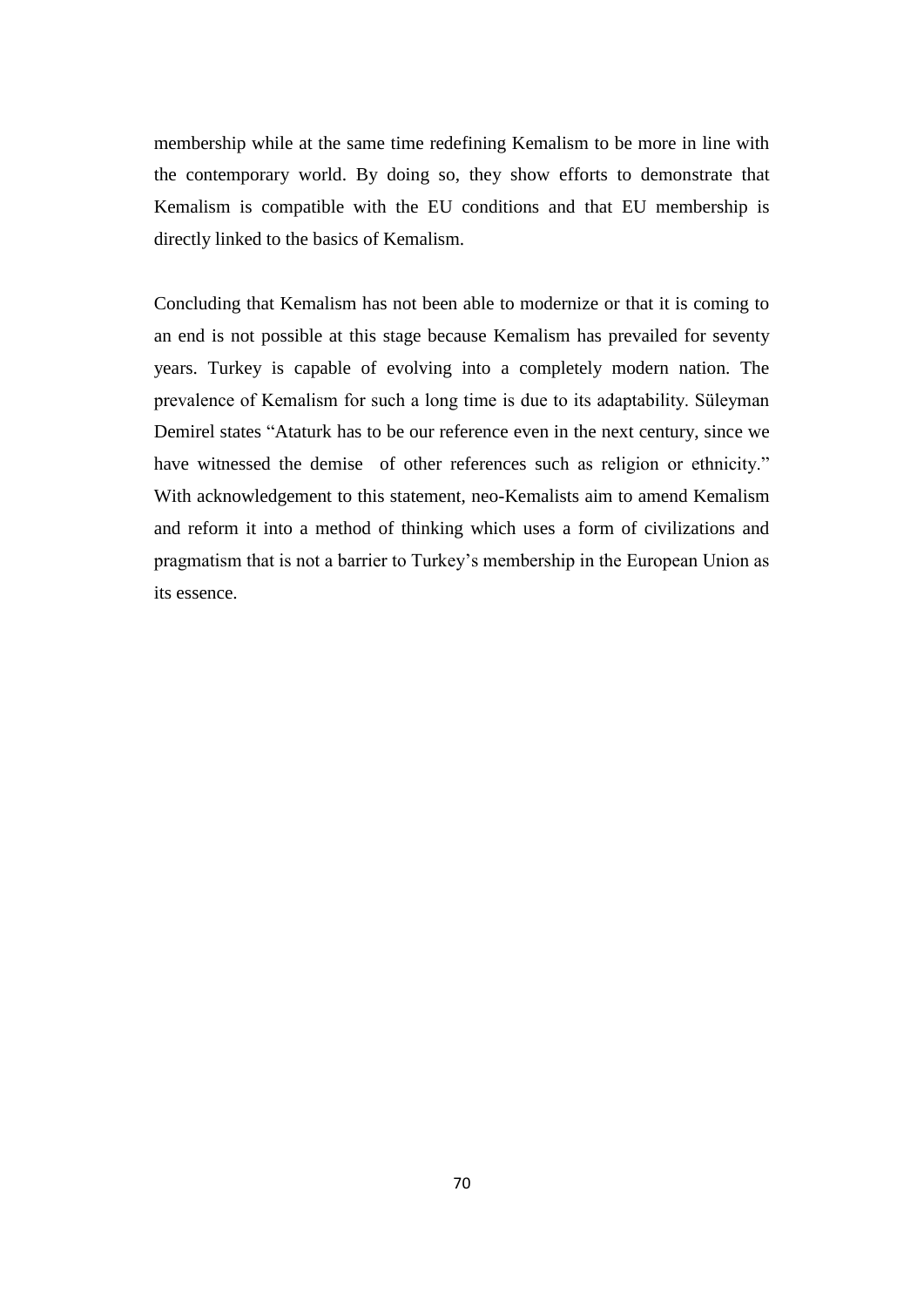membership while at the same time redefining Kemalism to be more in line with the contemporary world. By doing so, they show efforts to demonstrate that Kemalism is compatible with the EU conditions and that EU membership is directly linked to the basics of Kemalism.

Concluding that Kemalism has not been able to modernize or that it is coming to an end is not possible at this stage because Kemalism has prevailed for seventy years. Turkey is capable of evolving into a completely modern nation. The prevalence of Kemalism for such a long time is due to its adaptability. Süleyman Demirel states "Ataturk has to be our reference even in the next century, since we have witnessed the demise of other references such as religion or ethnicity." With acknowledgement to this statement, neo-Kemalists aim to amend Kemalism and reform it into a method of thinking which uses a form of civilizations and pragmatism that is not a barrier to Turkey's membership in the European Union as its essence.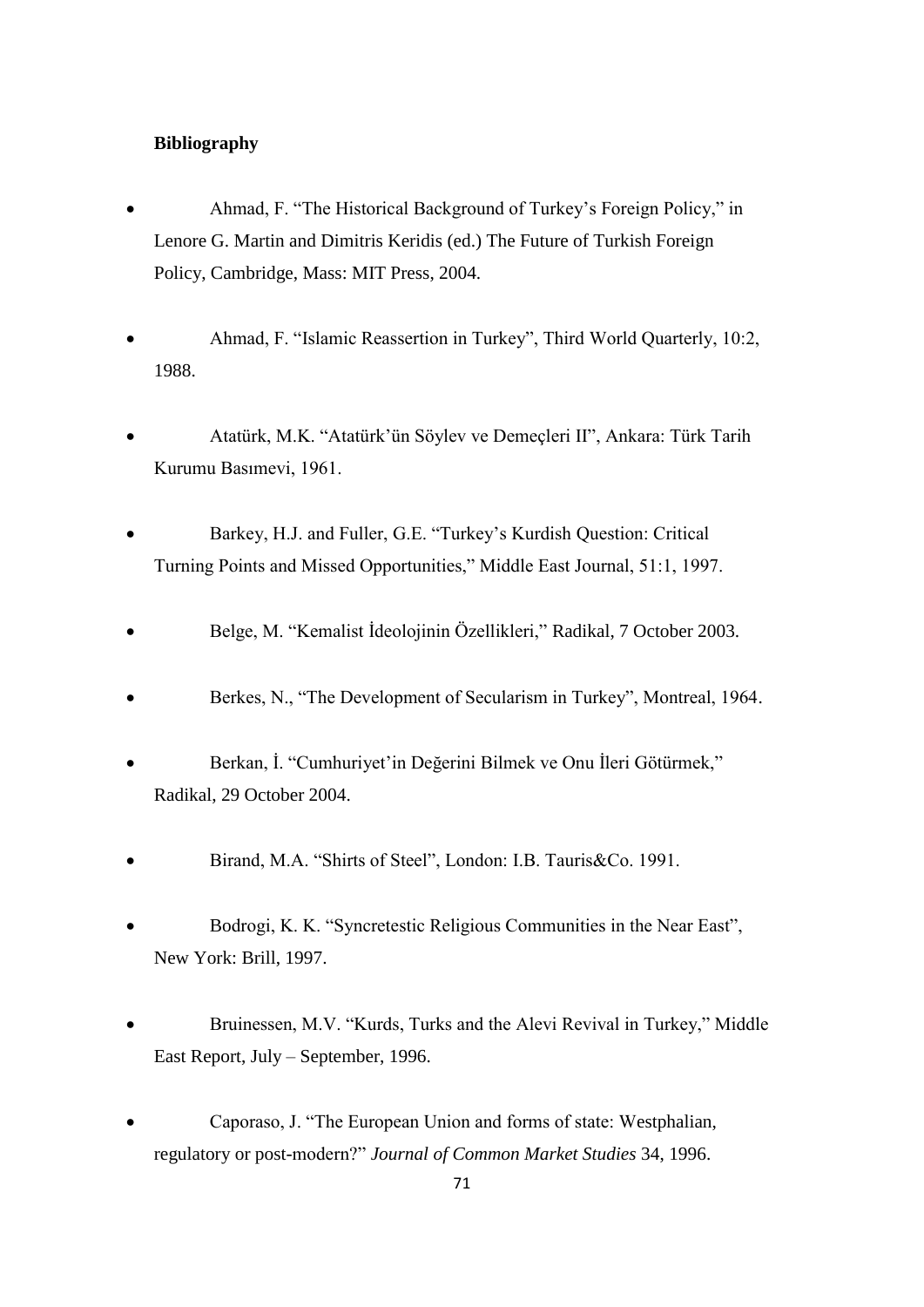**Bibliography**

- Ahmad, F. "The Historical Background of Turkey's Foreign Policy," in Lenore G. Martin and Dimitris Keridis (ed.) The Future of Turkish Foreign Policy, Cambridge, Mass: MIT Press, 2004.

- Ahmad, F. "Islamic Reassertion in Turkey", Third World Quarterly, 10:2, 1988.

- Atatürk, M.K. "Atatürk'ün Söylev ve Demeçleri II", Ankara: Türk Tarih Kurumu Basımevi, 1961.

- Barkey, H.J. and Fuller, G.E. "Turkey's Kurdish Question: Critical Turning Points and Missed Opportunities," Middle East Journal, 51:1, 1997.

- Belge, M. "Kemalist İdeolojinin Özellikleri," Radikal, 7 October 2003.

- Berkes, N., "The Development of Secularism in Turkey", Montreal, 1964.

- Berkan, İ. "Cumhuriyet'in Değerini Bilmek ve Onu İleri Götürmek," Radikal, 29 October 2004.

- Birand, M.A. "Shirts of Steel", London: I.B. Tauris&Co. 1991.

- Bodrogi, K. K. "Syncretestic Religious Communities in the Near East", New York: Brill, 1997.

- Bruinessen, M.V. "Kurds, Turks and the Alevi Revival in Turkey," Middle East Report, July – September, 1996.

- Caporaso, J. "The European Union and forms of state: Westphalian, regulatory or post-modern?" *Journal of Common Market Studies* 34, 1996.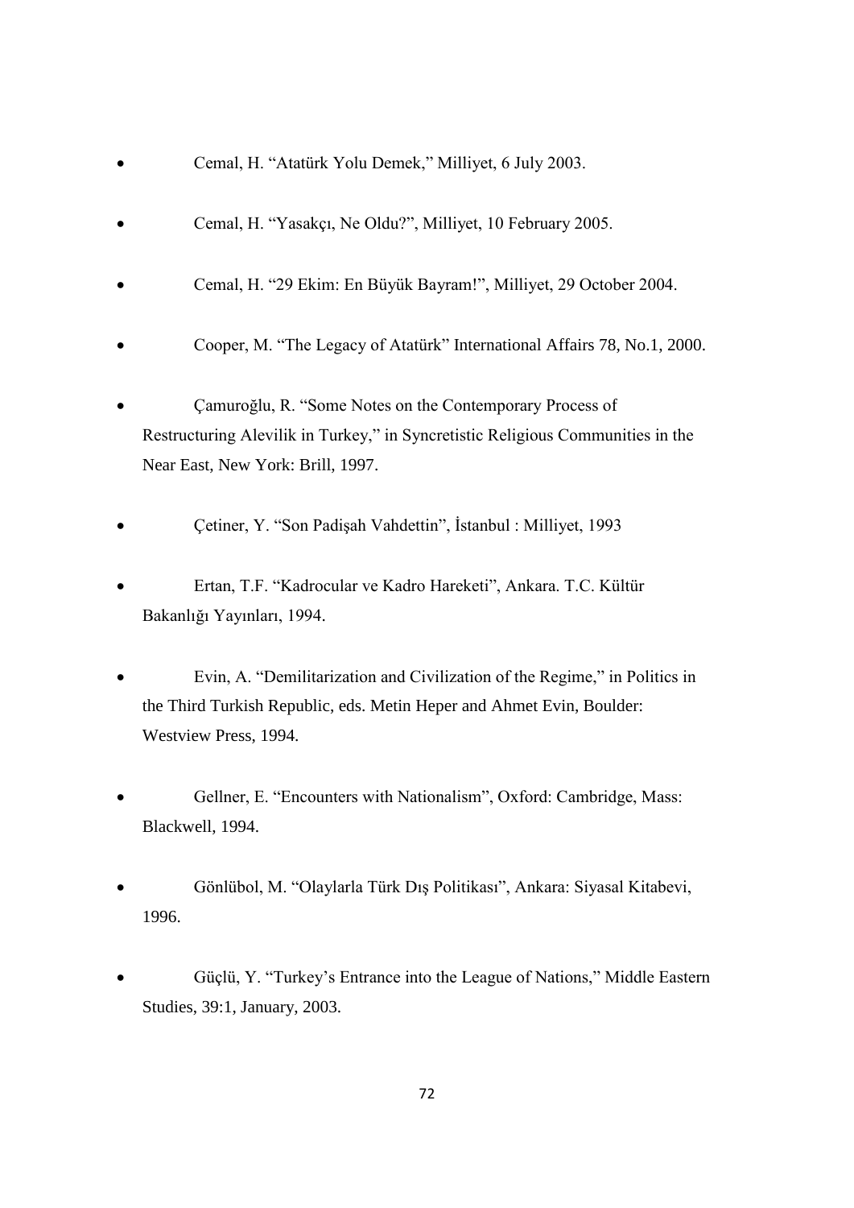- Cemal, H. "Atatürk Yolu Demek," Milliyet, 6 July 2003.
- Cemal, H. "Yasakçı, Ne Oldu?", Milliyet, 10 February 2005.
- Cemal, H. "29 Ekim: En Büyük Bayram!", Milliyet, 29 October 2004.
- Cooper, M. "The Legacy of Atatürk" International Affairs 78, No.1, 2000.
- Çamuroğlu, R. "Some Notes on the Contemporary Process of Restructuring Alevilik in Turkey," in Syncretistic Religious Communities in the Near East, New York: Brill, 1997.
- Çetiner, Y. "Son Padişah Vahdettin", İstanbul : Milliyet, 1993
- Ertan, T.F. "Kadrocular ve Kadro Hareketi", Ankara. T.C. Kültür Bakanlığı Yayınları, 1994.
- Evin, A. "Demilitarization and Civilization of the Regime," in Politics in the Third Turkish Republic, eds. Metin Heper and Ahmet Evin, Boulder: Westview Press, 1994.
- Gellner, E. "Encounters with Nationalism", Oxford: Cambridge, Mass: Blackwell, 1994.
- Gönlübol, M. "Olaylarla Türk Dış Politikası", Ankara: Siyasal Kitabevi, 1996.
- Güçlü, Y. "Turkey's Entrance into the League of Nations," Middle Eastern Studies, 39:1, January, 2003.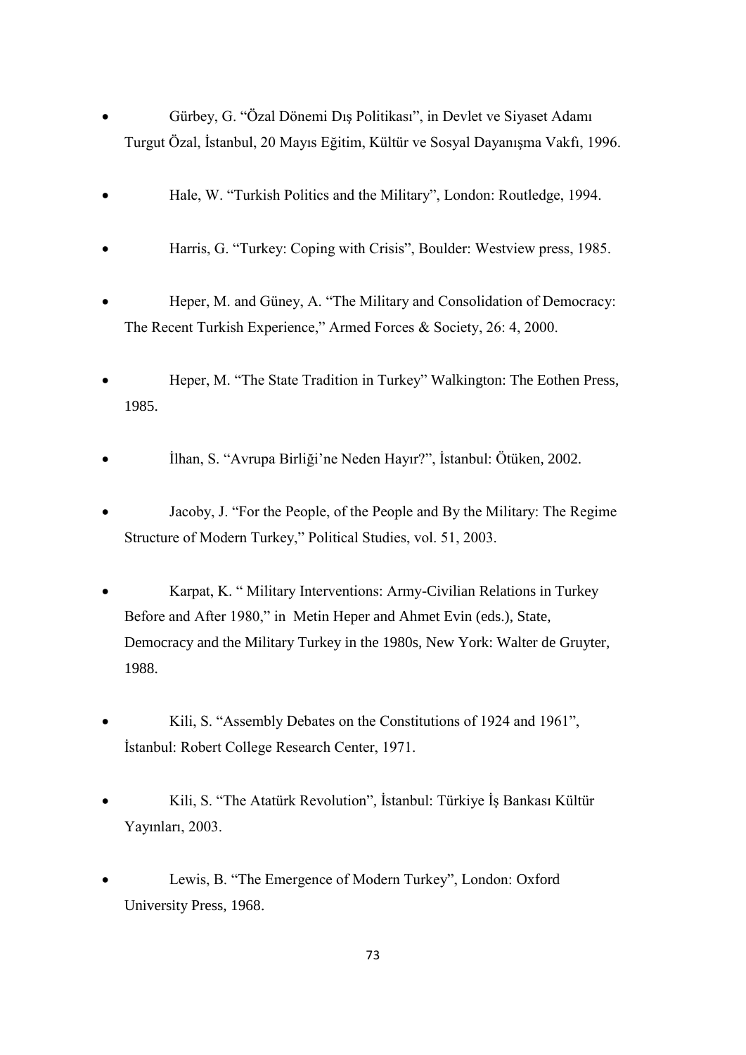- Gürbey, G. "Özal Dönemi Dış Politikası", in Devlet ve Siyaset Adamı Turgut Özal, İstanbul, 20 Mayıs Eğitim, Kültür ve Sosyal Dayanışma Vakfı, 1996.

- Hale, W. "Turkish Politics and the Military", London: Routledge, 1994.

- Harris, G. "Turkey: Coping with Crisis", Boulder: Westview press, 1985.

- Heper, M. and Güney, A. "The Military and Consolidation of Democracy: The Recent Turkish Experience," Armed Forces & Society, 26: 4, 2000.

- Heper, M. "The State Tradition in Turkey" Walkington: The Eothen Press, 1985.

- İlhan, S. "Avrupa Birliği'ne Neden Hayır?", İstanbul: Ötüken, 2002.

- Jacoby, J. "For the People, of the People and By the Military: The Regime Structure of Modern Turkey," Political Studies, vol. 51, 2003.

- Karpat, K. " Military Interventions: Army-Civilian Relations in Turkey Before and After 1980," in Metin Heper and Ahmet Evin (eds.), State, Democracy and the Military Turkey in the 1980s, New York: Walter de Gruyter, 1988.

- Kili, S. "Assembly Debates on the Constitutions of 1924 and 1961", İstanbul: Robert College Research Center, 1971.

- Kili, S. "The Atatürk Revolution", İstanbul: Türkiye İş Bankası Kültür Yayınları, 2003.

- Lewis, B. "The Emergence of Modern Turkey", London: Oxford University Press, 1968.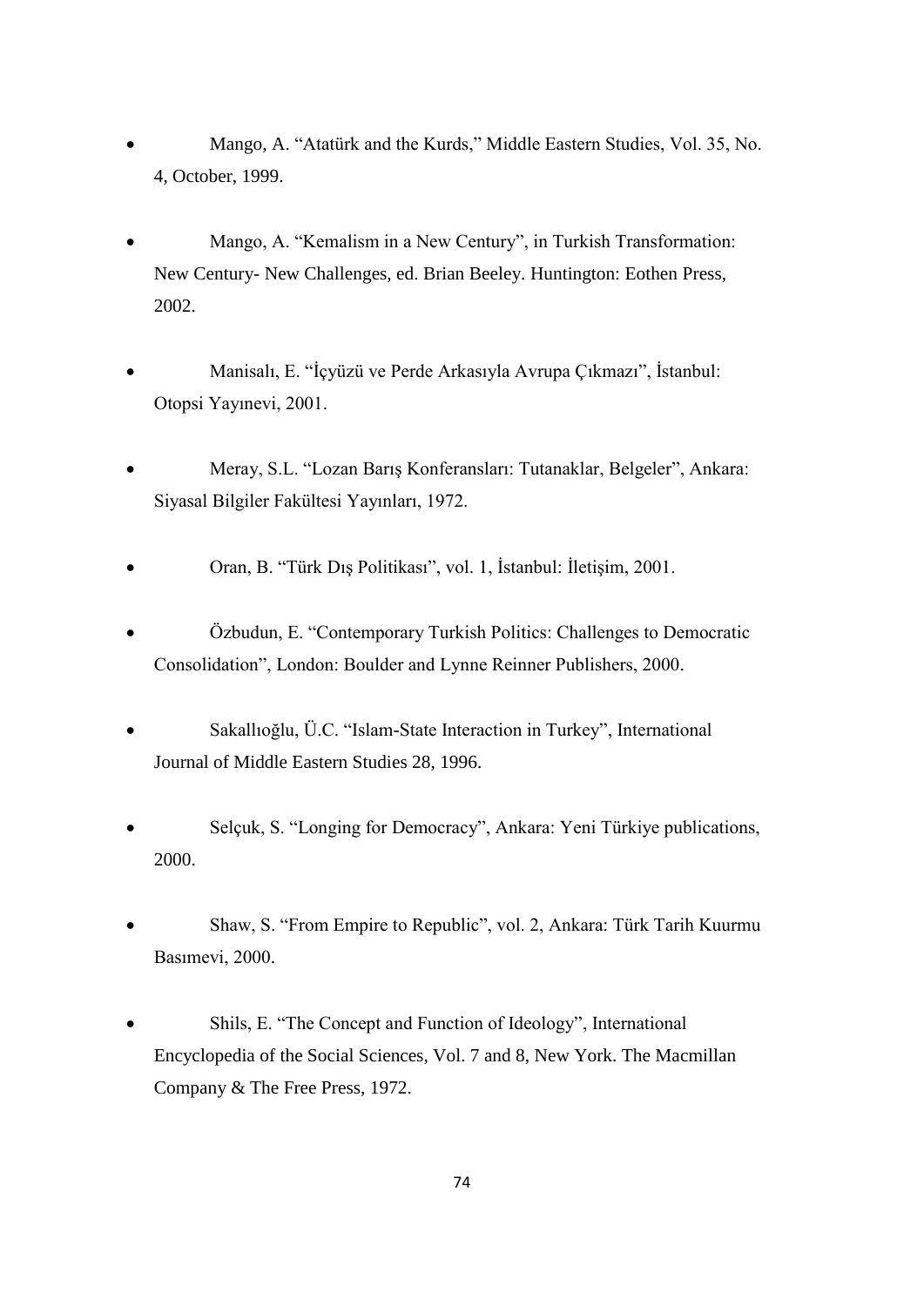- Mango, A. “Atatürk and the Kurds,” Middle Eastern Studies, Vol. 35, No. 4, October, 1999.

- Mango, A. “Kemalism in a New Century”, in Turkish Transformation: New Century- New Challenges, ed. Brian Beeley. Huntington: Eothen Press, 2002.

- Manisalı, E. “İçyüzü ve Perde Arkasıyla Avrupa Çıkmazı”, İstanbul: Otopsi Yayınevi, 2001.

- Meray, S.L. “Lozan Barış Konferansları: Tutanaklar, Belgeler”, Ankara: Siyasal Bilgiler Fakültesi Yayınları, 1972.

- Oran, B. “Türk Dış Politikası”, vol. 1, İstanbul: İletişim, 2001.

- Özbudun, E. “Contemporary Turkish Politics: Challenges to Democratic Consolidation”, London: Boulder and Lynne Reinner Publishers, 2000.

- Sakallıoğlu, Ü.C. “Islam-State Interaction in Turkey”, International Journal of Middle Eastern Studies 28, 1996.

- Selçuk, S. “Longing for Democracy”, Ankara: Yeni Türkiye publications, 2000.

- Shaw, S. “From Empire to Republic”, vol. 2, Ankara: Türk Tarih Kuurmu Basımevi, 2000.

- Shils, E. “The Concept and Function of Ideology”, International Encyclopedia of the Social Sciences, Vol. 7 and 8, New York. The Macmillan Company & The Free Press, 1972.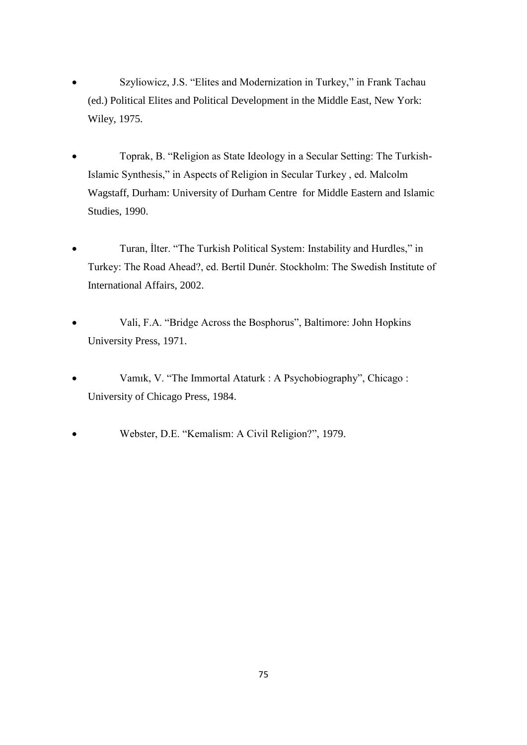- Szyliowicz, J.S. “Elites and Modernization in Turkey,” in Frank Tachau (ed.) Political Elites and Political Development in the Middle East, New York: Wiley, 1975.

- Toprak, B. “Religion as State Ideology in a Secular Setting: The Turkish-Islamic Synthesis,” in Aspects of Religion in Secular Turkey , ed. Malcolm Wagstaff, Durham: University of Durham Centre for Middle Eastern and Islamic Studies, 1990.

- Turan, İlter. “The Turkish Political System: Instability and Hurdles,” in Turkey: The Road Ahead?, ed. Bertil Dunér. Stockholm: The Swedish Institute of International Affairs, 2002.

- Vali, F.A. “Bridge Across the Bosphorus”, Baltimore: John Hopkins University Press, 1971.

- Vamık, V. “The Immortal Ataturk : A Psychobiography”, Chicago : University of Chicago Press, 1984.

- Webster, D.E. “Kemalism: A Civil Religion?”, 1979.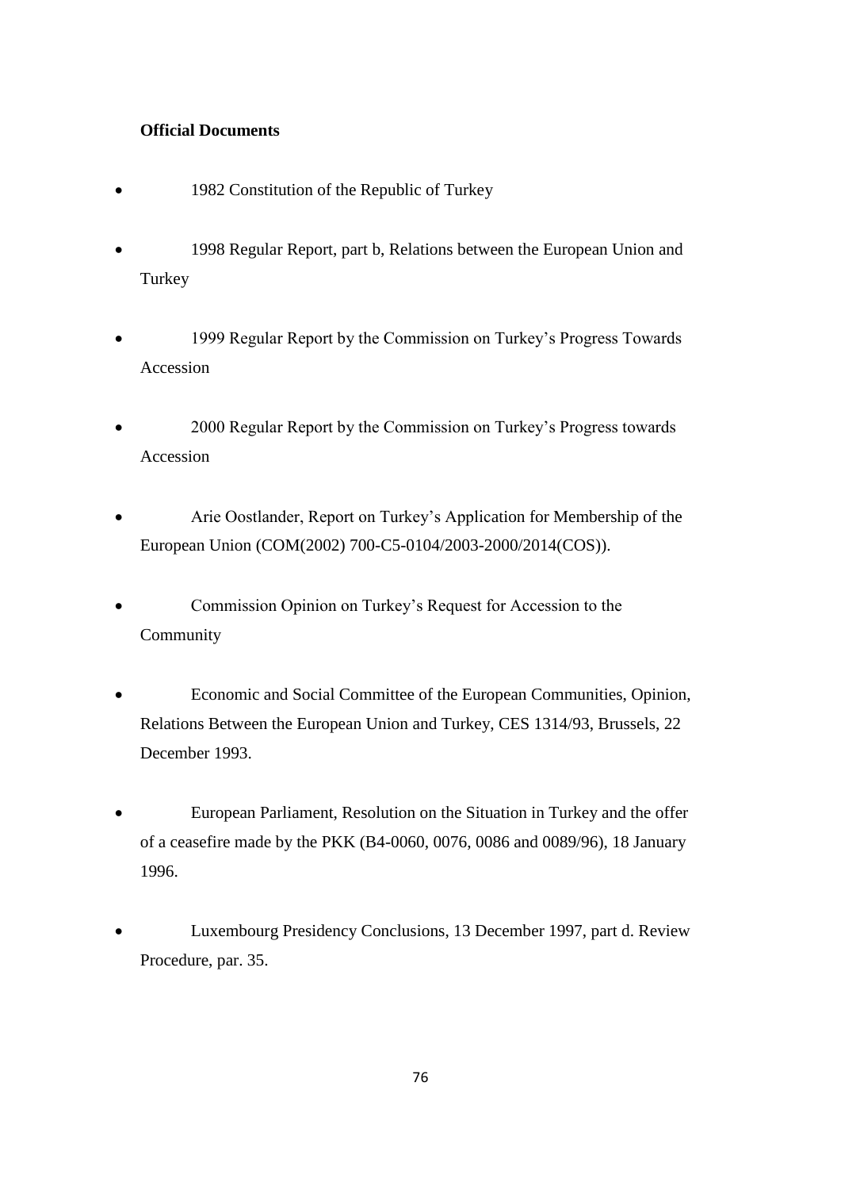**Official Documents**

- 1982 Constitution of the Republic of Turkey
- 1998 Regular Report, part b, Relations between the European Union and Turkey
- 1999 Regular Report by the Commission on Turkey's Progress Towards Accession
- 2000 Regular Report by the Commission on Turkey's Progress towards Accession
- Arie Oostlander, Report on Turkey's Application for Membership of the European Union (COM(2002) 700-C5-0104/2003-2000/2014(COS)).
- Commission Opinion on Turkey's Request for Accession to the Community
- Economic and Social Committee of the European Communities, Opinion, Relations Between the European Union and Turkey, CES 1314/93, Brussels, 22 December 1993.
- European Parliament, Resolution on the Situation in Turkey and the offer of a ceasefire made by the PKK (B4-0060, 0076, 0086 and 0089/96), 18 January 1996.
- Luxembourg Presidency Conclusions, 13 December 1997, part d. Review Procedure, par. 35.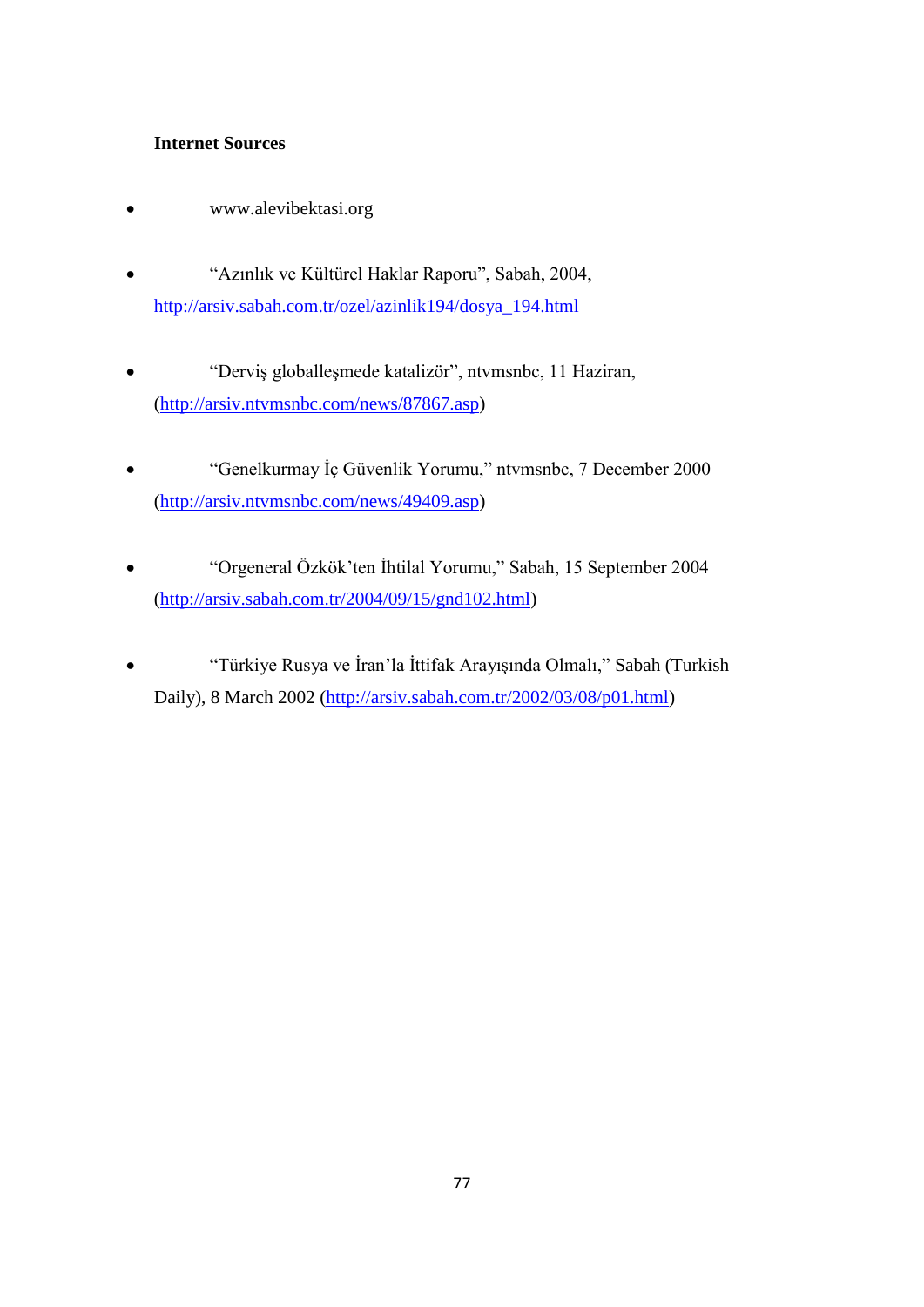**Internet Sources**

- www.alevibektasi.org
- “Azınlık ve Kültürel Haklar Raporu”, Sabah, 2004, http://arsiv.sabah.com.tr/ozel/azinlik194/dosya_194.html
- “Derviş globalleşmede katalizör”, ntvmsnbc, 11 Haziran, (http://arsiv.ntvmsnbc.com/news/87867.asp)
- “Genelkurmay İç Güvenlik Yorumu,” ntvmsnbc, 7 December 2000 (http://arsiv.ntvmsnbc.com/news/49409.asp)
- “Orgeneral Özkök’ten İhtilal Yorumu,” Sabah, 15 September 2004 (http://arsiv.sabah.com.tr/2004/09/15/gnd102.html)
- “Türkiye Rusya ve İran’la İttifak Arayışında Olmalı,” Sabah (Turkish Daily), 8 March 2002 (http://arsiv.sabah.com.tr/2002/03/08/p01.html)